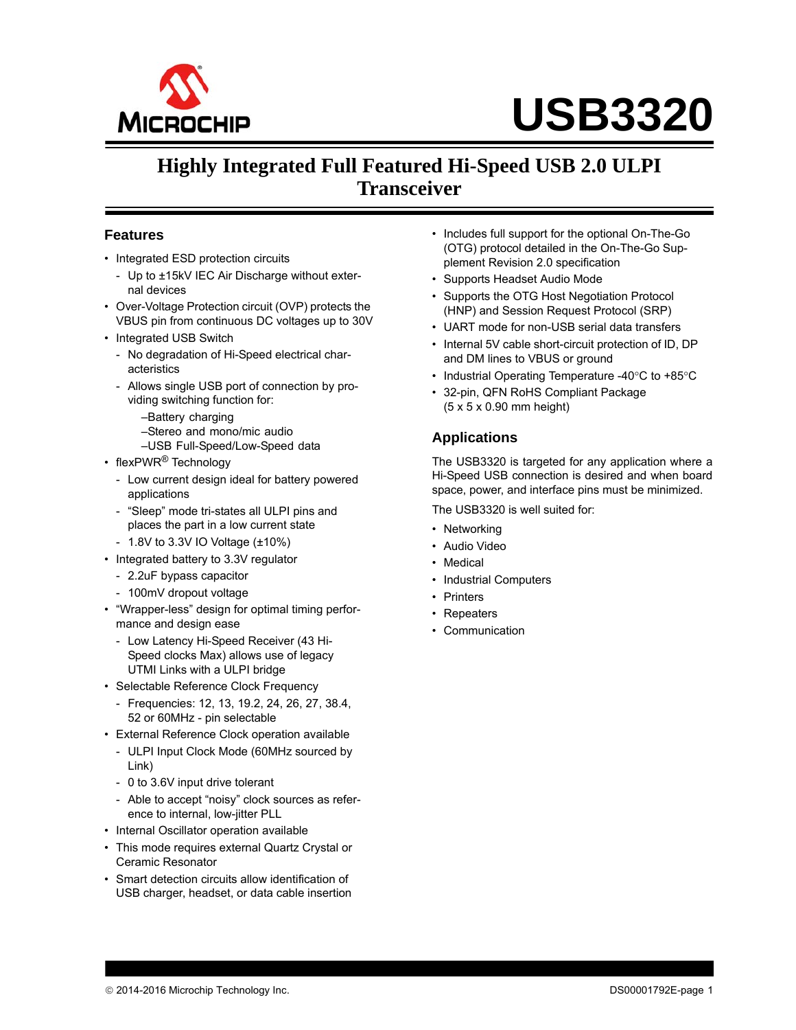# USB3320

## Highly Integrated Full Featured Hi-Speed USB 2.0 ULPI Transceiver

### Features

- Integrated ESD protection circuits
  - Up to ±15kV IEC Air Discharge without external devices
- Over-Voltage Protection circuit (OVP) protects the VBUS pin from continuous DC voltages up to 30V
- Integrated USB Switch
  - No degradation of Hi-Speed electrical characteristics
  - Allows single USB port of connection by providing switching function for:
    - –Battery charging
    - –Stereo and mono/mic audio
    - –USB Full-Speed/Low-Speed data
- flexPWR® Technology
  - Low current design ideal for battery powered applications
  - "Sleep" mode tri-states all ULPI pins and places the part in a low current state
  - 1.8V to 3.3V IO Voltage (±10%)
- Integrated battery to 3.3V regulator
  - 2.2uF bypass capacitor
  - 100mV dropout voltage
- "Wrapper-less" design for optimal timing performance and design ease
  - Low Latency Hi-Speed Receiver (43 Hi-Speed clocks Max) allows use of legacy UTMI Links with a ULPI bridge
- Selectable Reference Clock Frequency
  - Frequencies: 12, 13, 19.2, 24, 26, 27, 38.4, 52 or 60MHz - pin selectable
- External Reference Clock operation available
  - ULPI Input Clock Mode (60MHz sourced by Link)
  - 0 to 3.6V input drive tolerant
  - Able to accept "noisy" clock sources as reference to internal, low-jitter PLL
- Internal Oscillator operation available
- This mode requires external Quartz Crystal or Ceramic Resonator
- Smart detection circuits allow identification of USB charger, headset, or data cable insertion
- Includes full support for the optional On-The-Go (OTG) protocol detailed in the On-The-Go Supplement Revision 2.0 specification
- Supports Headset Audio Mode
- Supports the OTG Host Negotiation Protocol (HNP) and Session Request Protocol (SRP)
- UART mode for non-USB serial data transfers
- Internal 5V cable short-circuit protection of ID, DP and DM lines to VBUS or ground
- Industrial Operating Temperature -40°C to +85°C
- 32-pin, QFN RoHS Compliant Package (5 x 5 x 0.90 mm height)

### Applications

The USB3320 is targeted for any application where a Hi-Speed USB connection is desired and when board space, power, and interface pins must be minimized.

The USB3320 is well suited for:

- Networking
- Audio Video
- Medical
- Industrial Computers
- Printers
- Repeaters
- Communication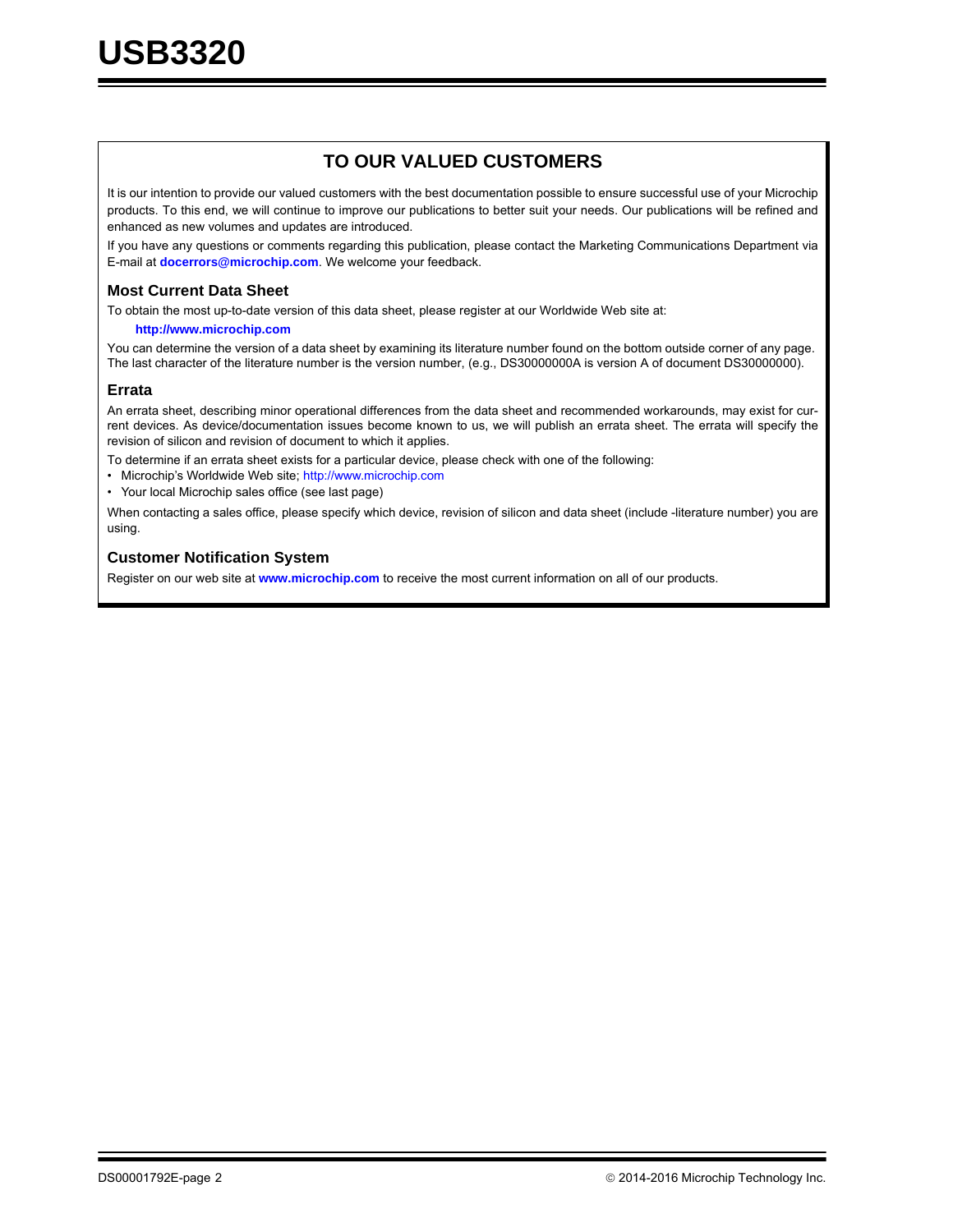## TO OUR VALUED CUSTOMERS

It is our intention to provide our valued customers with the best documentation possible to ensure successful use of your Microchip products. To this end, we will continue to improve our publications to better suit your needs. Our publications will be refined and enhanced as new volumes and updates are introduced.

If you have any questions or comments regarding this publication, please contact the Marketing Communications Department via E-mail at **docerrors@microchip.com**. We welcome your feedback.

### Most Current Data Sheet

To obtain the most up-to-date version of this data sheet, please register at our Worldwide Web site at:

**http://www.microchip.com**

You can determine the version of a data sheet by examining its literature number found on the bottom outside corner of any page. The last character of the literature number is the version number, (e.g., DS30000000A is version A of document DS30000000).

### Errata

An errata sheet, describing minor operational differences from the data sheet and recommended workarounds, may exist for current devices. As device/documentation issues become known to us, we will publish an errata sheet. The errata will specify the revision of silicon and revision of document to which it applies.

To determine if an errata sheet exists for a particular device, please check with one of the following:

- Microchip's Worldwide Web site; http://www.microchip.com
- Your local Microchip sales office (see last page)

When contacting a sales office, please specify which device, revision of silicon and data sheet (include -literature number) you are using.

### Customer Notification System

Register on our web site at **www.microchip.com** to receive the most current information on all of our products.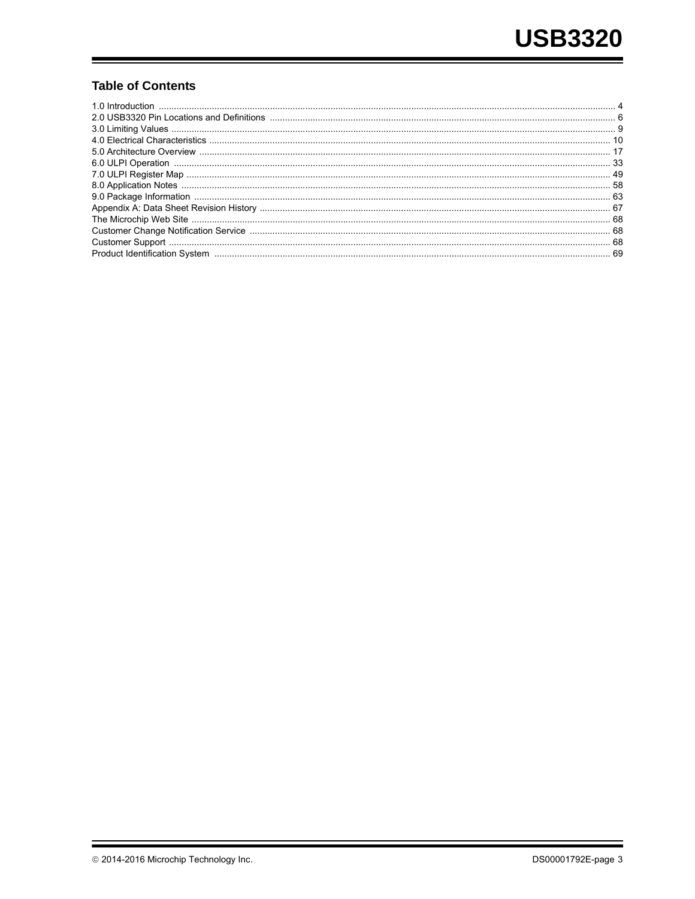## Table of Contents

1.0 Introduction .......... 4
2.0 USB3320 Pin Locations and Definitions .......... 6
3.0 Limiting Values .......... 9
4.0 Electrical Characteristics .......... 10
5.0 Architecture Overview .......... 17
6.0 ULPI Operation .......... 33
7.0 ULPI Register Map .......... 49
8.0 Application Notes .......... 58
9.0 Package Information .......... 63
Appendix A: Data Sheet Revision History .......... 67
The Microchip Web Site .......... 68
Customer Change Notification Service .......... 68
Customer Support .......... 68
Product Identification System .......... 69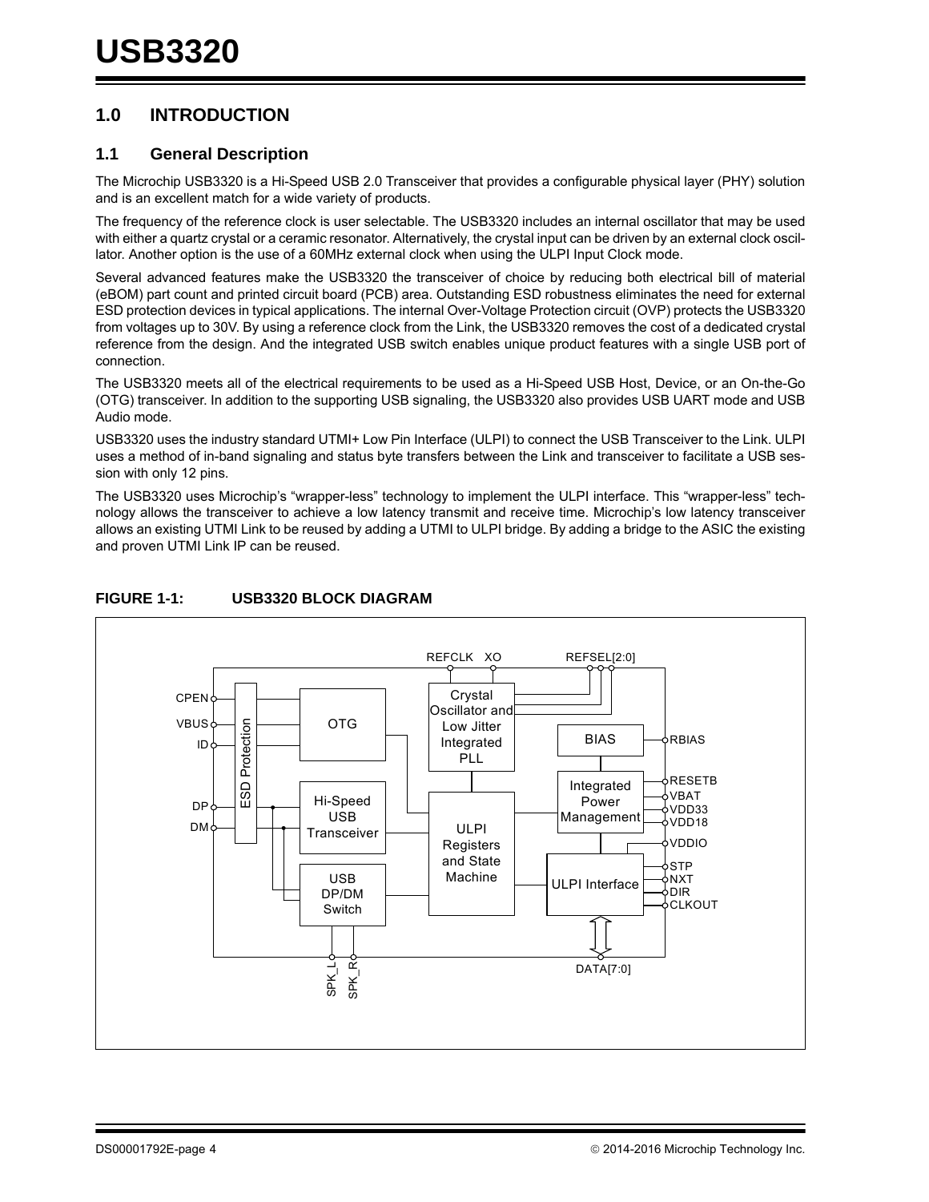## 1.0 INTRODUCTION

### 1.1 General Description

The Microchip USB3320 is a Hi-Speed USB 2.0 Transceiver that provides a configurable physical layer (PHY) solution and is an excellent match for a wide variety of products.

The frequency of the reference clock is user selectable. The USB3320 includes an internal oscillator that may be used with either a quartz crystal or a ceramic resonator. Alternatively, the crystal input can be driven by an external clock oscillator. Another option is the use of a 60MHz external clock when using the ULPI Input Clock mode.

Several advanced features make the USB3320 the transceiver of choice by reducing both electrical bill of material (eBOM) part count and printed circuit board (PCB) area. Outstanding ESD robustness eliminates the need for external ESD protection devices in typical applications. The internal Over-Voltage Protection circuit (OVP) protects the USB3320 from voltages up to 30V. By using a reference clock from the Link, the USB3320 removes the cost of a dedicated crystal reference from the design. And the integrated USB switch enables unique product features with a single USB port of connection.

The USB3320 meets all of the electrical requirements to be used as a Hi-Speed USB Host, Device, or an On-the-Go (OTG) transceiver. In addition to the supporting USB signaling, the USB3320 also provides USB UART mode and USB Audio mode.

USB3320 uses the industry standard UTMI+ Low Pin Interface (ULPI) to connect the USB Transceiver to the Link. ULPI uses a method of in-band signaling and status byte transfers between the Link and transceiver to facilitate a USB session with only 12 pins.

The USB3320 uses Microchip's "wrapper-less" technology to implement the ULPI interface. This "wrapper-less" technology allows the transceiver to achieve a low latency transmit and receive time. Microchip's low latency transceiver allows an existing UTMI Link to be reused by adding a UTMI to ULPI bridge. By adding a bridge to the ASIC the existing and proven UTMI Link IP can be reused.

**FIGURE 1-1: USB3320 BLOCK DIAGRAM**

Pins: CPEN, VBUS, ID, DP, DM, REFCLK, XO, REFSEL[2:0], RBIAS, RESETB, VBAT, VDD33, VDD18, VDDIO, STP, NXT, DIR, CLKOUT, DATA[7:0], SPK_L, SPK_R

Blocks: ESD Protection, OTG, Hi-Speed USB Transceiver, USB DP/DM Switch, Crystal Oscillator and Low Jitter Integrated PLL, ULPI Registers and State Machine, BIAS, Integrated Power Management, ULPI Interface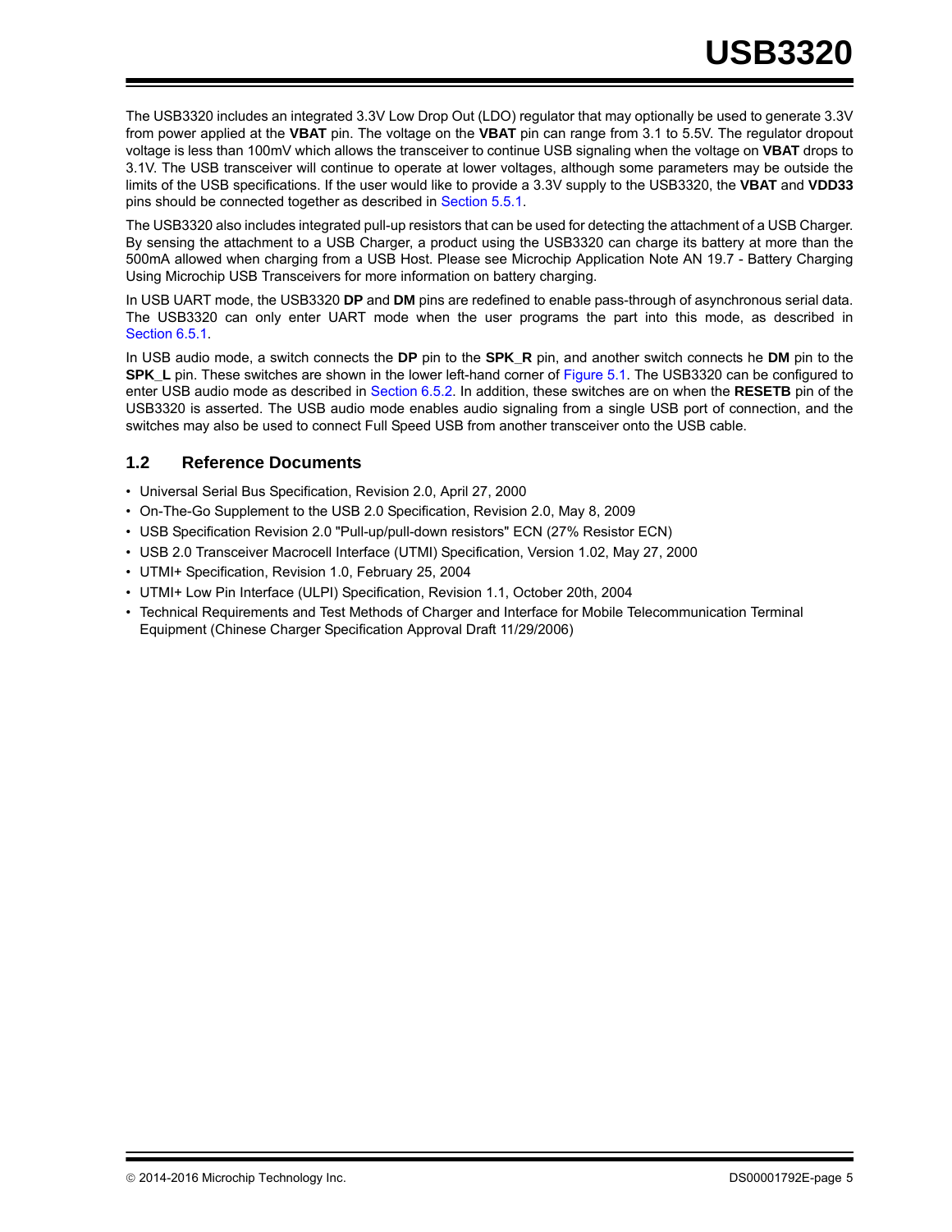The USB3320 includes an integrated 3.3V Low Drop Out (LDO) regulator that may optionally be used to generate 3.3V from power applied at the **VBAT** pin. The voltage on the **VBAT** pin can range from 3.1 to 5.5V. The regulator dropout voltage is less than 100mV which allows the transceiver to continue USB signaling when the voltage on **VBAT** drops to 3.1V. The USB transceiver will continue to operate at lower voltages, although some parameters may be outside the limits of the USB specifications. If the user would like to provide a 3.3V supply to the USB3320, the **VBAT** and **VDD33** pins should be connected together as described in Section 5.5.1.

The USB3320 also includes integrated pull-up resistors that can be used for detecting the attachment of a USB Charger. By sensing the attachment to a USB Charger, a product using the USB3320 can charge its battery at more than the 500mA allowed when charging from a USB Host. Please see Microchip Application Note AN 19.7 - Battery Charging Using Microchip USB Transceivers for more information on battery charging.

In USB UART mode, the USB3320 **DP** and **DM** pins are redefined to enable pass-through of asynchronous serial data. The USB3320 can only enter UART mode when the user programs the part into this mode, as described in Section 6.5.1.

In USB audio mode, a switch connects the **DP** pin to the **SPK_R** pin, and another switch connects he **DM** pin to the **SPK_L** pin. These switches are shown in the lower left-hand corner of Figure 5.1. The USB3320 can be configured to enter USB audio mode as described in Section 6.5.2. In addition, these switches are on when the **RESETB** pin of the USB3320 is asserted. The USB audio mode enables audio signaling from a single USB port of connection, and the switches may also be used to connect Full Speed USB from another transceiver onto the USB cable.

## 1.2 Reference Documents

- Universal Serial Bus Specification, Revision 2.0, April 27, 2000
- On-The-Go Supplement to the USB 2.0 Specification, Revision 2.0, May 8, 2009
- USB Specification Revision 2.0 "Pull-up/pull-down resistors" ECN (27% Resistor ECN)
- USB 2.0 Transceiver Macrocell Interface (UTMI) Specification, Version 1.02, May 27, 2000
- UTMI+ Specification, Revision 1.0, February 25, 2004
- UTMI+ Low Pin Interface (ULPI) Specification, Revision 1.1, October 20th, 2004
- Technical Requirements and Test Methods of Charger and Interface for Mobile Telecommunication Terminal Equipment (Chinese Charger Specification Approval Draft 11/29/2006)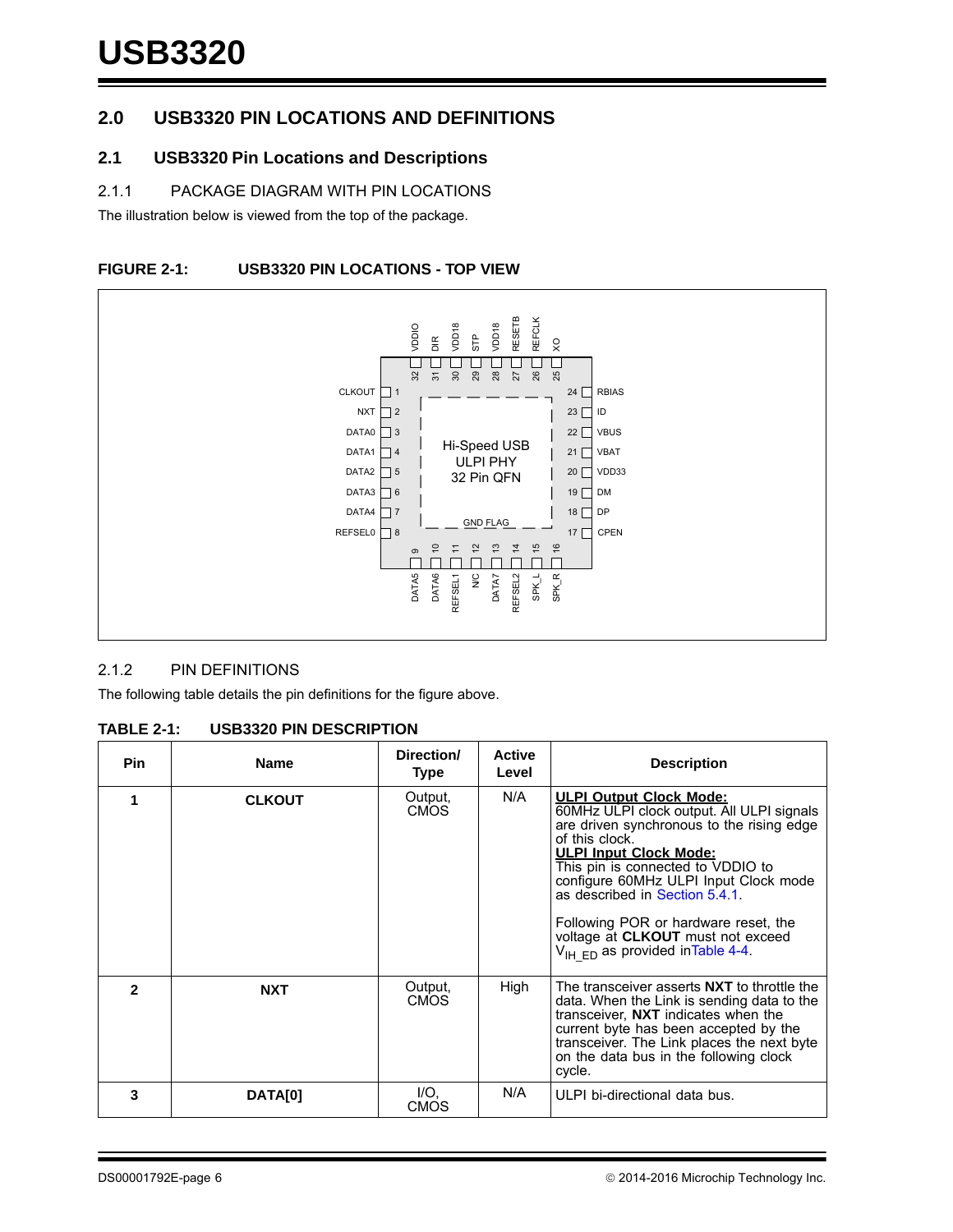## 2.0 USB3320 PIN LOCATIONS AND DEFINITIONS

### 2.1 USB3320 Pin Locations and Descriptions

#### 2.1.1 PACKAGE DIAGRAM WITH PIN LOCATIONS

The illustration below is viewed from the top of the package.

**FIGURE 2-1: USB3320 PIN LOCATIONS - TOP VIEW**

| Pin | Name | Pin | Name |
|---|---|---|---|
| 1 | CLKOUT | 17 | CPEN |
| 2 | NXT | 18 | DP |
| 3 | DATA0 | 19 | DM |
| 4 | DATA1 | 20 | VDD33 |
| 5 | DATA2 | 21 | VBAT |
| 6 | DATA3 | 22 | VBUS |
| 7 | DATA4 | 23 | ID |
| 8 | REFSEL0 | 24 | RBIAS |
| 9 | DATA5 | 25 | XO |
| 10 | DATA6 | 26 | REFCLK |
| 11 | REFSEL1 | 27 | RESETB |
| 12 | N/C | 28 | VDD18 |
| 13 | DATA7 | 29 | STP |
| 14 | REFSEL2 | 30 | VDD18 |
| 15 | SPK_L | 31 | DIR |
| 16 | SPK_R | 32 | VDDIO |

Hi-Speed USB ULPI PHY 32 Pin QFN

GND FLAG

#### 2.1.2 PIN DEFINITIONS

The following table details the pin definitions for the figure above.

**TABLE 2-1: USB3320 PIN DESCRIPTION**

| Pin | Name | Direction/ Type | Active Level | Description |
|---|---|---|---|---|
| **1** | **CLKOUT** | Output, CMOS | N/A | **ULPI Output Clock Mode:** 60MHz ULPI clock output. All ULPI signals are driven synchronous to the rising edge of this clock.<br>**ULPI Input Clock Mode:** This pin is connected to VDDIO to configure 60MHz ULPI Input Clock mode as described in Section 5.4.1.<br><br>Following POR or hardware reset, the voltage at **CLKOUT** must not exceed $V_{IH\_ED}$ as provided in Table 4-4. |
| **2** | **NXT** | Output, CMOS | High | The transceiver asserts **NXT** to throttle the data. When the Link is sending data to the transceiver, **NXT** indicates when the current byte has been accepted by the transceiver. The Link places the next byte on the data bus in the following clock cycle. |
| **3** | **DATA[0]** | I/O, CMOS | N/A | ULPI bi-directional data bus. |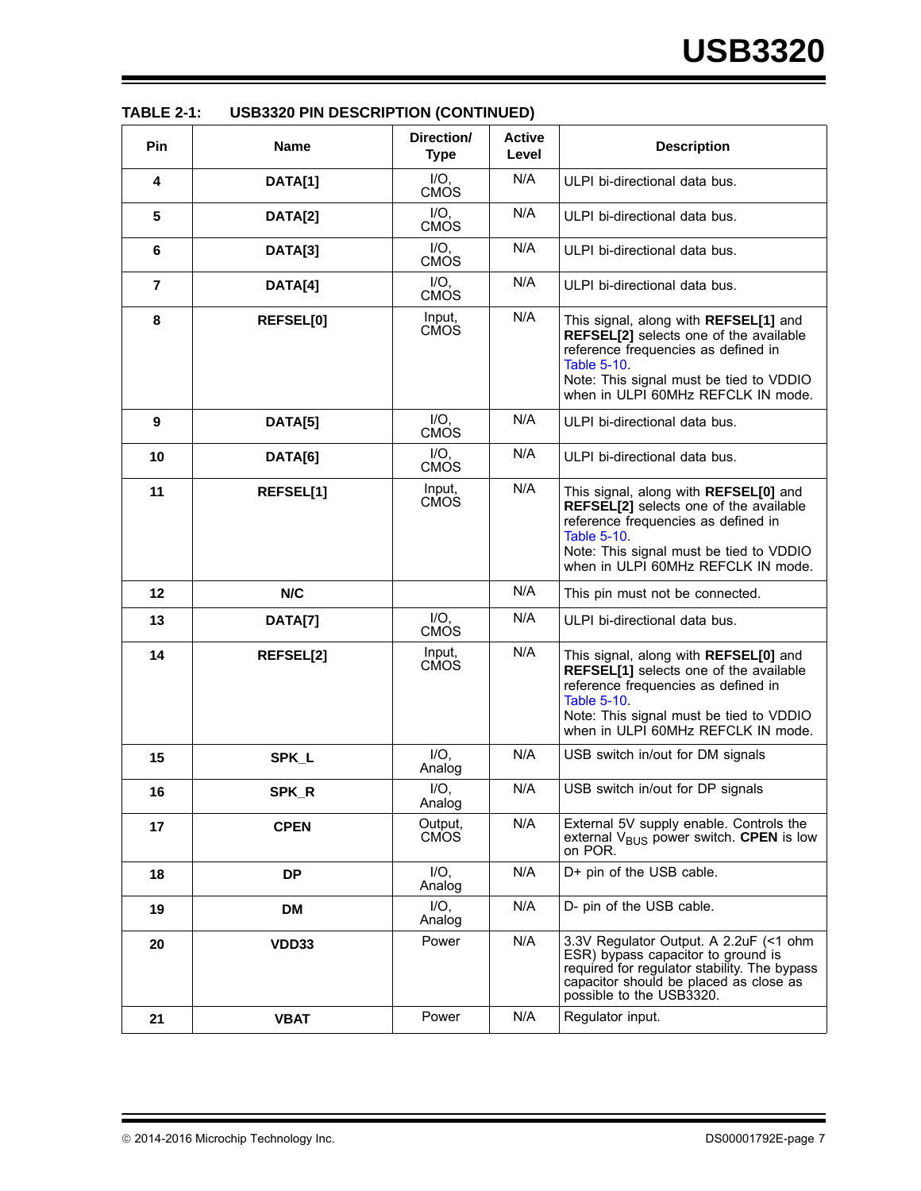**TABLE 2-1: USB3320 PIN DESCRIPTION (CONTINUED)**

| Pin | Name | Direction/ Type | Active Level | Description |
|---|---|---|---|---|
| 4 | **DATA[1]** | I/O, CMOS | N/A | ULPI bi-directional data bus. |
| 5 | **DATA[2]** | I/O, CMOS | N/A | ULPI bi-directional data bus. |
| 6 | **DATA[3]** | I/O, CMOS | N/A | ULPI bi-directional data bus. |
| 7 | **DATA[4]** | I/O, CMOS | N/A | ULPI bi-directional data bus. |
| 8 | **REFSEL[0]** | Input, CMOS | N/A | This signal, along with **REFSEL[1]** and **REFSEL[2]** selects one of the available reference frequencies as defined in Table 5-10. Note: This signal must be tied to VDDIO when in ULPI 60MHz REFCLK IN mode. |
| 9 | **DATA[5]** | I/O, CMOS | N/A | ULPI bi-directional data bus. |
| 10 | **DATA[6]** | I/O, CMOS | N/A | ULPI bi-directional data bus. |
| 11 | **REFSEL[1]** | Input, CMOS | N/A | This signal, along with **REFSEL[0]** and **REFSEL[2]** selects one of the available reference frequencies as defined in Table 5-10. Note: This signal must be tied to VDDIO when in ULPI 60MHz REFCLK IN mode. |
| 12 | **N/C** | | N/A | This pin must not be connected. |
| 13 | **DATA[7]** | I/O, CMOS | N/A | ULPI bi-directional data bus. |
| 14 | **REFSEL[2]** | Input, CMOS | N/A | This signal, along with **REFSEL[0]** and **REFSEL[1]** selects one of the available reference frequencies as defined in Table 5-10. Note: This signal must be tied to VDDIO when in ULPI 60MHz REFCLK IN mode. |
| 15 | **SPK_L** | I/O, Analog | N/A | USB switch in/out for DM signals |
| 16 | **SPK_R** | I/O, Analog | N/A | USB switch in/out for DP signals |
| 17 | **CPEN** | Output, CMOS | N/A | External 5V supply enable. Controls the external $V_{BUS}$ power switch. **CPEN** is low on POR. |
| 18 | **DP** | I/O, Analog | N/A | D+ pin of the USB cable. |
| 19 | **DM** | I/O, Analog | N/A | D- pin of the USB cable. |
| 20 | **VDD33** | Power | N/A | 3.3V Regulator Output. A 2.2uF (<1 ohm ESR) bypass capacitor to ground is required for regulator stability. The bypass capacitor should be placed as close as possible to the USB3320. |
| 21 | **VBAT** | Power | N/A | Regulator input. |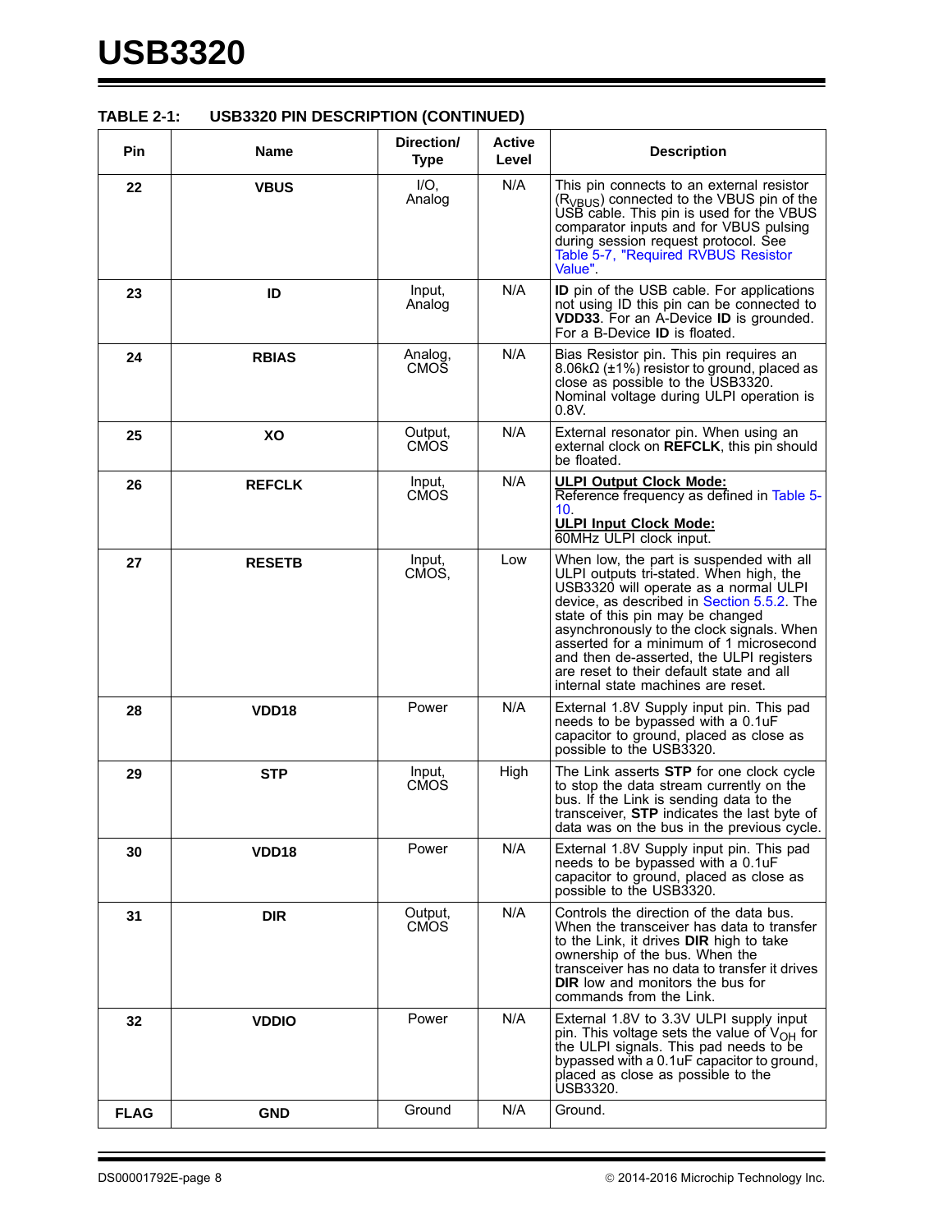**TABLE 2-1: USB3320 PIN DESCRIPTION (CONTINUED)**

| Pin | Name | Direction/ Type | Active Level | Description |
|---|---|---|---|---|
| 22 | VBUS | I/O, Analog | N/A | This pin connects to an external resistor ($R_{VBUS}$) connected to the VBUS pin of the USB cable. This pin is used for the VBUS comparator inputs and for VBUS pulsing during session request protocol. See Table 5-7, "Required RVBUS Resistor Value". |
| 23 | ID | Input, Analog | N/A | **ID** pin of the USB cable. For applications not using ID this pin can be connected to **VDD33**. For an A-Device **ID** is grounded. For a B-Device **ID** is floated. |
| 24 | RBIAS | Analog, CMOS | N/A | Bias Resistor pin. This pin requires an 8.06kΩ (±1%) resistor to ground, placed as close as possible to the USB3320. Nominal voltage during ULPI operation is 0.8V. |
| 25 | XO | Output, CMOS | N/A | External resonator pin. When using an external clock on **REFCLK**, this pin should be floated. |
| 26 | REFCLK | Input, CMOS | N/A | **ULPI Output Clock Mode:** Reference frequency as defined in Table 5-10. **ULPI Input Clock Mode:** 60MHz ULPI clock input. |
| 27 | RESETB | Input, CMOS, | Low | When low, the part is suspended with all ULPI outputs tri-stated. When high, the USB3320 will operate as a normal ULPI device, as described in Section 5.5.2. The state of this pin may be changed asynchronously to the clock signals. When asserted for a minimum of 1 microsecond and then de-asserted, the ULPI registers are reset to their default state and all internal state machines are reset. |
| 28 | VDD18 | Power | N/A | External 1.8V Supply input pin. This pad needs to be bypassed with a 0.1uF capacitor to ground, placed as close as possible to the USB3320. |
| 29 | STP | Input, CMOS | High | The Link asserts **STP** for one clock cycle to stop the data stream currently on the bus. If the Link is sending data to the transceiver, **STP** indicates the last byte of data was on the bus in the previous cycle. |
| 30 | VDD18 | Power | N/A | External 1.8V Supply input pin. This pad needs to be bypassed with a 0.1uF capacitor to ground, placed as close as possible to the USB3320. |
| 31 | DIR | Output, CMOS | N/A | Controls the direction of the data bus. When the transceiver has data to transfer to the Link, it drives **DIR** high to take ownership of the bus. When the transceiver has no data to transfer it drives **DIR** low and monitors the bus for commands from the Link. |
| 32 | VDDIO | Power | N/A | External 1.8V to 3.3V ULPI supply input pin. This voltage sets the value of $V_{OH}$ for the ULPI signals. This pad needs to be bypassed with a 0.1uF capacitor to ground, placed as close as possible to the USB3320. |
| FLAG | GND | Ground | N/A | Ground. |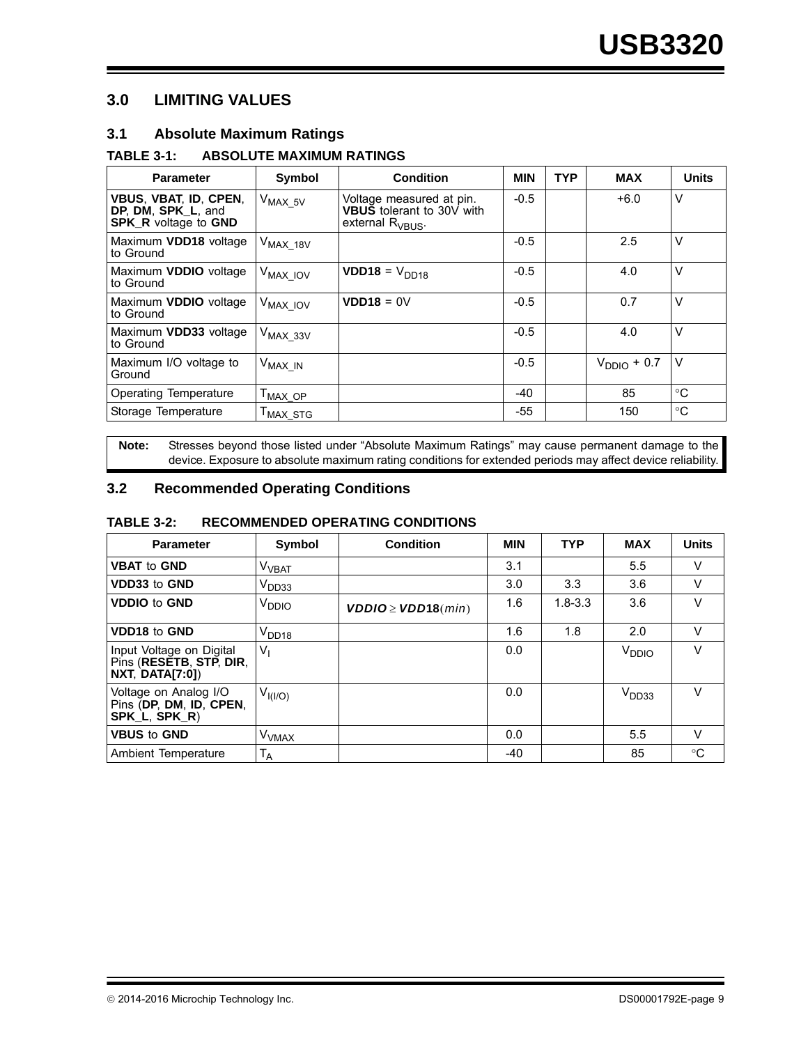## 3.0 LIMITING VALUES

### 3.1 Absolute Maximum Ratings

**TABLE 3-1: ABSOLUTE MAXIMUM RATINGS**

| Parameter | Symbol | Condition | MIN | TYP | MAX | Units |
|---|---|---|---|---|---|---|
| **VBUS**, **VBAT**, **ID**, **CPEN**, **DP**, **DM**, **SPK_L**, and **SPK_R** voltage to **GND** | $V_{MAX\_5V}$ | Voltage measured at pin. **VBUS** tolerant to 30V with external $R_{VBUS}$. | -0.5 | | +6.0 | V |
| Maximum **VDD18** voltage to Ground | $V_{MAX\_18V}$ | | -0.5 | | 2.5 | V |
| Maximum **VDDIO** voltage to Ground | $V_{MAX\_IOV}$ | **VDD18** = $V_{DD18}$ | -0.5 | | 4.0 | V |
| Maximum **VDDIO** voltage to Ground | $V_{MAX\_IOV}$ | **VDD18** = 0V | -0.5 | | 0.7 | V |
| Maximum **VDD33** voltage to Ground | $V_{MAX\_33V}$ | | -0.5 | | 4.0 | V |
| Maximum I/O voltage to Ground | $V_{MAX\_IN}$ | | -0.5 | | $V_{DDIO}$ + 0.7 | V |
| Operating Temperature | $T_{MAX\_OP}$ | | -40 | | 85 | °C |
| Storage Temperature | $T_{MAX\_STG}$ | | -55 | | 150 | °C |

**Note:** Stresses beyond those listed under "Absolute Maximum Ratings" may cause permanent damage to the device. Exposure to absolute maximum rating conditions for extended periods may affect device reliability.

### 3.2 Recommended Operating Conditions

**TABLE 3-2: RECOMMENDED OPERATING CONDITIONS**

| Parameter | Symbol | Condition | MIN | TYP | MAX | Units |
|---|---|---|---|---|---|---|
| **VBAT** to **GND** | $V_{VBAT}$ | | 3.1 | | 5.5 | V |
| **VDD33** to **GND** | $V_{DD33}$ | | 3.0 | 3.3 | 3.6 | V |
| **VDDIO** to **GND** | $V_{DDIO}$ | $VDDIO \geq VDD18(min)$ | 1.6 | 1.8-3.3 | 3.6 | V |
| **VDD18** to **GND** | $V_{DD18}$ | | 1.6 | 1.8 | 2.0 | V |
| Input Voltage on Digital Pins (**RESETB**, **STP**, **DIR**, **NXT**, **DATA[7:0]**) | $V_I$ | | 0.0 | | $V_{DDIO}$ | V |
| Voltage on Analog I/O Pins (**DP**, **DM**, **ID**, **CPEN**, **SPK_L**, **SPK_R**) | $V_{I(I/O)}$ | | 0.0 | | $V_{DD33}$ | V |
| **VBUS** to **GND** | $V_{VMAX}$ | | 0.0 | | 5.5 | V |
| Ambient Temperature | $T_A$ | | -40 | | 85 | °C |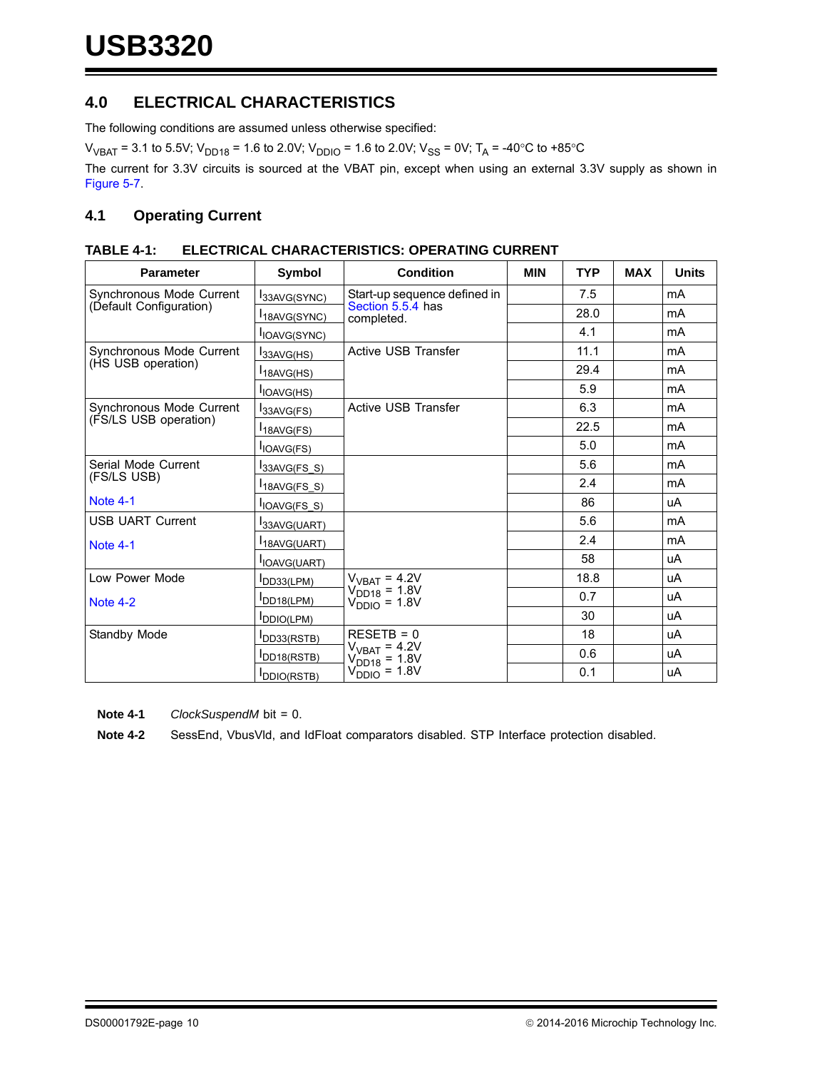## 4.0 ELECTRICAL CHARACTERISTICS

The following conditions are assumed unless otherwise specified:

$V_{VBAT}$ = 3.1 to 5.5V; $V_{DD18}$ = 1.6 to 2.0V; $V_{DDIO}$ = 1.6 to 2.0V; $V_{SS}$ = 0V; $T_A$ = -40°C to +85°C

The current for 3.3V circuits is sourced at the VBAT pin, except when using an external 3.3V supply as shown in Figure 5-7.

### 4.1 Operating Current

**TABLE 4-1: ELECTRICAL CHARACTERISTICS: OPERATING CURRENT**

| Parameter | Symbol | Condition | MIN | TYP | MAX | Units |
|---|---|---|---|---|---|---|
| Synchronous Mode Current (Default Configuration) | $I_{33AVG(SYNC)}$ | Start-up sequence defined in Section 5.5.4 has completed. | | 7.5 | | mA |
| | $I_{18AVG(SYNC)}$ | | | 28.0 | | mA |
| | $I_{IOAVG(SYNC)}$ | | | 4.1 | | mA |
| Synchronous Mode Current (HS USB operation) | $I_{33AVG(HS)}$ | Active USB Transfer | | 11.1 | | mA |
| | $I_{18AVG(HS)}$ | | | 29.4 | | mA |
| | $I_{IOAVG(HS)}$ | | | 5.9 | | mA |
| Synchronous Mode Current (FS/LS USB operation) | $I_{33AVG(FS)}$ | Active USB Transfer | | 6.3 | | mA |
| | $I_{18AVG(FS)}$ | | | 22.5 | | mA |
| | $I_{IOAVG(FS)}$ | | | 5.0 | | mA |
| Serial Mode Current (FS/LS USB) Note 4-1 | $I_{33AVG(FS\_S)}$ | | | 5.6 | | mA |
| | $I_{18AVG(FS\_S)}$ | | | 2.4 | | mA |
| | $I_{IOAVG(FS\_S)}$ | | | 86 | | uA |
| USB UART Current Note 4-1 | $I_{33AVG(UART)}$ | | | 5.6 | | mA |
| | $I_{18AVG(UART)}$ | | | 2.4 | | mA |
| | $I_{IOAVG(UART)}$ | | | 58 | | uA |
| Low Power Mode Note 4-2 | $I_{DD33(LPM)}$ | $V_{VBAT}$ = 4.2V $V_{DD18}$ = 1.8V $V_{DDIO}$ = 1.8V | | 18.8 | | uA |
| | $I_{DD18(LPM)}$ | | | 0.7 | | uA |
| | $I_{DDIO(LPM)}$ | | | 30 | | uA |
| Standby Mode | $I_{DD33(RSTB)}$ | RESETB = 0 $V_{VBAT}$ = 4.2V $V_{DD18}$ = 1.8V $V_{DDIO}$ = 1.8V | | 18 | | uA |
| | $I_{DD18(RSTB)}$ | | | 0.6 | | uA |
| | $I_{DDIO(RSTB)}$ | | | 0.1 | | uA |

**Note 4-1** *ClockSuspendM* bit = 0.

**Note 4-2** SessEnd, VbusVld, and IdFloat comparators disabled. STP Interface protection disabled.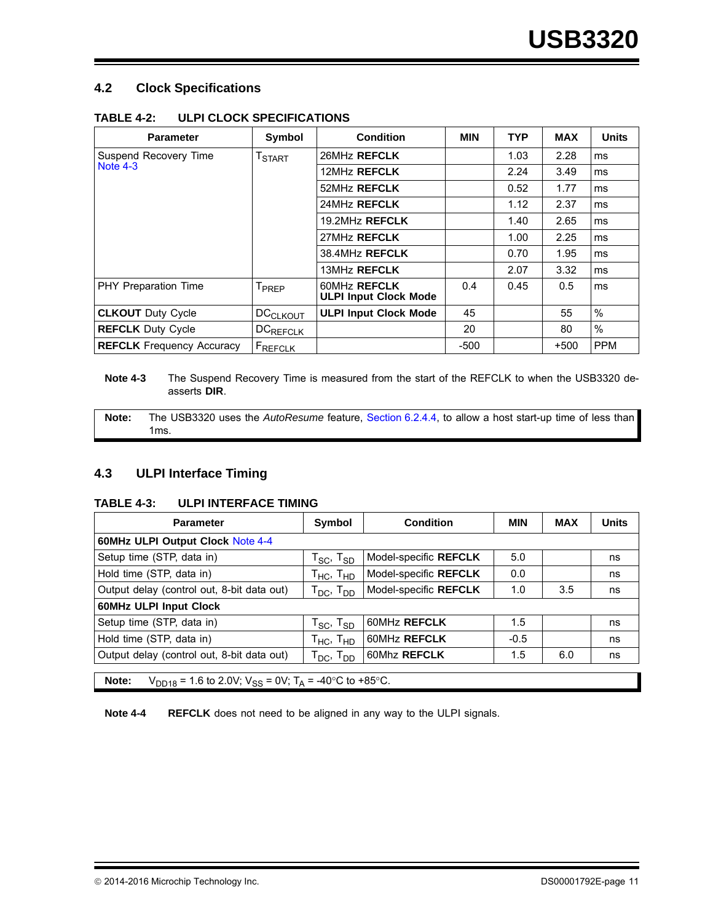## 4.2 Clock Specifications

**TABLE 4-2: ULPI CLOCK SPECIFICATIONS**

| Parameter | Symbol | Condition | MIN | TYP | MAX | Units |
|---|---|---|---|---|---|---|
| Suspend Recovery Time Note 4-3 | $T_{START}$ | 26MHz **REFCLK** | | 1.03 | 2.28 | ms |
| | | 12MHz **REFCLK** | | 2.24 | 3.49 | ms |
| | | 52MHz **REFCLK** | | 0.52 | 1.77 | ms |
| | | 24MHz **REFCLK** | | 1.12 | 2.37 | ms |
| | | 19.2MHz **REFCLK** | | 1.40 | 2.65 | ms |
| | | 27MHz **REFCLK** | | 1.00 | 2.25 | ms |
| | | 38.4MHz **REFCLK** | | 0.70 | 1.95 | ms |
| | | 13MHz **REFCLK** | | 2.07 | 3.32 | ms |
| PHY Preparation Time | $T_{PREP}$ | 60MHz **REFCLK** **ULPI Input Clock Mode** | 0.4 | 0.45 | 0.5 | ms |
| **CLKOUT** Duty Cycle | $DC_{CLKOUT}$ | **ULPI Input Clock Mode** | 45 | | 55 | % |
| **REFCLK** Duty Cycle | $DC_{REFCLK}$ | | 20 | | 80 | % |
| **REFCLK** Frequency Accuracy | $F_{REFCLK}$ | | -500 | | +500 | PPM |

**Note 4-3** The Suspend Recovery Time is measured from the start of the REFCLK to when the USB3320 de-asserts **DIR**.

**Note:** The USB3320 uses the *AutoResume* feature, Section 6.2.4.4, to allow a host start-up time of less than 1ms.

## 4.3 ULPI Interface Timing

**TABLE 4-3: ULPI INTERFACE TIMING**

| Parameter | Symbol | Condition | MIN | MAX | Units |
|---|---|---|---|---|---|
| **60MHz ULPI Output Clock** Note 4-4 | | | | | |
| Setup time (STP, data in) | $T_{SC}$, $T_{SD}$ | Model-specific **REFCLK** | 5.0 | | ns |
| Hold time (STP, data in) | $T_{HC}$, $T_{HD}$ | Model-specific **REFCLK** | 0.0 | | ns |
| Output delay (control out, 8-bit data out) | $T_{DC}$, $T_{DD}$ | Model-specific **REFCLK** | 1.0 | 3.5 | ns |
| **60MHz ULPI Input Clock** | | | | | |
| Setup time (STP, data in) | $T_{SC}$, $T_{SD}$ | 60MHz **REFCLK** | 1.5 | | ns |
| Hold time (STP, data in) | $T_{HC}$, $T_{HD}$ | 60MHz **REFCLK** | -0.5 | | ns |
| Output delay (control out, 8-bit data out) | $T_{DC}$, $T_{DD}$ | 60Mhz **REFCLK** | 1.5 | 6.0 | ns |

**Note:** $V_{DD18}$ = 1.6 to 2.0V; $V_{SS}$ = 0V; $T_A$ = -40°C to +85°C.

**Note 4-4** **REFCLK** does not need to be aligned in any way to the ULPI signals.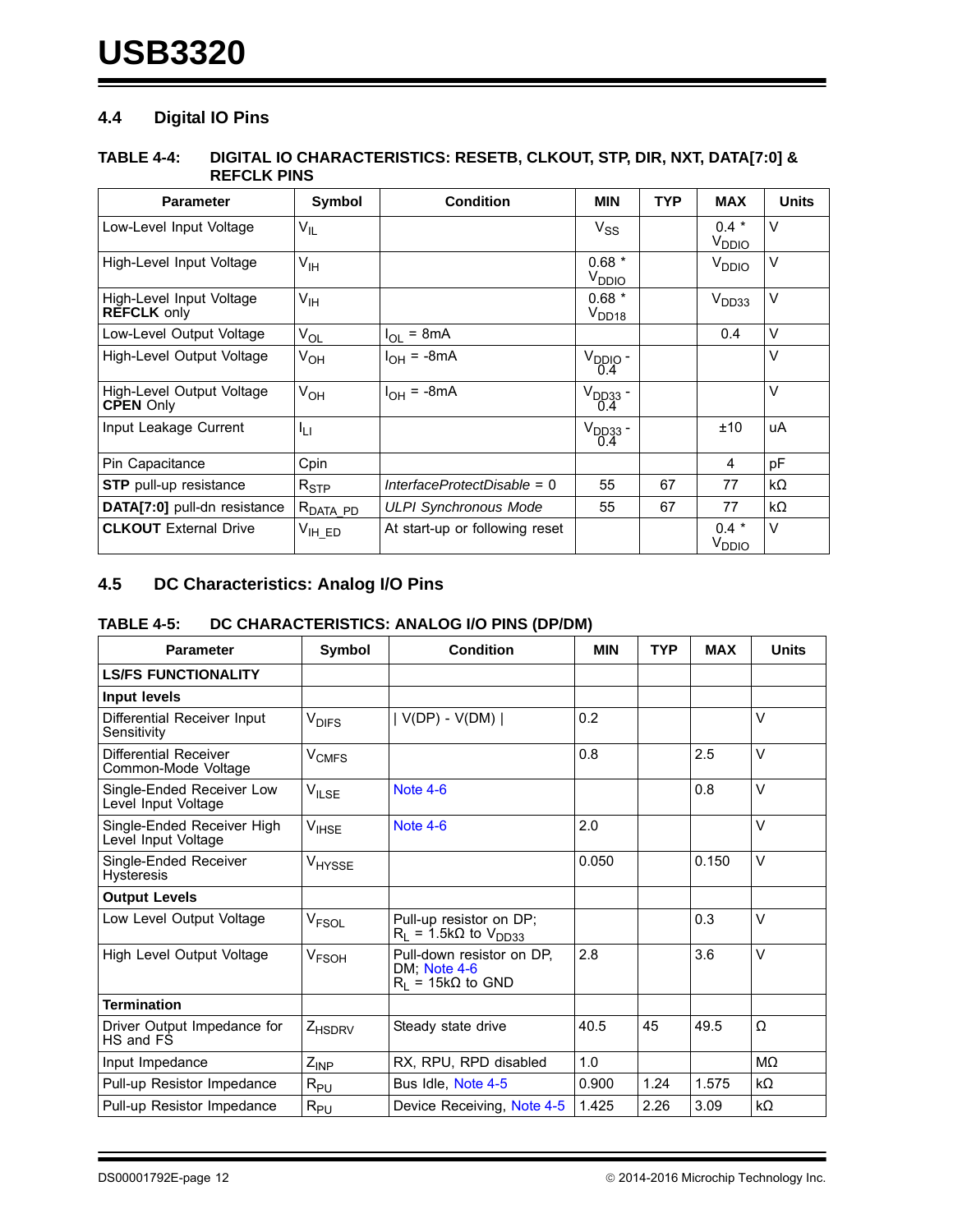## 4.4 Digital IO Pins

**TABLE 4-4: DIGITAL IO CHARACTERISTICS: RESETB, CLKOUT, STP, DIR, NXT, DATA[7:0] & REFCLK PINS**

| Parameter | Symbol | Condition | MIN | TYP | MAX | Units |
|---|---|---|---|---|---|---|
| Low-Level Input Voltage | $V_{IL}$ | | $V_{SS}$ | | 0.4 * $V_{DDIO}$ | V |
| High-Level Input Voltage | $V_{IH}$ | | 0.68 * $V_{DDIO}$ | | $V_{DDIO}$ | V |
| High-Level Input Voltage **REFCLK** only | $V_{IH}$ | | 0.68 * $V_{DD18}$ | | $V_{DD33}$ | V |
| Low-Level Output Voltage | $V_{OL}$ | $I_{OL}$ = 8mA | | | 0.4 | V |
| High-Level Output Voltage | $V_{OH}$ | $I_{OH}$ = -8mA | $V_{DDIO}$ - 0.4 | | | V |
| High-Level Output Voltage **CPEN** Only | $V_{OH}$ | $I_{OH}$ = -8mA | $V_{DD33}$ - 0.4 | | | V |
| Input Leakage Current | $I_{LI}$ | | $V_{DD33}$ - 0.4 | | ±10 | uA |
| Pin Capacitance | Cpin | | | | 4 | pF |
| **STP** pull-up resistance | $R_{STP}$ | *InterfaceProtectDisable* = 0 | 55 | 67 | 77 | kΩ |
| **DATA[7:0]** pull-dn resistance | $R_{DATA\_PD}$ | *ULPI Synchronous Mode* | 55 | 67 | 77 | kΩ |
| **CLKOUT** External Drive | $V_{IH\_ED}$ | At start-up or following reset | | | 0.4 * $V_{DDIO}$ | V |

## 4.5 DC Characteristics: Analog I/O Pins

**TABLE 4-5: DC CHARACTERISTICS: ANALOG I/O PINS (DP/DM)**

| Parameter | Symbol | Condition | MIN | TYP | MAX | Units |
|---|---|---|---|---|---|---|
| **LS/FS FUNCTIONALITY** | | | | | | |
| **Input levels** | | | | | | |
| Differential Receiver Input Sensitivity | $V_{DIFS}$ | \| V(DP) - V(DM) \| | 0.2 | | | V |
| Differential Receiver Common-Mode Voltage | $V_{CMFS}$ | | 0.8 | | 2.5 | V |
| Single-Ended Receiver Low Level Input Voltage | $V_{ILSE}$ | Note 4-6 | | | 0.8 | V |
| Single-Ended Receiver High Level Input Voltage | $V_{IHSE}$ | Note 4-6 | 2.0 | | | V |
| Single-Ended Receiver Hysteresis | $V_{HYSSE}$ | | 0.050 | | 0.150 | V |
| **Output Levels** | | | | | | |
| Low Level Output Voltage | $V_{FSOL}$ | Pull-up resistor on DP; $R_L$ = 1.5kΩ to $V_{DD33}$ | | | 0.3 | V |
| High Level Output Voltage | $V_{FSOH}$ | Pull-down resistor on DP, DM; Note 4-6 $R_L$ = 15kΩ to GND | 2.8 | | 3.6 | V |
| **Termination** | | | | | | |
| Driver Output Impedance for HS and FS | $Z_{HSDRV}$ | Steady state drive | 40.5 | 45 | 49.5 | Ω |
| Input Impedance | $Z_{INP}$ | RX, RPU, RPD disabled | 1.0 | | | MΩ |
| Pull-up Resistor Impedance | $R_{PU}$ | Bus Idle, Note 4-5 | 0.900 | 1.24 | 1.575 | kΩ |
| Pull-up Resistor Impedance | $R_{PU}$ | Device Receiving, Note 4-5 | 1.425 | 2.26 | 3.09 | kΩ |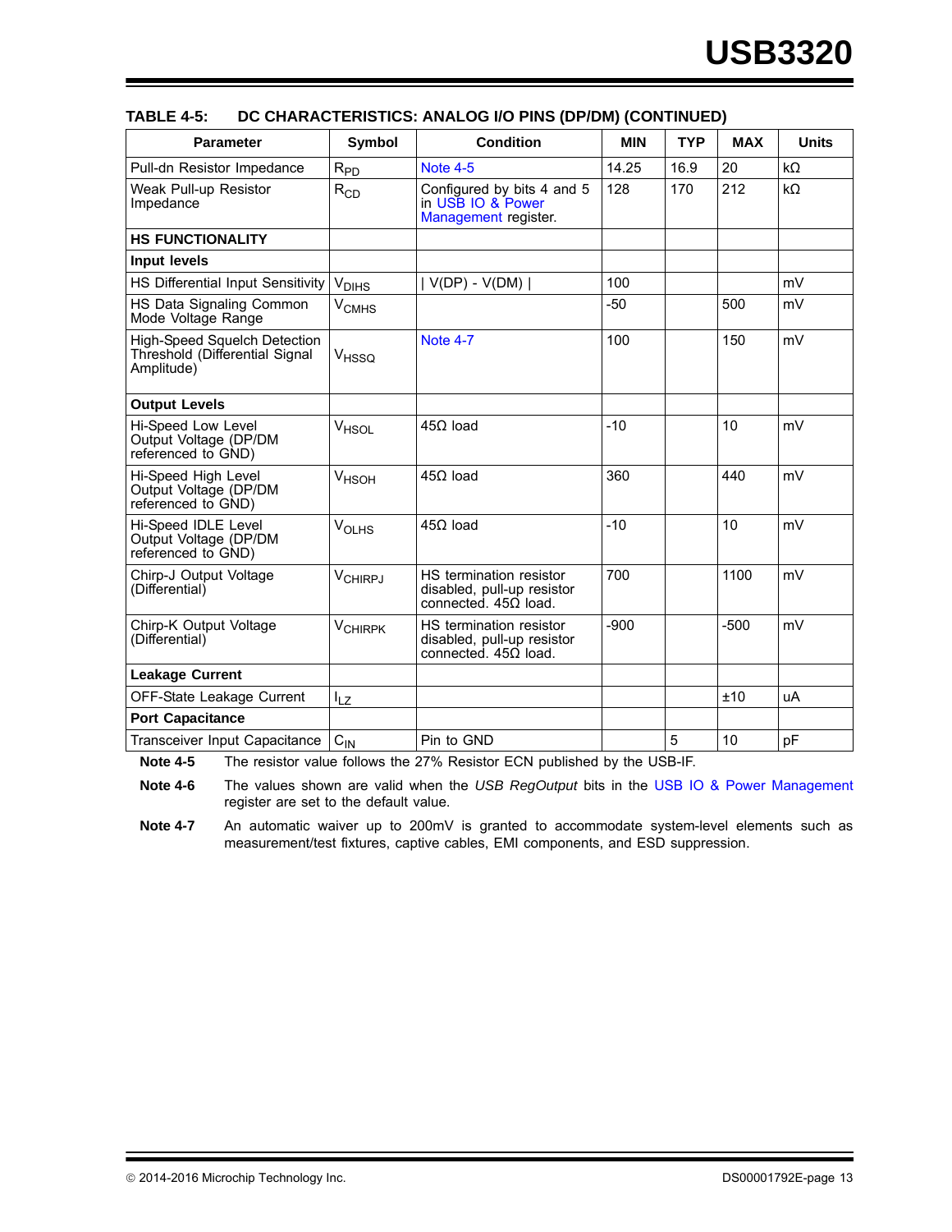**TABLE 4-5: DC CHARACTERISTICS: ANALOG I/O PINS (DP/DM) (CONTINUED)**

| Parameter | Symbol | Condition | MIN | TYP | MAX | Units |
|---|---|---|---|---|---|---|
| Pull-dn Resistor Impedance | $R_{PD}$ | Note 4-5 | 14.25 | 16.9 | 20 | kΩ |
| Weak Pull-up Resistor Impedance | $R_{CD}$ | Configured by bits 4 and 5 in USB IO & Power Management register. | 128 | 170 | 212 | kΩ |
| **HS FUNCTIONALITY** | | | | | | |
| **Input levels** | | | | | | |
| HS Differential Input Sensitivity | $V_{DIHS}$ | \| V(DP) - V(DM) \| | 100 | | | mV |
| HS Data Signaling Common Mode Voltage Range | $V_{CMHS}$ | | -50 | | 500 | mV |
| High-Speed Squelch Detection Threshold (Differential Signal Amplitude) | $V_{HSSQ}$ | Note 4-7 | 100 | | 150 | mV |
| **Output Levels** | | | | | | |
| Hi-Speed Low Level Output Voltage (DP/DM referenced to GND) | $V_{HSOL}$ | 45Ω load | -10 | | 10 | mV |
| Hi-Speed High Level Output Voltage (DP/DM referenced to GND) | $V_{HSOH}$ | 45Ω load | 360 | | 440 | mV |
| Hi-Speed IDLE Level Output Voltage (DP/DM referenced to GND) | $V_{OLHS}$ | 45Ω load | -10 | | 10 | mV |
| Chirp-J Output Voltage (Differential) | $V_{CHIRPJ}$ | HS termination resistor disabled, pull-up resistor connected. 45Ω load. | 700 | | 1100 | mV |
| Chirp-K Output Voltage (Differential) | $V_{CHIRPK}$ | HS termination resistor disabled, pull-up resistor connected. 45Ω load. | -900 | | -500 | mV |
| **Leakage Current** | | | | | | |
| OFF-State Leakage Current | $I_{LZ}$ | | | | ±10 | uA |
| **Port Capacitance** | | | | | | |
| Transceiver Input Capacitance | $C_{IN}$ | Pin to GND | | 5 | 10 | pF |

**Note 4-5** The resistor value follows the 27% Resistor ECN published by the USB-IF.

**Note 4-6** The values shown are valid when the *USB RegOutput* bits in the USB IO & Power Management register are set to the default value.

**Note 4-7** An automatic waiver up to 200mV is granted to accommodate system-level elements such as measurement/test fixtures, captive cables, EMI components, and ESD suppression.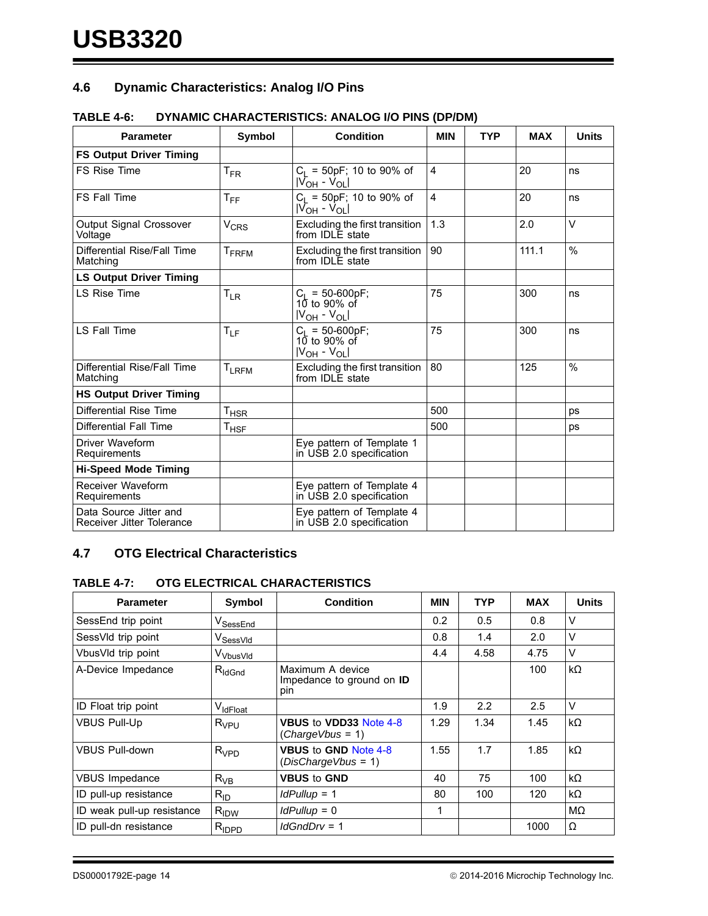## 4.6 Dynamic Characteristics: Analog I/O Pins

**TABLE 4-6: DYNAMIC CHARACTERISTICS: ANALOG I/O PINS (DP/DM)**

| Parameter | Symbol | Condition | MIN | TYP | MAX | Units |
|---|---|---|---|---|---|---|
| **FS Output Driver Timing** | | | | | | |
| FS Rise Time | $T_{FR}$ | $C_L$ = 50pF; 10 to 90% of $\lvert V_{OH} - V_{OL}\rvert$ | 4 | | 20 | ns |
| FS Fall Time | $T_{FF}$ | $C_L$ = 50pF; 10 to 90% of $\lvert V_{OH} - V_{OL}\rvert$ | 4 | | 20 | ns |
| Output Signal Crossover Voltage | $V_{CRS}$ | Excluding the first transition from IDLE state | 1.3 | | 2.0 | V |
| Differential Rise/Fall Time Matching | $T_{FRFM}$ | Excluding the first transition from IDLE state | 90 | | 111.1 | % |
| **LS Output Driver Timing** | | | | | | |
| LS Rise Time | $T_{LR}$ | $C_L$ = 50-600pF; 10 to 90% of $\lvert V_{OH} - V_{OL}\rvert$ | 75 | | 300 | ns |
| LS Fall Time | $T_{LF}$ | $C_L$ = 50-600pF; 10 to 90% of $\lvert V_{OH} - V_{OL}\rvert$ | 75 | | 300 | ns |
| Differential Rise/Fall Time Matching | $T_{LRFM}$ | Excluding the first transition from IDLE state | 80 | | 125 | % |
| **HS Output Driver Timing** | | | | | | |
| Differential Rise Time | $T_{HSR}$ | | 500 | | | ps |
| Differential Fall Time | $T_{HSF}$ | | 500 | | | ps |
| Driver Waveform Requirements | | Eye pattern of Template 1 in USB 2.0 specification | | | | |
| **Hi-Speed Mode Timing** | | | | | | |
| Receiver Waveform Requirements | | Eye pattern of Template 4 in USB 2.0 specification | | | | |
| Data Source Jitter and Receiver Jitter Tolerance | | Eye pattern of Template 4 in USB 2.0 specification | | | | |

## 4.7 OTG Electrical Characteristics

**TABLE 4-7: OTG ELECTRICAL CHARACTERISTICS**

| Parameter | Symbol | Condition | MIN | TYP | MAX | Units |
|---|---|---|---|---|---|---|
| SessEnd trip point | $V_{SessEnd}$ | | 0.2 | 0.5 | 0.8 | V |
| SessVld trip point | $V_{SessVld}$ | | 0.8 | 1.4 | 2.0 | V |
| VbusVld trip point | $V_{VbusVld}$ | | 4.4 | 4.58 | 4.75 | V |
| A-Device Impedance | $R_{IdGnd}$ | Maximum A device Impedance to ground on **ID** pin | | | 100 | kΩ |
| ID Float trip point | $V_{IdFloat}$ | | 1.9 | 2.2 | 2.5 | V |
| VBUS Pull-Up | $R_{VPU}$ | **VBUS** to **VDD33** Note 4-8 (*ChargeVbus* = 1) | 1.29 | 1.34 | 1.45 | kΩ |
| VBUS Pull-down | $R_{VPD}$ | **VBUS** to **GND** Note 4-8 (*DisChargeVbus* = 1) | 1.55 | 1.7 | 1.85 | kΩ |
| VBUS Impedance | $R_{VB}$ | **VBUS** to **GND** | 40 | 75 | 100 | kΩ |
| ID pull-up resistance | $R_{ID}$ | *IdPullup* = 1 | 80 | 100 | 120 | kΩ |
| ID weak pull-up resistance | $R_{IDW}$ | *IdPullup* = 0 | 1 | | | MΩ |
| ID pull-dn resistance | $R_{IDPD}$ | *IdGndDrv* = 1 | | | 1000 | Ω |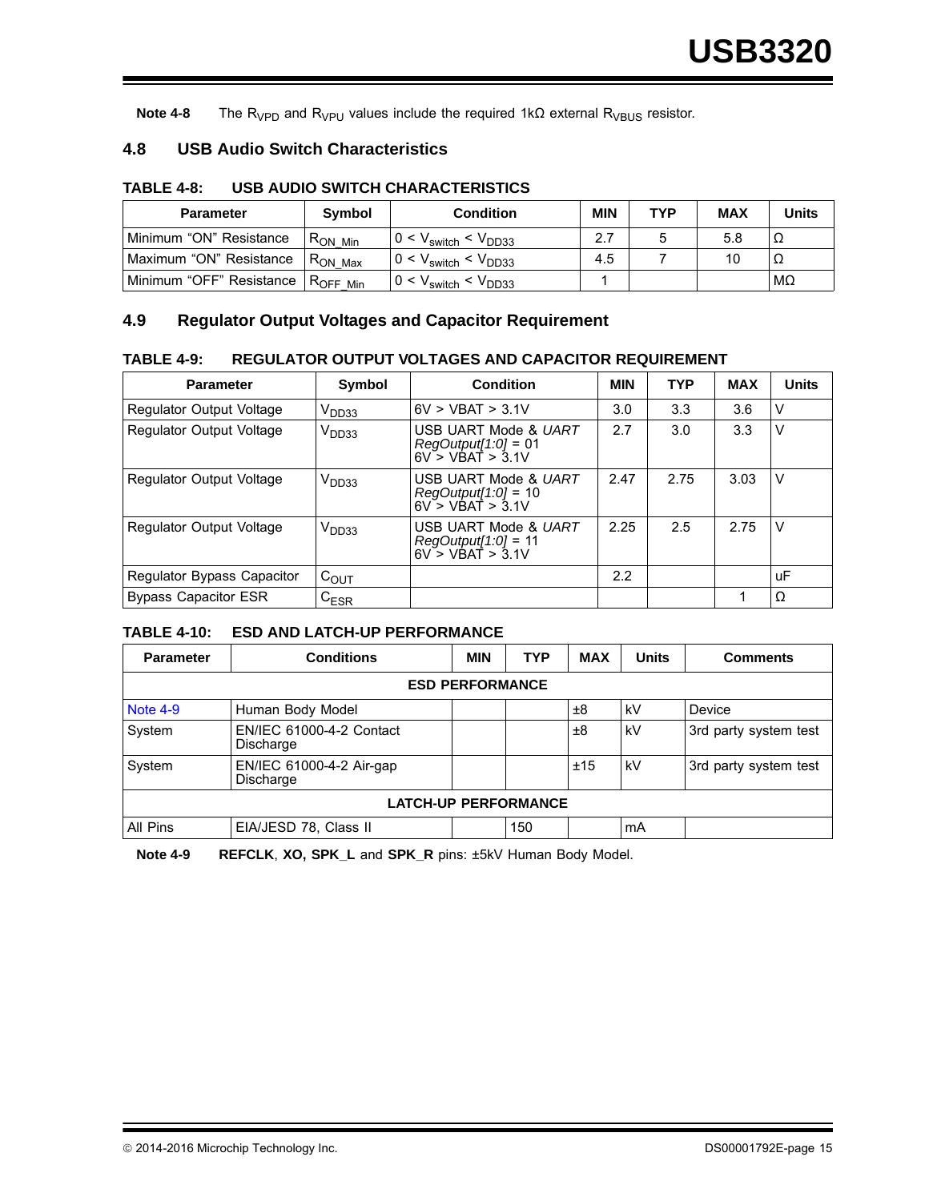**Note 4-8** The $R_{VPD}$ and $R_{VPU}$ values include the required 1kΩ external $R_{VBUS}$ resistor.

## 4.8 USB Audio Switch Characteristics

**TABLE 4-8: USB AUDIO SWITCH CHARACTERISTICS**

| Parameter | Symbol | Condition | MIN | TYP | MAX | Units |
|---|---|---|---|---|---|---|
| Minimum “ON” Resistance | $R_{ON\_Min}$ | $0 < V_{switch} < V_{DD33}$ | 2.7 | 5 | 5.8 | Ω |
| Maximum “ON” Resistance | $R_{ON\_Max}$ | $0 < V_{switch} < V_{DD33}$ | 4.5 | 7 | 10 | Ω |
| Minimum “OFF” Resistance | $R_{OFF\_Min}$ | $0 < V_{switch} < V_{DD33}$ | 1 | | | MΩ |

## 4.9 Regulator Output Voltages and Capacitor Requirement

**TABLE 4-9: REGULATOR OUTPUT VOLTAGES AND CAPACITOR REQUIREMENT**

| Parameter | Symbol | Condition | MIN | TYP | MAX | Units |
|---|---|---|---|---|---|---|
| Regulator Output Voltage | $V_{DD33}$ | 6V > VBAT > 3.1V | 3.0 | 3.3 | 3.6 | V |
| Regulator Output Voltage | $V_{DD33}$ | USB UART Mode & *UART RegOutput[1:0]* = 01 6V > VBAT > 3.1V | 2.7 | 3.0 | 3.3 | V |
| Regulator Output Voltage | $V_{DD33}$ | USB UART Mode & *UART RegOutput[1:0]* = 10 6V > VBAT > 3.1V | 2.47 | 2.75 | 3.03 | V |
| Regulator Output Voltage | $V_{DD33}$ | USB UART Mode & *UART RegOutput[1:0]* = 11 6V > VBAT > 3.1V | 2.25 | 2.5 | 2.75 | V |
| Regulator Bypass Capacitor | $C_{OUT}$ | | 2.2 | | | uF |
| Bypass Capacitor ESR | $C_{ESR}$ | | | | 1 | Ω |

**TABLE 4-10: ESD AND LATCH-UP PERFORMANCE**

| Parameter | Conditions | MIN | TYP | MAX | Units | Comments |
|---|---|---|---|---|---|---|
| **ESD PERFORMANCE** | | | | | | |
| Note 4-9 | Human Body Model | | | ±8 | kV | Device |
| System | EN/IEC 61000-4-2 Contact Discharge | | | ±8 | kV | 3rd party system test |
| System | EN/IEC 61000-4-2 Air-gap Discharge | | | ±15 | kV | 3rd party system test |
| **LATCH-UP PERFORMANCE** | | | | | | |
| All Pins | EIA/JESD 78, Class II | | 150 | | mA | |

**Note 4-9** **REFCLK**, **XO, SPK_L** and **SPK_R** pins: ±5kV Human Body Model.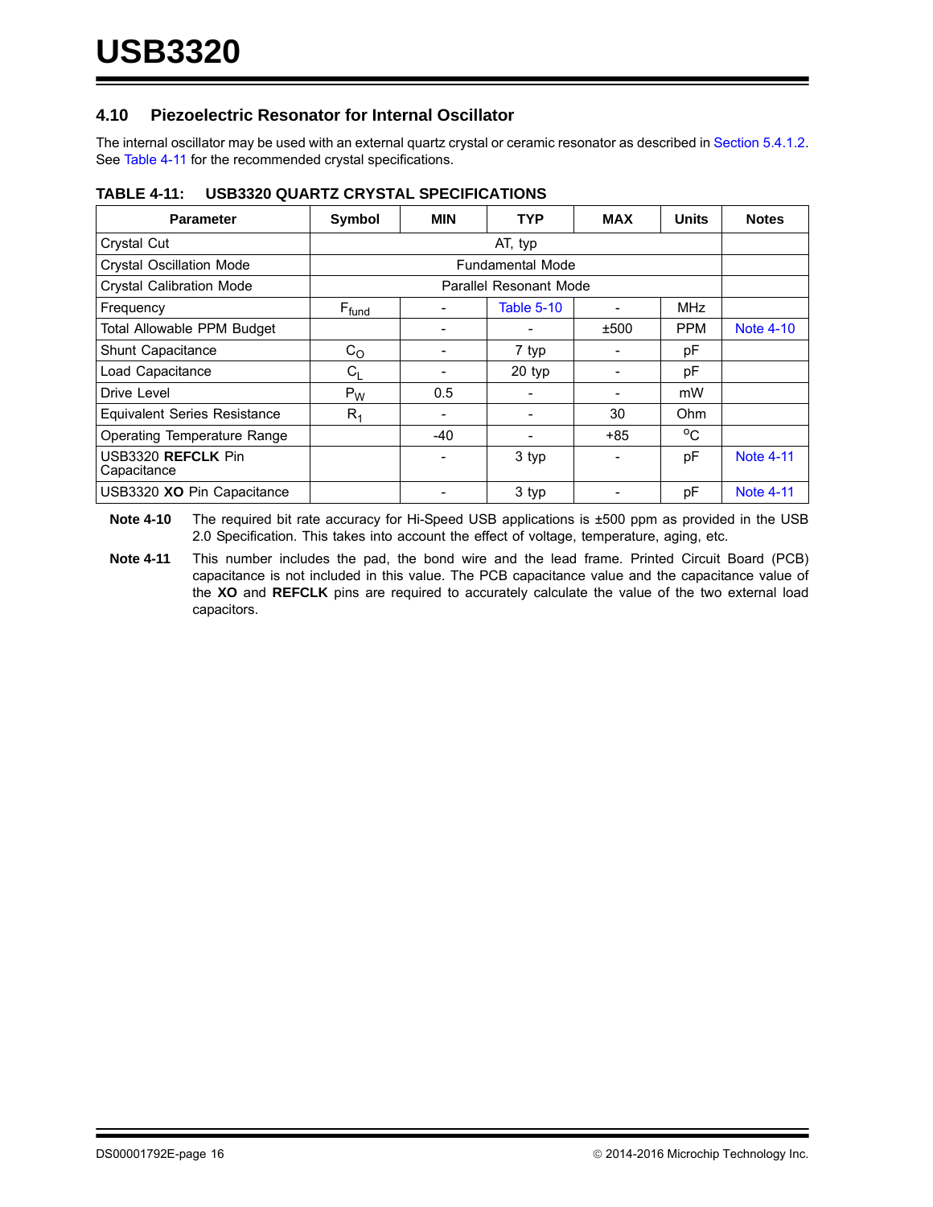## 4.10 Piezoelectric Resonator for Internal Oscillator

The internal oscillator may be used with an external quartz crystal or ceramic resonator as described in Section 5.4.1.2. See Table 4-11 for the recommended crystal specifications.

**TABLE 4-11: USB3320 QUARTZ CRYSTAL SPECIFICATIONS**

| Parameter | Symbol | MIN | TYP | MAX | Units | Notes |
|---|---|---|---|---|---|---|
| Crystal Cut | AT, typ | | | | | |
| Crystal Oscillation Mode | Fundamental Mode | | | | | |
| Crystal Calibration Mode | Parallel Resonant Mode | | | | | |
| Frequency | $F_{fund}$ | - | Table 5-10 | - | MHz | |
| Total Allowable PPM Budget | | - | - | ±500 | PPM | Note 4-10 |
| Shunt Capacitance | $C_O$ | - | 7 typ | - | pF | |
| Load Capacitance | $C_L$ | - | 20 typ | - | pF | |
| Drive Level | $P_W$ | 0.5 | - | - | mW | |
| Equivalent Series Resistance | $R_1$ | - | - | 30 | Ohm | |
| Operating Temperature Range | | -40 | - | +85 | °C | |
| USB3320 **REFCLK** Pin Capacitance | | - | 3 typ | - | pF | Note 4-11 |
| USB3320 **XO** Pin Capacitance | | - | 3 typ | - | pF | Note 4-11 |

**Note 4-10** The required bit rate accuracy for Hi-Speed USB applications is ±500 ppm as provided in the USB 2.0 Specification. This takes into account the effect of voltage, temperature, aging, etc.

**Note 4-11** This number includes the pad, the bond wire and the lead frame. Printed Circuit Board (PCB) capacitance is not included in this value. The PCB capacitance value and the capacitance value of the **XO** and **REFCLK** pins are required to accurately calculate the value of the two external load capacitors.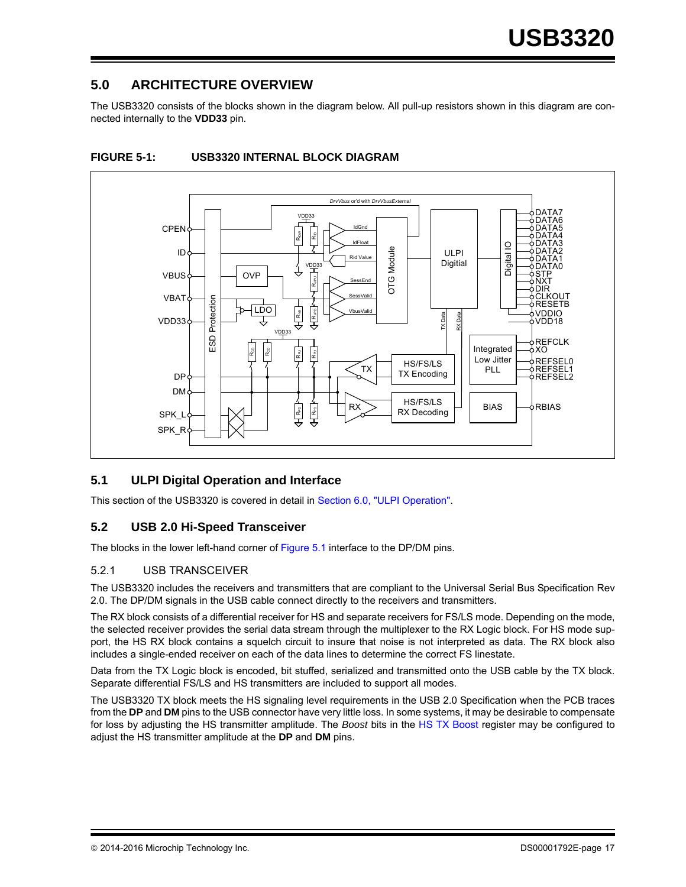## 5.0 ARCHITECTURE OVERVIEW

The USB3320 consists of the blocks shown in the diagram below. All pull-up resistors shown in this diagram are connected internally to the **VDD33** pin.

**FIGURE 5-1: USB3320 INTERNAL BLOCK DIAGRAM**

### 5.1 ULPI Digital Operation and Interface

This section of the USB3320 is covered in detail in Section 6.0, "ULPI Operation".

### 5.2 USB 2.0 Hi-Speed Transceiver

The blocks in the lower left-hand corner of Figure 5.1 interface to the DP/DM pins.

#### 5.2.1 USB TRANSCEIVER

The USB3320 includes the receivers and transmitters that are compliant to the Universal Serial Bus Specification Rev 2.0. The DP/DM signals in the USB cable connect directly to the receivers and transmitters.

The RX block consists of a differential receiver for HS and separate receivers for FS/LS mode. Depending on the mode, the selected receiver provides the serial data stream through the multiplexer to the RX Logic block. For HS mode support, the HS RX block contains a squelch circuit to insure that noise is not interpreted as data. The RX block also includes a single-ended receiver on each of the data lines to determine the correct FS linestate.

Data from the TX Logic block is encoded, bit stuffed, serialized and transmitted onto the USB cable by the TX block. Separate differential FS/LS and HS transmitters are included to support all modes.

The USB3320 TX block meets the HS signaling level requirements in the USB 2.0 Specification when the PCB traces from the **DP** and **DM** pins to the USB connector have very little loss. In some systems, it may be desirable to compensate for loss by adjusting the HS transmitter amplitude. The *Boost* bits in the HS TX Boost register may be configured to adjust the HS transmitter amplitude at the **DP** and **DM** pins.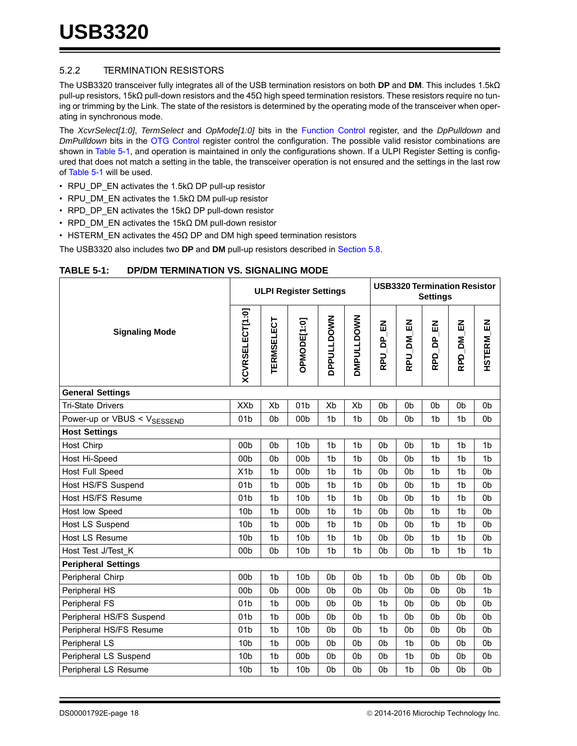### 5.2.2 TERMINATION RESISTORS

The USB3320 transceiver fully integrates all of the USB termination resistors on both **DP** and **DM**. This includes 1.5kΩ pull-up resistors, 15kΩ pull-down resistors and the 45Ω high speed termination resistors. These resistors require no tuning or trimming by the Link. The state of the resistors is determined by the operating mode of the transceiver when operating in synchronous mode.

The *XcvrSelect[1:0]*, *TermSelect* and *OpMode[1:0]* bits in the Function Control register, and the *DpPulldown* and *DmPulldown* bits in the OTG Control register control the configuration. The possible valid resistor combinations are shown in Table 5-1, and operation is maintained in only the configurations shown. If a ULPI Register Setting is configured that does not match a setting in the table, the transceiver operation is not ensured and the settings in the last row of Table 5-1 will be used.

- RPU_DP_EN activates the 1.5kΩ DP pull-up resistor
- RPU_DM_EN activates the 1.5kΩ DM pull-up resistor
- RPD_DP_EN activates the 15kΩ DP pull-down resistor
- RPD_DM_EN activates the 15kΩ DM pull-down resistor
- HSTERM_EN activates the 45Ω DP and DM high speed termination resistors

The USB3320 also includes two **DP** and **DM** pull-up resistors described in Section 5.8.

**TABLE 5-1: DP/DM TERMINATION VS. SIGNALING MODE**

| Signaling Mode | ULPI Register Settings | | | | | USB3320 Termination Resistor Settings | | | | |
|---|---|---|---|---|---|---|---|---|---|---|
| | XCVRSELECT[1:0] | TERMSELECT | OPMODE[1:0] | DPPULLDOWN | DMPULLDOWN | RPU_DP_EN | RPU_DM_EN | RPD_DP_EN | RPD_DM_EN | HSTERM_EN |
| **General Settings** | | | | | | | | | | |
| Tri-State Drivers | XXb | Xb | 01b | Xb | Xb | 0b | 0b | 0b | 0b | 0b |
| Power-up or VBUS < $V_{SESSEND}$ | 01b | 0b | 00b | 1b | 1b | 0b | 0b | 1b | 1b | 0b |
| **Host Settings** | | | | | | | | | | |
| Host Chirp | 00b | 0b | 10b | 1b | 1b | 0b | 0b | 1b | 1b | 1b |
| Host Hi-Speed | 00b | 0b | 00b | 1b | 1b | 0b | 0b | 1b | 1b | 1b |
| Host Full Speed | X1b | 1b | 00b | 1b | 1b | 0b | 0b | 1b | 1b | 0b |
| Host HS/FS Suspend | 01b | 1b | 00b | 1b | 1b | 0b | 0b | 1b | 1b | 0b |
| Host HS/FS Resume | 01b | 1b | 10b | 1b | 1b | 0b | 0b | 1b | 1b | 0b |
| Host low Speed | 10b | 1b | 00b | 1b | 1b | 0b | 0b | 1b | 1b | 0b |
| Host LS Suspend | 10b | 1b | 00b | 1b | 1b | 0b | 0b | 1b | 1b | 0b |
| Host LS Resume | 10b | 1b | 10b | 1b | 1b | 0b | 0b | 1b | 1b | 0b |
| Host Test J/Test_K | 00b | 0b | 10b | 1b | 1b | 0b | 0b | 1b | 1b | 1b |
| **Peripheral Settings** | | | | | | | | | | |
| Peripheral Chirp | 00b | 1b | 10b | 0b | 0b | 1b | 0b | 0b | 0b | 0b |
| Peripheral HS | 00b | 0b | 00b | 0b | 0b | 0b | 0b | 0b | 0b | 1b |
| Peripheral FS | 01b | 1b | 00b | 0b | 0b | 1b | 0b | 0b | 0b | 0b |
| Peripheral HS/FS Suspend | 01b | 1b | 00b | 0b | 0b | 1b | 0b | 0b | 0b | 0b |
| Peripheral HS/FS Resume | 01b | 1b | 10b | 0b | 0b | 1b | 0b | 0b | 0b | 0b |
| Peripheral LS | 10b | 1b | 00b | 0b | 0b | 0b | 1b | 0b | 0b | 0b |
| Peripheral LS Suspend | 10b | 1b | 00b | 0b | 0b | 0b | 1b | 0b | 0b | 0b |
| Peripheral LS Resume | 10b | 1b | 10b | 0b | 0b | 0b | 1b | 0b | 0b | 0b |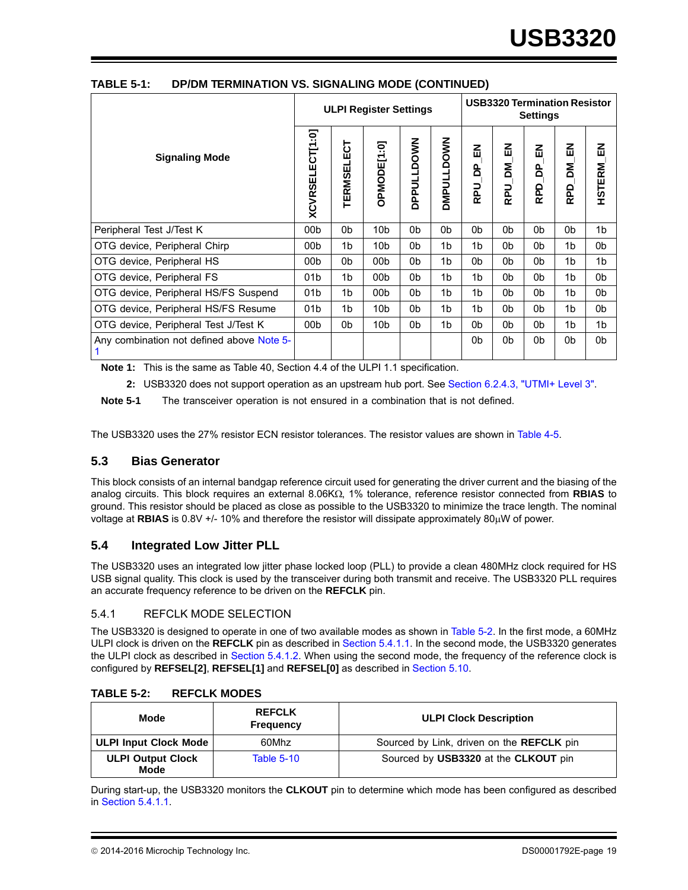**TABLE 5-1: DP/DM TERMINATION VS. SIGNALING MODE (CONTINUED)**

| Signaling Mode | ULPI Register Settings | | | | | USB3320 Termination Resistor Settings | | | | |
|---|---|---|---|---|---|---|---|---|---|---|
| | XCVRSELECT[1:0] | TERMSELECT | OPMODE[1:0] | DPPULLDOWN | DMPULLDOWN | RPU_DP_EN | RPU_DM_EN | RPD_DP_EN | RPD_DM_EN | HSTERM_EN |
| Peripheral Test J/Test K | 00b | 0b | 10b | 0b | 0b | 0b | 0b | 0b | 0b | 1b |
| OTG device, Peripheral Chirp | 00b | 1b | 10b | 0b | 1b | 1b | 0b | 0b | 1b | 0b |
| OTG device, Peripheral HS | 00b | 0b | 00b | 0b | 1b | 0b | 0b | 0b | 1b | 1b |
| OTG device, Peripheral FS | 01b | 1b | 00b | 0b | 1b | 1b | 0b | 0b | 1b | 0b |
| OTG device, Peripheral HS/FS Suspend | 01b | 1b | 00b | 0b | 1b | 1b | 0b | 0b | 1b | 0b |
| OTG device, Peripheral HS/FS Resume | 01b | 1b | 10b | 0b | 1b | 1b | 0b | 0b | 1b | 0b |
| OTG device, Peripheral Test J/Test K | 00b | 0b | 10b | 0b | 1b | 0b | 0b | 0b | 1b | 1b |
| Any combination not defined above Note 5-1 | | | | | | 0b | 0b | 0b | 0b | 0b |

**Note 1:** This is the same as Table 40, Section 4.4 of the ULPI 1.1 specification.

**2:** USB3320 does not support operation as an upstream hub port. See Section 6.2.4.3, "UTMI+ Level 3".

**Note 5-1** The transceiver operation is not ensured in a combination that is not defined.

The USB3320 uses the 27% resistor ECN resistor tolerances. The resistor values are shown in Table 4-5.

## 5.3 Bias Generator

This block consists of an internal bandgap reference circuit used for generating the driver current and the biasing of the analog circuits. This block requires an external 8.06KΩ, 1% tolerance, reference resistor connected from **RBIAS** to ground. This resistor should be placed as close as possible to the USB3320 to minimize the trace length. The nominal voltage at **RBIAS** is 0.8V +/- 10% and therefore the resistor will dissipate approximately 80μW of power.

## 5.4 Integrated Low Jitter PLL

The USB3320 uses an integrated low jitter phase locked loop (PLL) to provide a clean 480MHz clock required for HS USB signal quality. This clock is used by the transceiver during both transmit and receive. The USB3320 PLL requires an accurate frequency reference to be driven on the **REFCLK** pin.

### 5.4.1 REFCLK MODE SELECTION

The USB3320 is designed to operate in one of two available modes as shown in Table 5-2. In the first mode, a 60MHz ULPI clock is driven on the **REFCLK** pin as described in Section 5.4.1.1. In the second mode, the USB3320 generates the ULPI clock as described in Section 5.4.1.2. When using the second mode, the frequency of the reference clock is configured by **REFSEL[2]**, **REFSEL[1]** and **REFSEL[0]** as described in Section 5.10.

**TABLE 5-2: REFCLK MODES**

| Mode | REFCLK Frequency | ULPI Clock Description |
|---|---|---|
| **ULPI Input Clock Mode** | 60Mhz | Sourced by Link, driven on the **REFCLK** pin |
| **ULPI Output Clock Mode** | Table 5-10 | Sourced by **USB3320** at the **CLKOUT** pin |

During start-up, the USB3320 monitors the **CLKOUT** pin to determine which mode has been configured as described in Section 5.4.1.1.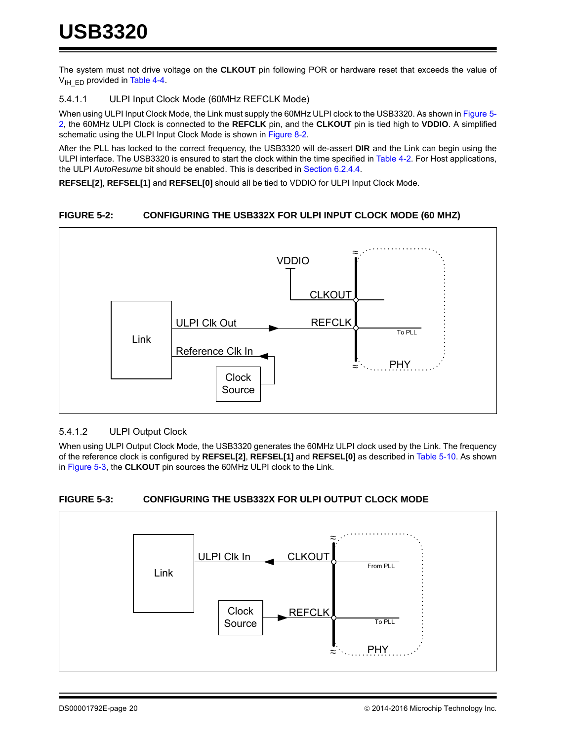The system must not drive voltage on the **CLKOUT** pin following POR or hardware reset that exceeds the value of $V_{IH\_ED}$ provided in Table 4-4.

#### 5.4.1.1 ULPI Input Clock Mode (60MHz REFCLK Mode)

When using ULPI Input Clock Mode, the Link must supply the 60MHz ULPI clock to the USB3320. As shown in Figure 5-2, the 60MHz ULPI Clock is connected to the **REFCLK** pin, and the **CLKOUT** pin is tied high to **VDDIO**. A simplified schematic using the ULPI Input Clock Mode is shown in Figure 8-2.

After the PLL has locked to the correct frequency, the USB3320 will de-assert **DIR** and the Link can begin using the ULPI interface. The USB3320 is ensured to start the clock within the time specified in Table 4-2. For Host applications, the ULPI *AutoResume* bit should be enabled. This is described in Section 6.2.4.4.

**REFSEL[2]**, **REFSEL[1]** and **REFSEL[0]** should all be tied to VDDIO for ULPI Input Clock Mode.

**FIGURE 5-2: CONFIGURING THE USB332X FOR ULPI INPUT CLOCK MODE (60 MHZ)**

#### 5.4.1.2 ULPI Output Clock

When using ULPI Output Clock Mode, the USB3320 generates the 60MHz ULPI clock used by the Link. The frequency of the reference clock is configured by **REFSEL[2]**, **REFSEL[1]** and **REFSEL[0]** as described in Table 5-10. As shown in Figure 5-3, the **CLKOUT** pin sources the 60MHz ULPI clock to the Link.

**FIGURE 5-3: CONFIGURING THE USB332X FOR ULPI OUTPUT CLOCK MODE**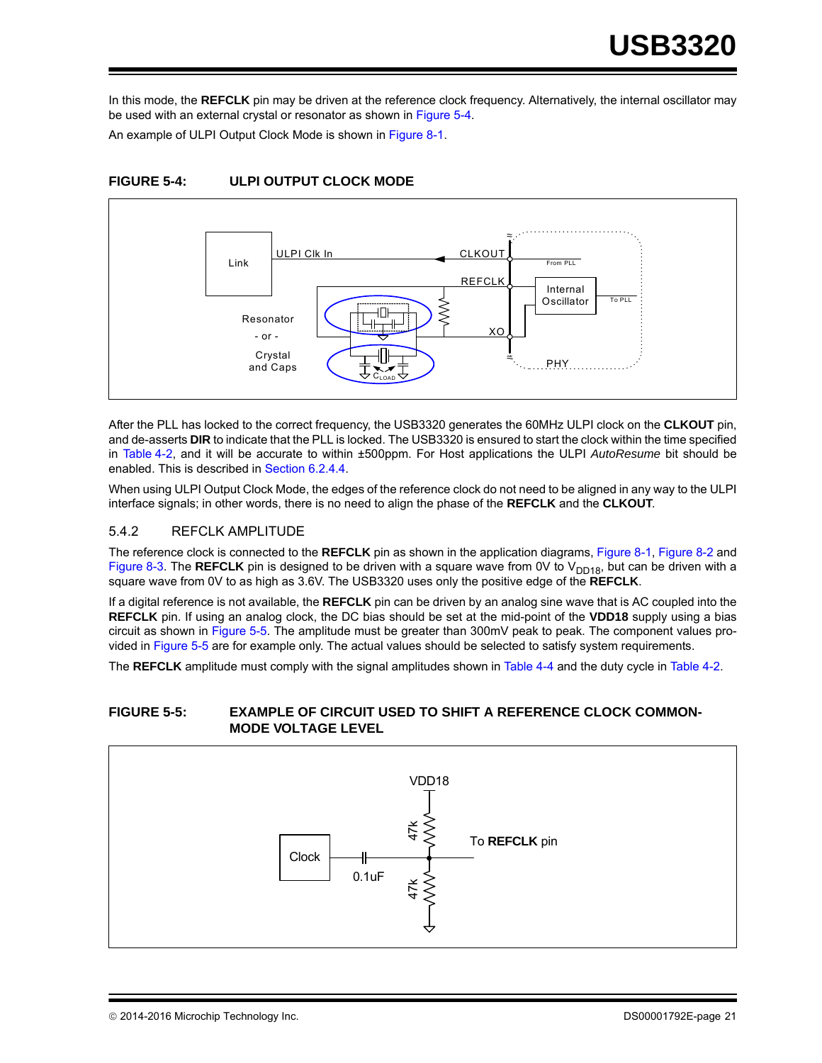In this mode, the **REFCLK** pin may be driven at the reference clock frequency. Alternatively, the internal oscillator may be used with an external crystal or resonator as shown in Figure 5-4.

An example of ULPI Output Clock Mode is shown in Figure 8-1.

**FIGURE 5-4: ULPI OUTPUT CLOCK MODE**

After the PLL has locked to the correct frequency, the USB3320 generates the 60MHz ULPI clock on the **CLKOUT** pin, and de-asserts **DIR** to indicate that the PLL is locked. The USB3320 is ensured to start the clock within the time specified in Table 4-2, and it will be accurate to within ±500ppm. For Host applications the ULPI *AutoResume* bit should be enabled. This is described in Section 6.2.4.4.

When using ULPI Output Clock Mode, the edges of the reference clock do not need to be aligned in any way to the ULPI interface signals; in other words, there is no need to align the phase of the **REFCLK** and the **CLKOUT**.

### 5.4.2 REFCLK AMPLITUDE

The reference clock is connected to the **REFCLK** pin as shown in the application diagrams, Figure 8-1, Figure 8-2 and Figure 8-3. The **REFCLK** pin is designed to be driven with a square wave from 0V to $V_{DD18}$, but can be driven with a square wave from 0V to as high as 3.6V. The USB3320 uses only the positive edge of the **REFCLK**.

If a digital reference is not available, the **REFCLK** pin can be driven by an analog sine wave that is AC coupled into the **REFCLK** pin. If using an analog clock, the DC bias should be set at the mid-point of the **VDD18** supply using a bias circuit as shown in Figure 5-5. The amplitude must be greater than 300mV peak to peak. The component values provided in Figure 5-5 are for example only. The actual values should be selected to satisfy system requirements.

The **REFCLK** amplitude must comply with the signal amplitudes shown in Table 4-4 and the duty cycle in Table 4-2.

**FIGURE 5-5: EXAMPLE OF CIRCUIT USED TO SHIFT A REFERENCE CLOCK COMMON-MODE VOLTAGE LEVEL**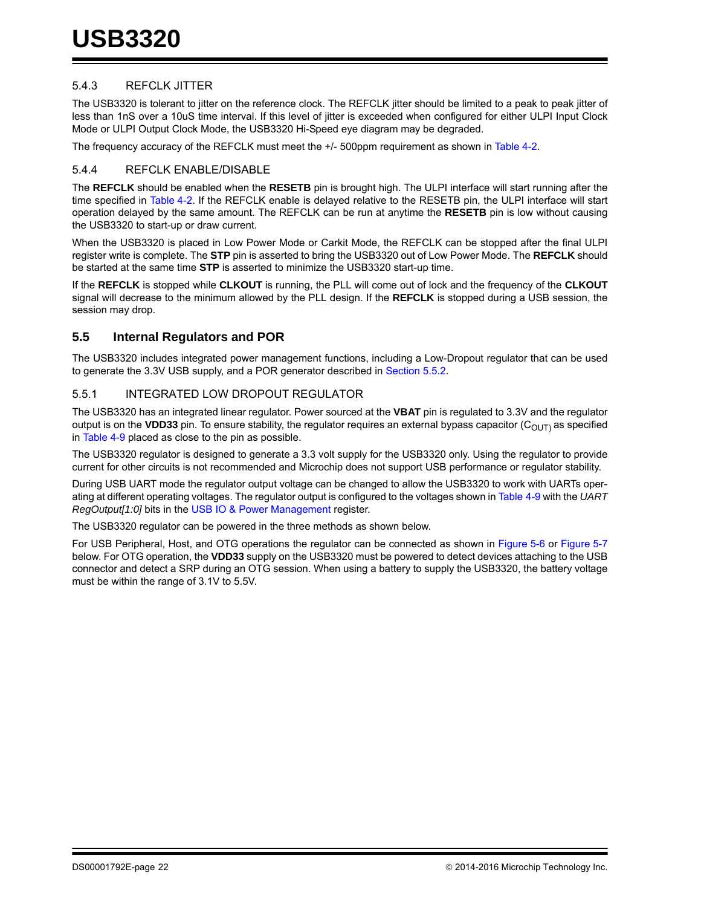### 5.4.3 REFCLK JITTER

The USB3320 is tolerant to jitter on the reference clock. The REFCLK jitter should be limited to a peak to peak jitter of less than 1nS over a 10uS time interval. If this level of jitter is exceeded when configured for either ULPI Input Clock Mode or ULPI Output Clock Mode, the USB3320 Hi-Speed eye diagram may be degraded.

The frequency accuracy of the REFCLK must meet the +/- 500ppm requirement as shown in Table 4-2.

### 5.4.4 REFCLK ENABLE/DISABLE

The **REFCLK** should be enabled when the **RESETB** pin is brought high. The ULPI interface will start running after the time specified in Table 4-2. If the REFCLK enable is delayed relative to the RESETB pin, the ULPI interface will start operation delayed by the same amount. The REFCLK can be run at anytime the **RESETB** pin is low without causing the USB3320 to start-up or draw current.

When the USB3320 is placed in Low Power Mode or Carkit Mode, the REFCLK can be stopped after the final ULPI register write is complete. The **STP** pin is asserted to bring the USB3320 out of Low Power Mode. The **REFCLK** should be started at the same time **STP** is asserted to minimize the USB3320 start-up time.

If the **REFCLK** is stopped while **CLKOUT** is running, the PLL will come out of lock and the frequency of the **CLKOUT** signal will decrease to the minimum allowed by the PLL design. If the **REFCLK** is stopped during a USB session, the session may drop.

## 5.5 Internal Regulators and POR

The USB3320 includes integrated power management functions, including a Low-Dropout regulator that can be used to generate the 3.3V USB supply, and a POR generator described in Section 5.5.2.

### 5.5.1 INTEGRATED LOW DROPOUT REGULATOR

The USB3320 has an integrated linear regulator. Power sourced at the **VBAT** pin is regulated to 3.3V and the regulator output is on the **VDD33** pin. To ensure stability, the regulator requires an external bypass capacitor ($C_{OUT)}$ as specified in Table 4-9 placed as close to the pin as possible.

The USB3320 regulator is designed to generate a 3.3 volt supply for the USB3320 only. Using the regulator to provide current for other circuits is not recommended and Microchip does not support USB performance or regulator stability.

During USB UART mode the regulator output voltage can be changed to allow the USB3320 to work with UARTs operating at different operating voltages. The regulator output is configured to the voltages shown in Table 4-9 with the *UART RegOutput[1:0]* bits in the USB IO & Power Management register.

The USB3320 regulator can be powered in the three methods as shown below.

For USB Peripheral, Host, and OTG operations the regulator can be connected as shown in Figure 5-6 or Figure 5-7 below. For OTG operation, the **VDD33** supply on the USB3320 must be powered to detect devices attaching to the USB connector and detect a SRP during an OTG session. When using a battery to supply the USB3320, the battery voltage must be within the range of 3.1V to 5.5V.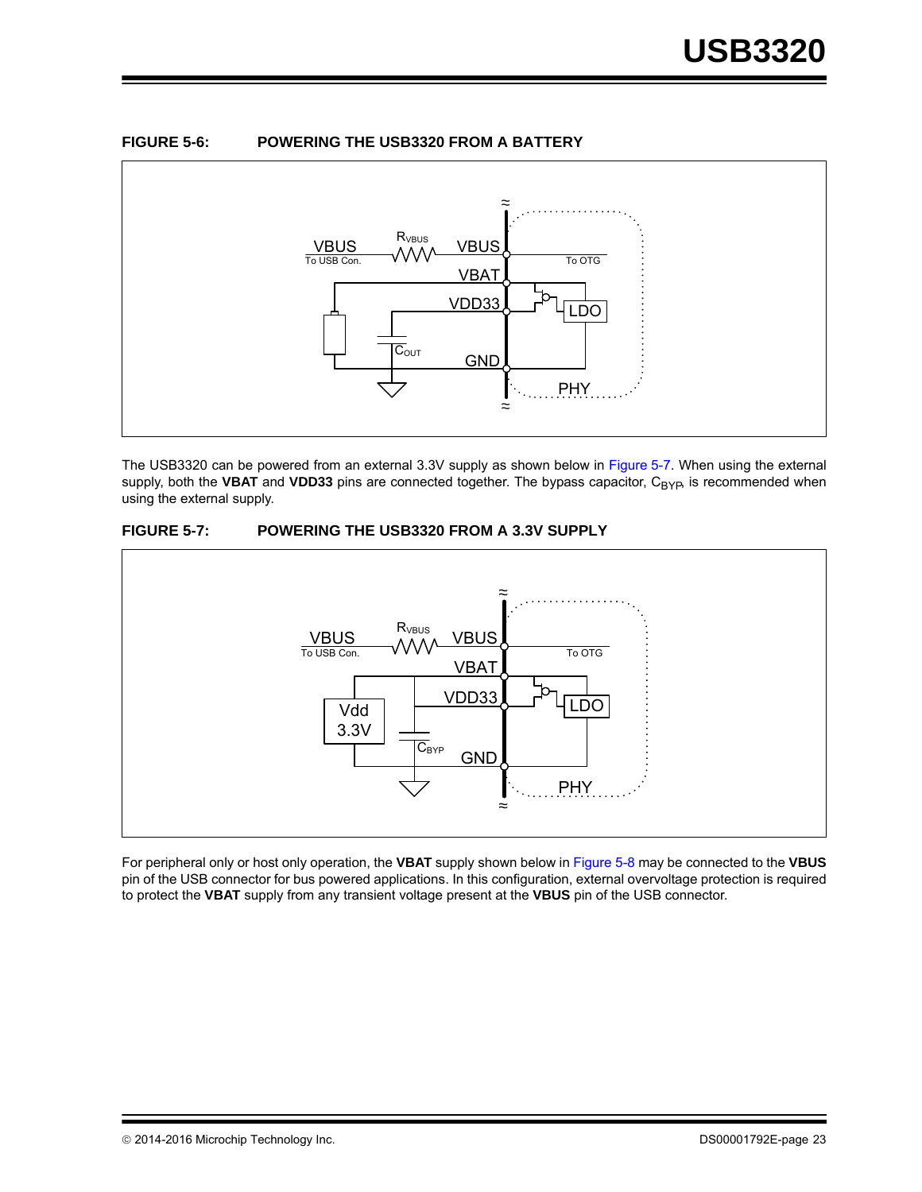**FIGURE 5-6: POWERING THE USB3320 FROM A BATTERY**

The USB3320 can be powered from an external 3.3V supply as shown below in Figure 5-7. When using the external supply, both the **VBAT** and **VDD33** pins are connected together. The bypass capacitor, $C_{BYP}$, is recommended when using the external supply.

**FIGURE 5-7: POWERING THE USB3320 FROM A 3.3V SUPPLY**

For peripheral only or host only operation, the **VBAT** supply shown below in Figure 5-8 may be connected to the **VBUS** pin of the USB connector for bus powered applications. In this configuration, external overvoltage protection is required to protect the **VBAT** supply from any transient voltage present at the **VBUS** pin of the USB connector.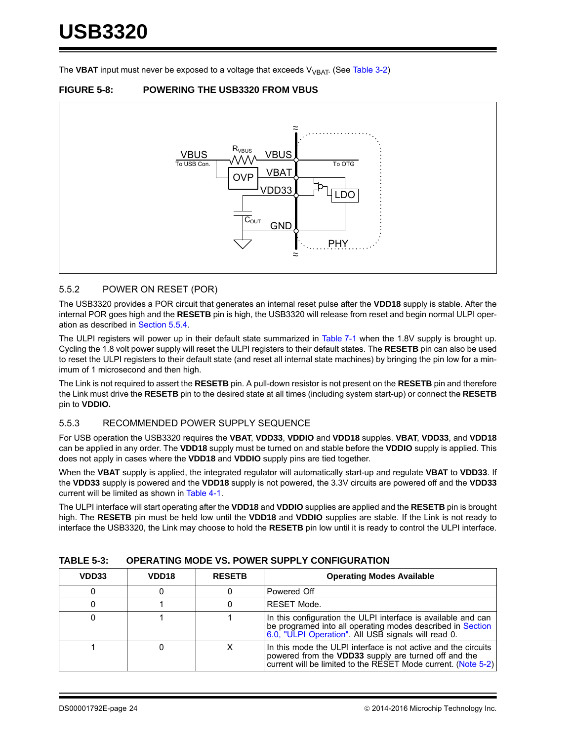The **VBAT** input must never be exposed to a voltage that exceeds $V_{VBAT}$. (See Table 3-2)

**FIGURE 5-8: POWERING THE USB3320 FROM VBUS**

## 5.5.2 POWER ON RESET (POR)

The USB3320 provides a POR circuit that generates an internal reset pulse after the **VDD18** supply is stable. After the internal POR goes high and the **RESETB** pin is high, the USB3320 will release from reset and begin normal ULPI operation as described in Section 5.5.4.

The ULPI registers will power up in their default state summarized in Table 7-1 when the 1.8V supply is brought up. Cycling the 1.8 volt power supply will reset the ULPI registers to their default states. The **RESETB** pin can also be used to reset the ULPI registers to their default state (and reset all internal state machines) by bringing the pin low for a minimum of 1 microsecond and then high.

The Link is not required to assert the **RESETB** pin. A pull-down resistor is not present on the **RESETB** pin and therefore the Link must drive the **RESETB** pin to the desired state at all times (including system start-up) or connect the **RESETB** pin to **VDDIO.**

## 5.5.3 RECOMMENDED POWER SUPPLY SEQUENCE

For USB operation the USB3320 requires the **VBAT**, **VDD33**, **VDDIO** and **VDD18** supples. **VBAT**, **VDD33**, and **VDD18** can be applied in any order. The **VDD18** supply must be turned on and stable before the **VDDIO** supply is applied. This does not apply in cases where the **VDD18** and **VDDIO** supply pins are tied together.

When the **VBAT** supply is applied, the integrated regulator will automatically start-up and regulate **VBAT** to **VDD33**. If the **VDD33** supply is powered and the **VDD18** supply is not powered, the 3.3V circuits are powered off and the **VDD33** current will be limited as shown in Table 4-1.

The ULPI interface will start operating after the **VDD18** and **VDDIO** supplies are applied and the **RESETB** pin is brought high. The **RESETB** pin must be held low until the **VDD18** and **VDDIO** supplies are stable. If the Link is not ready to interface the USB3320, the Link may choose to hold the **RESETB** pin low until it is ready to control the ULPI interface.

**TABLE 5-3: OPERATING MODE VS. POWER SUPPLY CONFIGURATION**

| VDD33 | VDD18 | RESETB | Operating Modes Available |
|---|---|---|---|
| 0 | 0 | 0 | Powered Off |
| 0 | 1 | 0 | RESET Mode. |
| 0 | 1 | 1 | In this configuration the ULPI interface is available and can be programed into all operating modes described in Section 6.0, "ULPI Operation". All USB signals will read 0. |
| 1 | 0 | X | In this mode the ULPI interface is not active and the circuits powered from the **VDD33** supply are turned off and the current will be limited to the RESET Mode current. (Note 5-2) |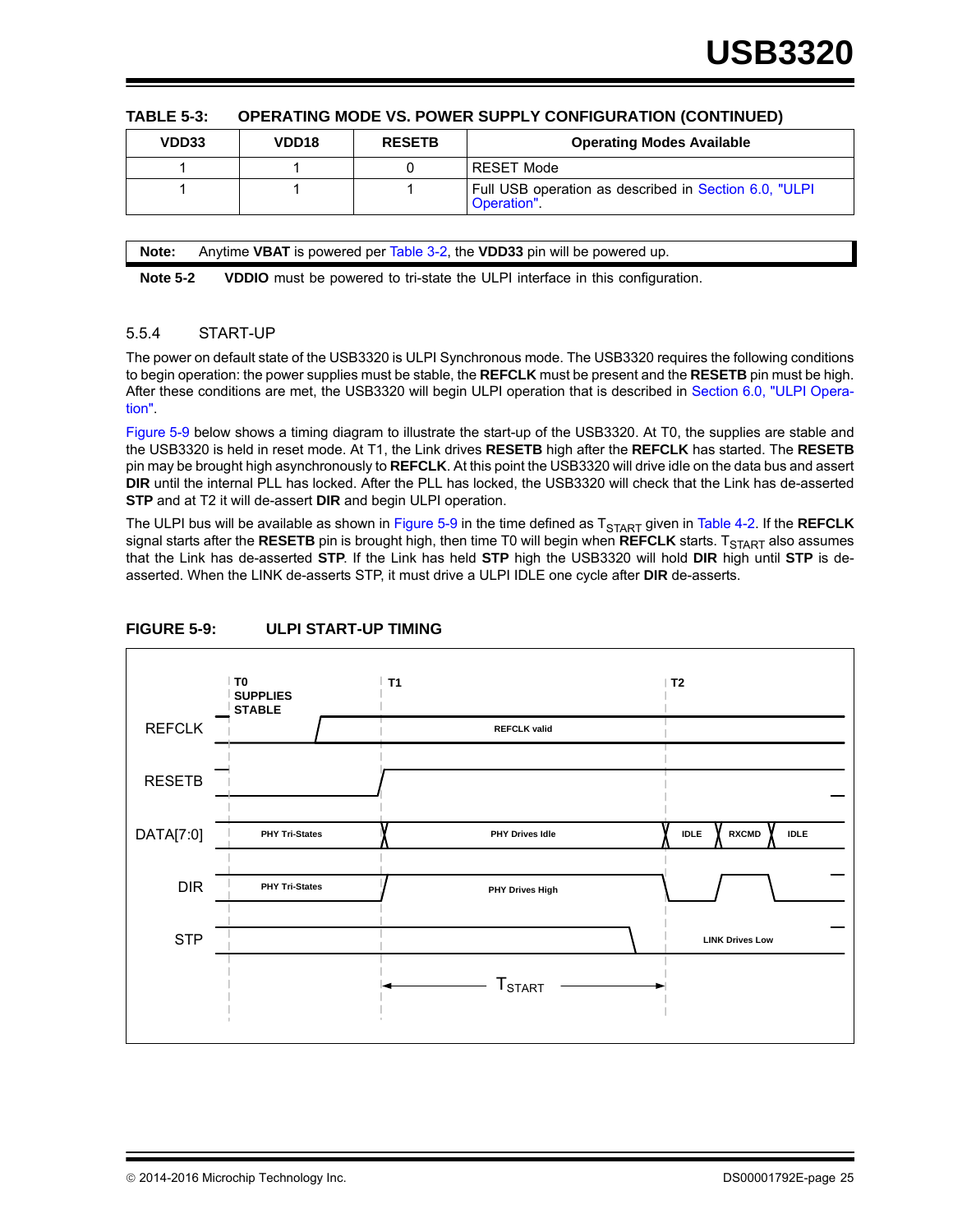**TABLE 5-3: OPERATING MODE VS. POWER SUPPLY CONFIGURATION (CONTINUED)**

| VDD33 | VDD18 | RESETB | Operating Modes Available |
|---|---|---|---|
| 1 | 1 | 0 | RESET Mode |
| 1 | 1 | 1 | Full USB operation as described in Section 6.0, "ULPI Operation". |

**Note:** Anytime **VBAT** is powered per Table 3-2, the **VDD33** pin will be powered up.

**Note 5-2** **VDDIO** must be powered to tri-state the ULPI interface in this configuration.

### 5.5.4 START-UP

The power on default state of the USB3320 is ULPI Synchronous mode. The USB3320 requires the following conditions to begin operation: the power supplies must be stable, the **REFCLK** must be present and the **RESETB** pin must be high. After these conditions are met, the USB3320 will begin ULPI operation that is described in Section 6.0, "ULPI Operation".

Figure 5-9 below shows a timing diagram to illustrate the start-up of the USB3320. At T0, the supplies are stable and the USB3320 is held in reset mode. At T1, the Link drives **RESETB** high after the **REFCLK** has started. The **RESETB** pin may be brought high asynchronously to **REFCLK**. At this point the USB3320 will drive idle on the data bus and assert **DIR** until the internal PLL has locked. After the PLL has locked, the USB3320 will check that the Link has de-asserted **STP** and at T2 it will de-assert **DIR** and begin ULPI operation.

The ULPI bus will be available as shown in Figure 5-9 in the time defined as $T_{START}$ given in Table 4-2. If the **REFCLK** signal starts after the **RESETB** pin is brought high, then time T0 will begin when **REFCLK** starts. $T_{START}$ also assumes that the Link has de-asserted **STP**. If the Link has held **STP** high the USB3320 will hold **DIR** high until **STP** is de-asserted. When the LINK de-asserts STP, it must drive a ULPI IDLE one cycle after **DIR** de-asserts.

**FIGURE 5-9: ULPI START-UP TIMING**

T0 SUPPLIES STABLE, T1, T2

REFCLK — REFCLK valid

RESETB

DATA[7:0] — PHY Tri-States, PHY Drives Idle, IDLE, RXCMD, IDLE

DIR — PHY Tri-States, PHY Drives High

STP — LINK Drives Low

$T_{START}$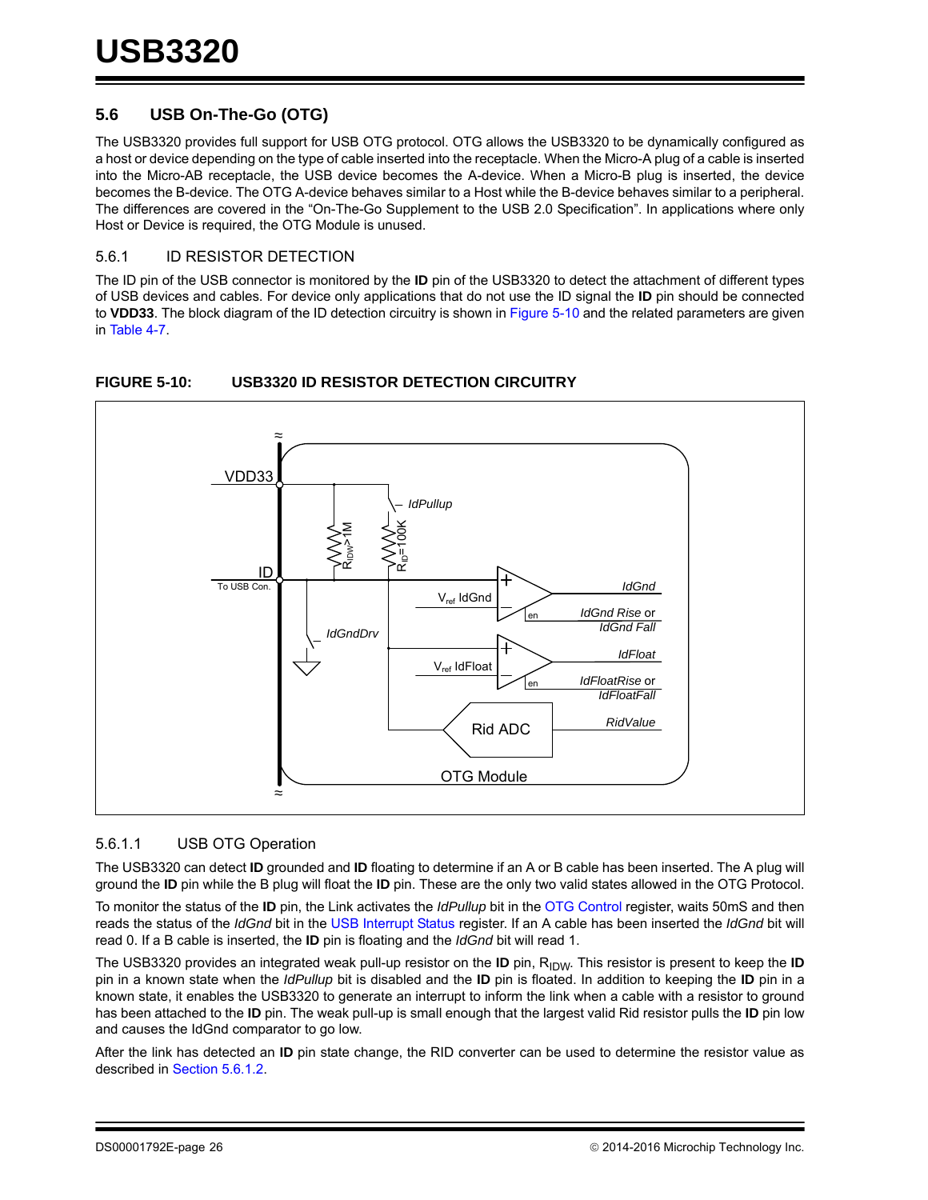## 5.6 USB On-The-Go (OTG)

The USB3320 provides full support for USB OTG protocol. OTG allows the USB3320 to be dynamically configured as a host or device depending on the type of cable inserted into the receptacle. When the Micro-A plug of a cable is inserted into the Micro-AB receptacle, the USB device becomes the A-device. When a Micro-B plug is inserted, the device becomes the B-device. The OTG A-device behaves similar to a Host while the B-device behaves similar to a peripheral. The differences are covered in the “On-The-Go Supplement to the USB 2.0 Specification”. In applications where only Host or Device is required, the OTG Module is unused.

### 5.6.1 ID RESISTOR DETECTION

The ID pin of the USB connector is monitored by the **ID** pin of the USB3320 to detect the attachment of different types of USB devices and cables. For device only applications that do not use the ID signal the **ID** pin should be connected to **VDD33**. The block diagram of the ID detection circuitry is shown in Figure 5-10 and the related parameters are given in Table 4-7.

**FIGURE 5-10: USB3320 ID RESISTOR DETECTION CIRCUITRY**

VDD33, ID, To USB Con., $R_{IDW}$>1M, $R_{ID}$=100K, *IdPullup*, *IdGndDrv*, $V_{ref}$ IdGnd, $V_{ref}$ IdFloat, en, *IdGnd*, *IdGnd Rise* or *IdGnd Fall*, *IdFloat*, *IdFloatRise* or *IdFloatFall*, Rid ADC, *RidValue*, OTG Module

#### 5.6.1.1 USB OTG Operation

The USB3320 can detect **ID** grounded and **ID** floating to determine if an A or B cable has been inserted. The A plug will ground the **ID** pin while the B plug will float the **ID** pin. These are the only two valid states allowed in the OTG Protocol.

To monitor the status of the **ID** pin, the Link activates the *IdPullup* bit in the OTG Control register, waits 50mS and then reads the status of the *IdGnd* bit in the USB Interrupt Status register. If an A cable has been inserted the *IdGnd* bit will read 0. If a B cable is inserted, the **ID** pin is floating and the *IdGnd* bit will read 1.

The USB3320 provides an integrated weak pull-up resistor on the **ID** pin, $R_{IDW}$. This resistor is present to keep the **ID** pin in a known state when the *IdPullup* bit is disabled and the **ID** pin is floated. In addition to keeping the **ID** pin in a known state, it enables the USB3320 to generate an interrupt to inform the link when a cable with a resistor to ground has been attached to the **ID** pin. The weak pull-up is small enough that the largest valid Rid resistor pulls the **ID** pin low and causes the IdGnd comparator to go low.

After the link has detected an **ID** pin state change, the RID converter can be used to determine the resistor value as described in Section 5.6.1.2.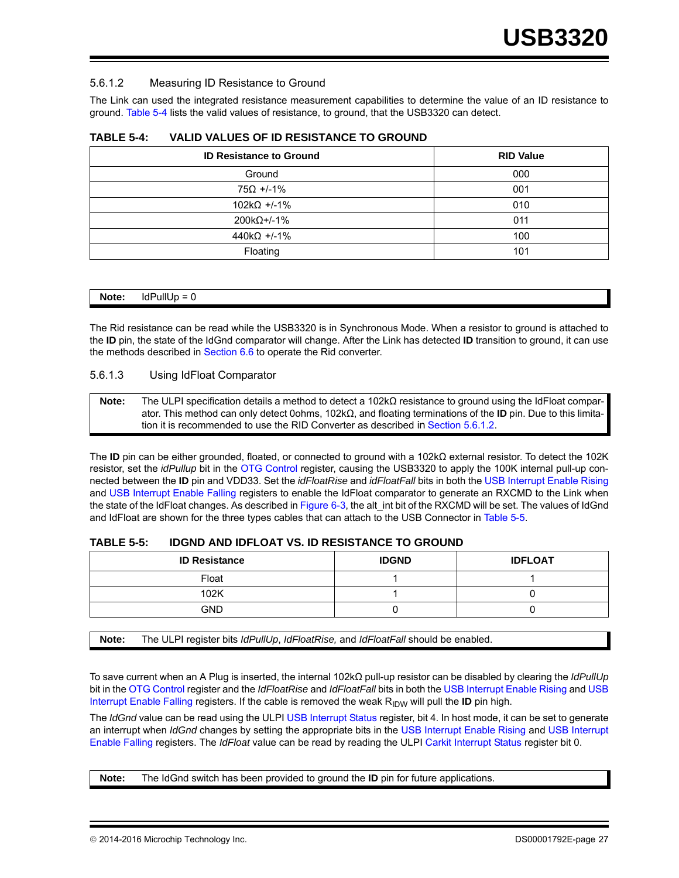#### 5.6.1.2 Measuring ID Resistance to Ground

The Link can used the integrated resistance measurement capabilities to determine the value of an ID resistance to ground. Table 5-4 lists the valid values of resistance, to ground, that the USB3320 can detect.

**TABLE 5-4: VALID VALUES OF ID RESISTANCE TO GROUND**

| ID Resistance to Ground | RID Value |
|---|---|
| Ground | 000 |
| 75Ω +/-1% | 001 |
| 102kΩ +/-1% | 010 |
| 200kΩ+/-1% | 011 |
| 440kΩ +/-1% | 100 |
| Floating | 101 |

> **Note:** IdPullUp = 0

The Rid resistance can be read while the USB3320 is in Synchronous Mode. When a resistor to ground is attached to the **ID** pin, the state of the IdGnd comparator will change. After the Link has detected **ID** transition to ground, it can use the methods described in Section 6.6 to operate the Rid converter.

#### 5.6.1.3 Using IdFloat Comparator

> **Note:** The ULPI specification details a method to detect a 102kΩ resistance to ground using the IdFloat comparator. This method can only detect 0ohms, 102kΩ, and floating terminations of the **ID** pin. Due to this limitation it is recommended to use the RID Converter as described in Section 5.6.1.2.

The **ID** pin can be either grounded, floated, or connected to ground with a 102kΩ external resistor. To detect the 102K resistor, set the *idPullup* bit in the OTG Control register, causing the USB3320 to apply the 100K internal pull-up connected between the **ID** pin and VDD33. Set the *idFloatRise* and *idFloatFall* bits in both the USB Interrupt Enable Rising and USB Interrupt Enable Falling registers to enable the IdFloat comparator to generate an RXCMD to the Link when the state of the IdFloat changes. As described in Figure 6-3, the alt_int bit of the RXCMD will be set. The values of IdGnd and IdFloat are shown for the three types cables that can attach to the USB Connector in Table 5-5.

**TABLE 5-5: IDGND AND IDFLOAT VS. ID RESISTANCE TO GROUND**

| ID Resistance | IDGND | IDFLOAT |
|---|---|---|
| Float | 1 | 1 |
| 102K | 1 | 0 |
| GND | 0 | 0 |

> **Note:** The ULPI register bits *IdPullUp*, *IdFloatRise,* and *IdFloatFall* should be enabled.

To save current when an A Plug is inserted, the internal 102kΩ pull-up resistor can be disabled by clearing the *IdPullUp* bit in the OTG Control register and the *IdFloatRise* and *IdFloatFall* bits in both the USB Interrupt Enable Rising and USB Interrupt Enable Falling registers. If the cable is removed the weak $R_{IDW}$ will pull the **ID** pin high.

The *IdGnd* value can be read using the ULPI USB Interrupt Status register, bit 4. In host mode, it can be set to generate an interrupt when *IdGnd* changes by setting the appropriate bits in the USB Interrupt Enable Rising and USB Interrupt Enable Falling registers. The *IdFloat* value can be read by reading the ULPI Carkit Interrupt Status register bit 0.

> **Note:** The IdGnd switch has been provided to ground the **ID** pin for future applications.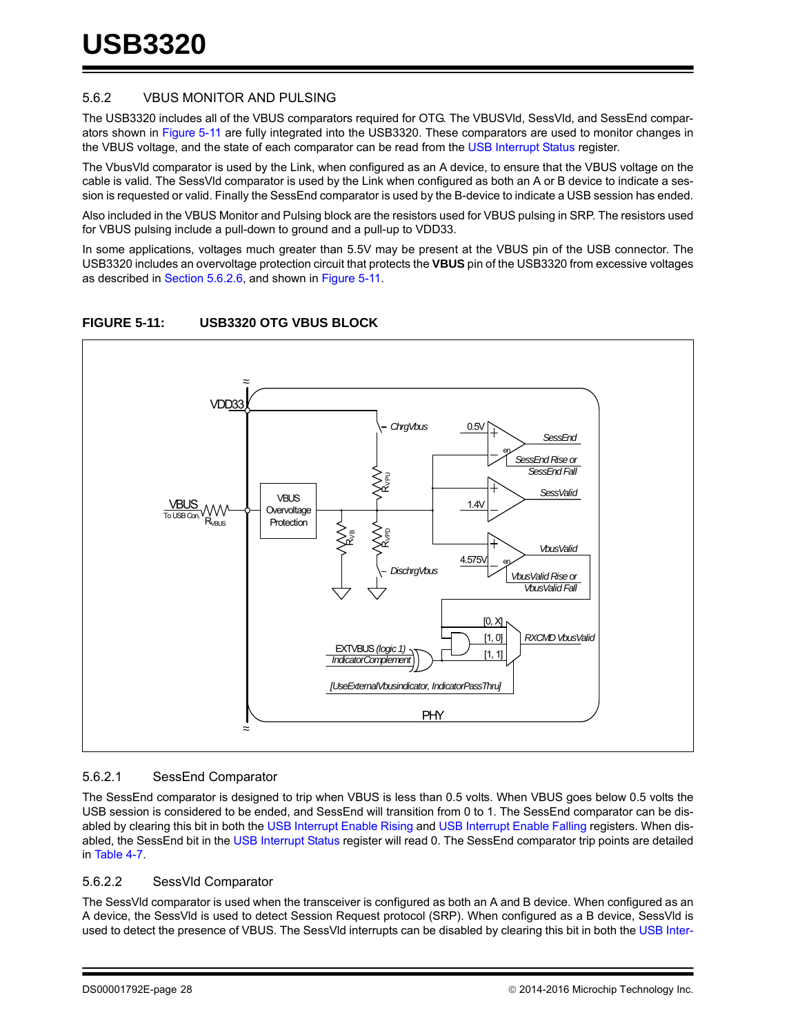### 5.6.2 VBUS MONITOR AND PULSING

The USB3320 includes all of the VBUS comparators required for OTG. The VBUSVld, SessVld, and SessEnd comparators shown in Figure 5-11 are fully integrated into the USB3320. These comparators are used to monitor changes in the VBUS voltage, and the state of each comparator can be read from the USB Interrupt Status register.

The VbusVld comparator is used by the Link, when configured as an A device, to ensure that the VBUS voltage on the cable is valid. The SessVld comparator is used by the Link when configured as both an A or B device to indicate a session is requested or valid. Finally the SessEnd comparator is used by the B-device to indicate a USB session has ended.

Also included in the VBUS Monitor and Pulsing block are the resistors used for VBUS pulsing in SRP. The resistors used for VBUS pulsing include a pull-down to ground and a pull-up to VDD33.

In some applications, voltages much greater than 5.5V may be present at the VBUS pin of the USB connector. The USB3320 includes an overvoltage protection circuit that protects the **VBUS** pin of the USB3320 from excessive voltages as described in Section 5.6.2.6, and shown in Figure 5-11.

**FIGURE 5-11: USB3320 OTG VBUS BLOCK**

#### 5.6.2.1 SessEnd Comparator

The SessEnd comparator is designed to trip when VBUS is less than 0.5 volts. When VBUS goes below 0.5 volts the USB session is considered to be ended, and SessEnd will transition from 0 to 1. The SessEnd comparator can be disabled by clearing this bit in both the USB Interrupt Enable Rising and USB Interrupt Enable Falling registers. When disabled, the SessEnd bit in the USB Interrupt Status register will read 0. The SessEnd comparator trip points are detailed in Table 4-7.

#### 5.6.2.2 SessVld Comparator

The SessVld comparator is used when the transceiver is configured as both an A and B device. When configured as an A device, the SessVld is used to detect Session Request protocol (SRP). When configured as a B device, SessVld is used to detect the presence of VBUS. The SessVld interrupts can be disabled by clearing this bit in both the USB Inter-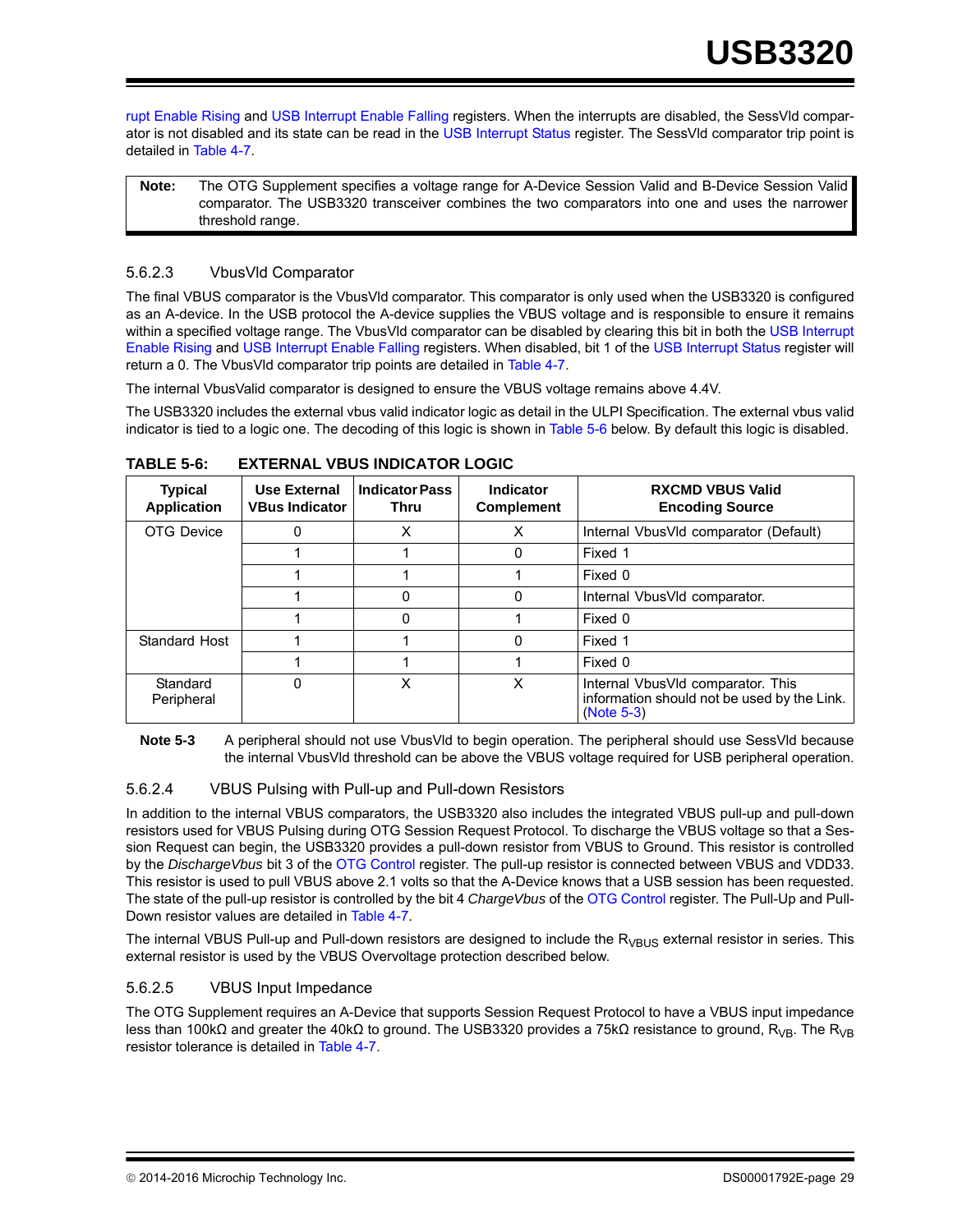rupt Enable Rising and USB Interrupt Enable Falling registers. When the interrupts are disabled, the SessVld comparator is not disabled and its state can be read in the USB Interrupt Status register. The SessVld comparator trip point is detailed in Table 4-7.

**Note:** The OTG Supplement specifies a voltage range for A-Device Session Valid and B-Device Session Valid comparator. The USB3320 transceiver combines the two comparators into one and uses the narrower threshold range.

### 5.6.2.3 VbusVld Comparator

The final VBUS comparator is the VbusVld comparator. This comparator is only used when the USB3320 is configured as an A-device. In the USB protocol the A-device supplies the VBUS voltage and is responsible to ensure it remains within a specified voltage range. The VbusVld comparator can be disabled by clearing this bit in both the USB Interrupt Enable Rising and USB Interrupt Enable Falling registers. When disabled, bit 1 of the USB Interrupt Status register will return a 0. The VbusVld comparator trip points are detailed in Table 4-7.

The internal VbusValid comparator is designed to ensure the VBUS voltage remains above 4.4V.

The USB3320 includes the external vbus valid indicator logic as detail in the ULPI Specification. The external vbus valid indicator is tied to a logic one. The decoding of this logic is shown in Table 5-6 below. By default this logic is disabled.

**TABLE 5-6: EXTERNAL VBUS INDICATOR LOGIC**

| Typical Application | Use External VBus Indicator | Indicator Pass Thru | Indicator Complement | RXCMD VBUS Valid Encoding Source |
|---|---|---|---|---|
| OTG Device | 0 | X | X | Internal VbusVld comparator (Default) |
| | 1 | 1 | 0 | Fixed 1 |
| | 1 | 1 | 1 | Fixed 0 |
| | 1 | 0 | 0 | Internal VbusVld comparator. |
| | 1 | 0 | 1 | Fixed 0 |
| Standard Host | 1 | 1 | 0 | Fixed 1 |
| | 1 | 1 | 1 | Fixed 0 |
| Standard Peripheral | 0 | X | X | Internal VbusVld comparator. This information should not be used by the Link. (Note 5-3) |

**Note 5-3** A peripheral should not use VbusVld to begin operation. The peripheral should use SessVld because the internal VbusVld threshold can be above the VBUS voltage required for USB peripheral operation.

### 5.6.2.4 VBUS Pulsing with Pull-up and Pull-down Resistors

In addition to the internal VBUS comparators, the USB3320 also includes the integrated VBUS pull-up and pull-down resistors used for VBUS Pulsing during OTG Session Request Protocol. To discharge the VBUS voltage so that a Session Request can begin, the USB3320 provides a pull-down resistor from VBUS to Ground. This resistor is controlled by the *DischargeVbus* bit 3 of the OTG Control register. The pull-up resistor is connected between VBUS and VDD33. This resistor is used to pull VBUS above 2.1 volts so that the A-Device knows that a USB session has been requested. The state of the pull-up resistor is controlled by the bit 4 *ChargeVbus* of the OTG Control register. The Pull-Up and Pull-Down resistor values are detailed in Table 4-7.

The internal VBUS Pull-up and Pull-down resistors are designed to include the $R_{VBUS}$ external resistor in series. This external resistor is used by the VBUS Overvoltage protection described below.

### 5.6.2.5 VBUS Input Impedance

The OTG Supplement requires an A-Device that supports Session Request Protocol to have a VBUS input impedance less than 100kΩ and greater the 40kΩ to ground. The USB3320 provides a 75kΩ resistance to ground, $R_{VB}$. The $R_{VB}$ resistor tolerance is detailed in Table 4-7.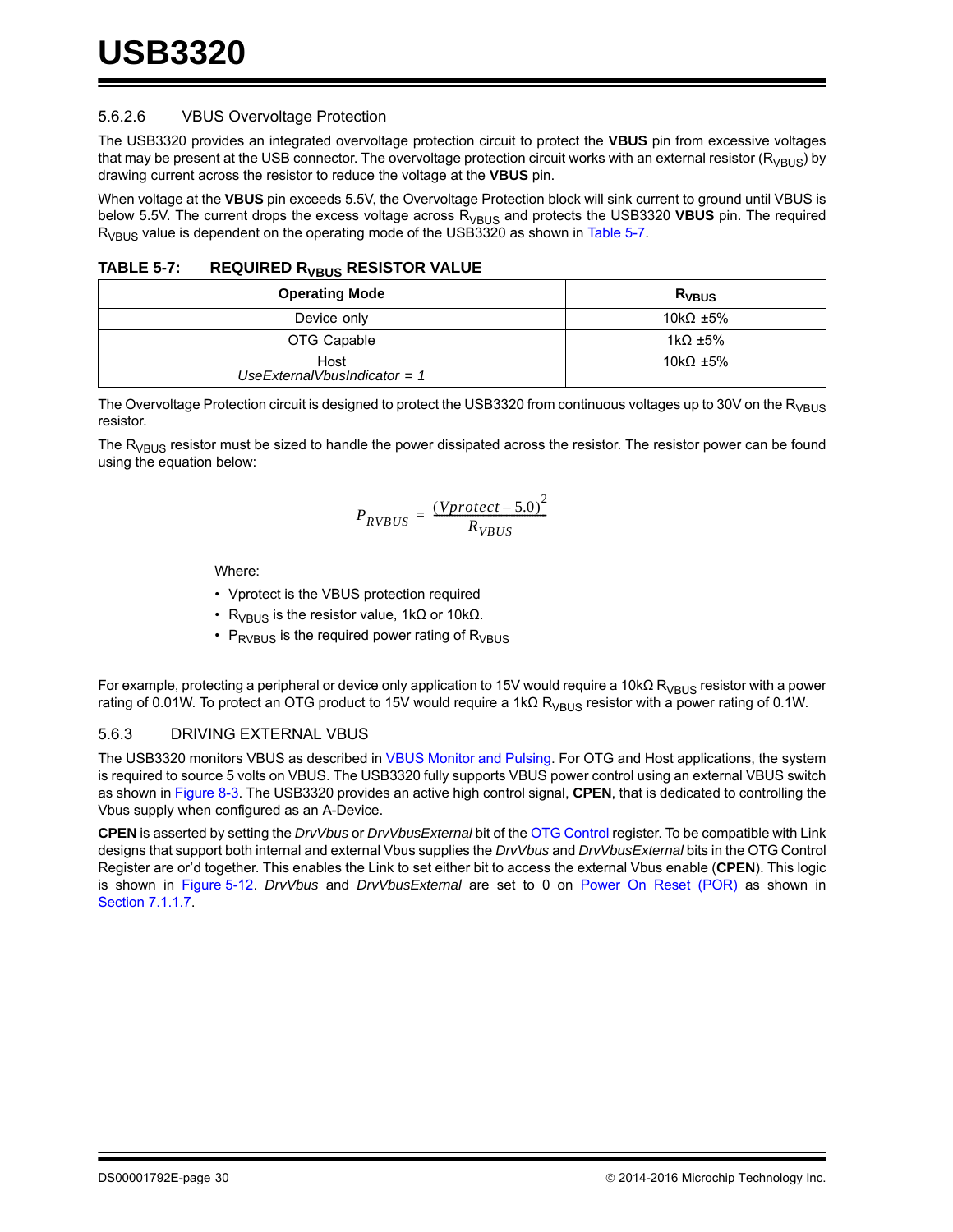#### 5.6.2.6 VBUS Overvoltage Protection

The USB3320 provides an integrated overvoltage protection circuit to protect the **VBUS** pin from excessive voltages that may be present at the USB connector. The overvoltage protection circuit works with an external resistor ($R_{VBUS}$) by drawing current across the resistor to reduce the voltage at the **VBUS** pin.

When voltage at the **VBUS** pin exceeds 5.5V, the Overvoltage Protection block will sink current to ground until VBUS is below 5.5V. The current drops the excess voltage across $R_{VBUS}$ and protects the USB3320 **VBUS** pin. The required $R_{VBUS}$ value is dependent on the operating mode of the USB3320 as shown in Table 5-7.

**TABLE 5-7: REQUIRED $R_{VBUS}$ RESISTOR VALUE**

| Operating Mode | $R_{VBUS}$ |
|---|---|
| Device only | 10kΩ ±5% |
| OTG Capable | 1kΩ ±5% |
| Host *UseExternalVbusIndicator = 1* | 10kΩ ±5% |

The Overvoltage Protection circuit is designed to protect the USB3320 from continuous voltages up to 30V on the $R_{VBUS}$ resistor.

The $R_{VBUS}$ resistor must be sized to handle the power dissipated across the resistor. The resistor power can be found using the equation below:

$$P_{RVBUS} = \frac{(Vprotect - 5.0)^2}{R_{VBUS}}$$

Where:

- Vprotect is the VBUS protection required
- $R_{VBUS}$ is the resistor value, 1kΩ or 10kΩ.
- $P_{RVBUS}$ is the required power rating of $R_{VBUS}$

For example, protecting a peripheral or device only application to 15V would require a 10kΩ $R_{VBUS}$ resistor with a power rating of 0.01W. To protect an OTG product to 15V would require a 1kΩ $R_{VBUS}$ resistor with a power rating of 0.1W.

### 5.6.3 DRIVING EXTERNAL VBUS

The USB3320 monitors VBUS as described in VBUS Monitor and Pulsing. For OTG and Host applications, the system is required to source 5 volts on VBUS. The USB3320 fully supports VBUS power control using an external VBUS switch as shown in Figure 8-3. The USB3320 provides an active high control signal, **CPEN**, that is dedicated to controlling the Vbus supply when configured as an A-Device.

**CPEN** is asserted by setting the *DrvVbus* or *DrvVbusExternal* bit of the OTG Control register. To be compatible with Link designs that support both internal and external Vbus supplies the *DrvVbus* and *DrvVbusExternal* bits in the OTG Control Register are or'd together. This enables the Link to set either bit to access the external Vbus enable (**CPEN**). This logic is shown in Figure 5-12. *DrvVbus* and *DrvVbusExternal* are set to 0 on Power On Reset (POR) as shown in Section 7.1.1.7.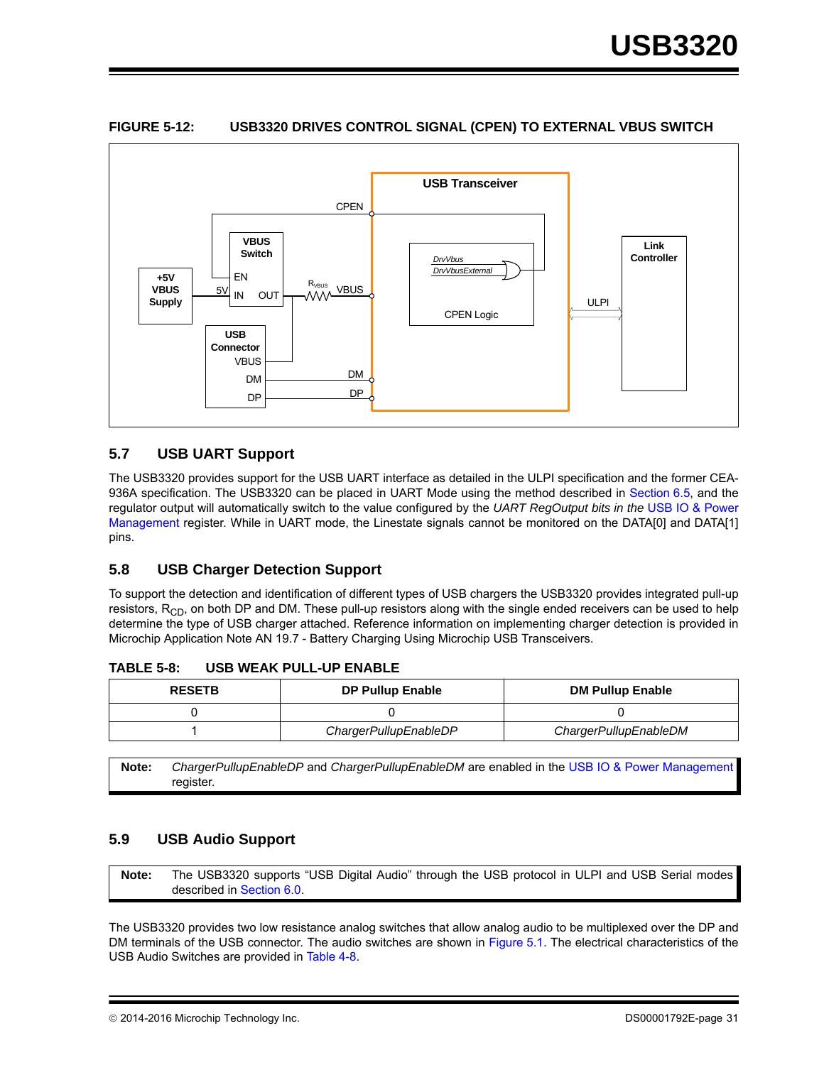**FIGURE 5-12: USB3320 DRIVES CONTROL SIGNAL (CPEN) TO EXTERNAL VBUS SWITCH**

## 5.7 USB UART Support

The USB3320 provides support for the USB UART interface as detailed in the ULPI specification and the former CEA-936A specification. The USB3320 can be placed in UART Mode using the method described in Section 6.5, and the regulator output will automatically switch to the value configured by the *UART RegOutput bits in the* USB IO & Power Management register. While in UART mode, the Linestate signals cannot be monitored on the DATA[0] and DATA[1] pins.

## 5.8 USB Charger Detection Support

To support the detection and identification of different types of USB chargers the USB3320 provides integrated pull-up resistors, $R_{CD}$, on both DP and DM. These pull-up resistors along with the single ended receivers can be used to help determine the type of USB charger attached. Reference information on implementing charger detection is provided in Microchip Application Note AN 19.7 - Battery Charging Using Microchip USB Transceivers.

**TABLE 5-8: USB WEAK PULL-UP ENABLE**

| RESETB | DP Pullup Enable | DM Pullup Enable |
|---|---|---|
| 0 | 0 | 0 |
| 1 | *ChargerPullupEnableDP* | *ChargerPullupEnableDM* |

**Note:** *ChargerPullupEnableDP* and *ChargerPullupEnableDM* are enabled in the USB IO & Power Management register.

## 5.9 USB Audio Support

**Note:** The USB3320 supports "USB Digital Audio" through the USB protocol in ULPI and USB Serial modes described in Section 6.0.

The USB3320 provides two low resistance analog switches that allow analog audio to be multiplexed over the DP and DM terminals of the USB connector. The audio switches are shown in Figure 5.1. The electrical characteristics of the USB Audio Switches are provided in Table 4-8.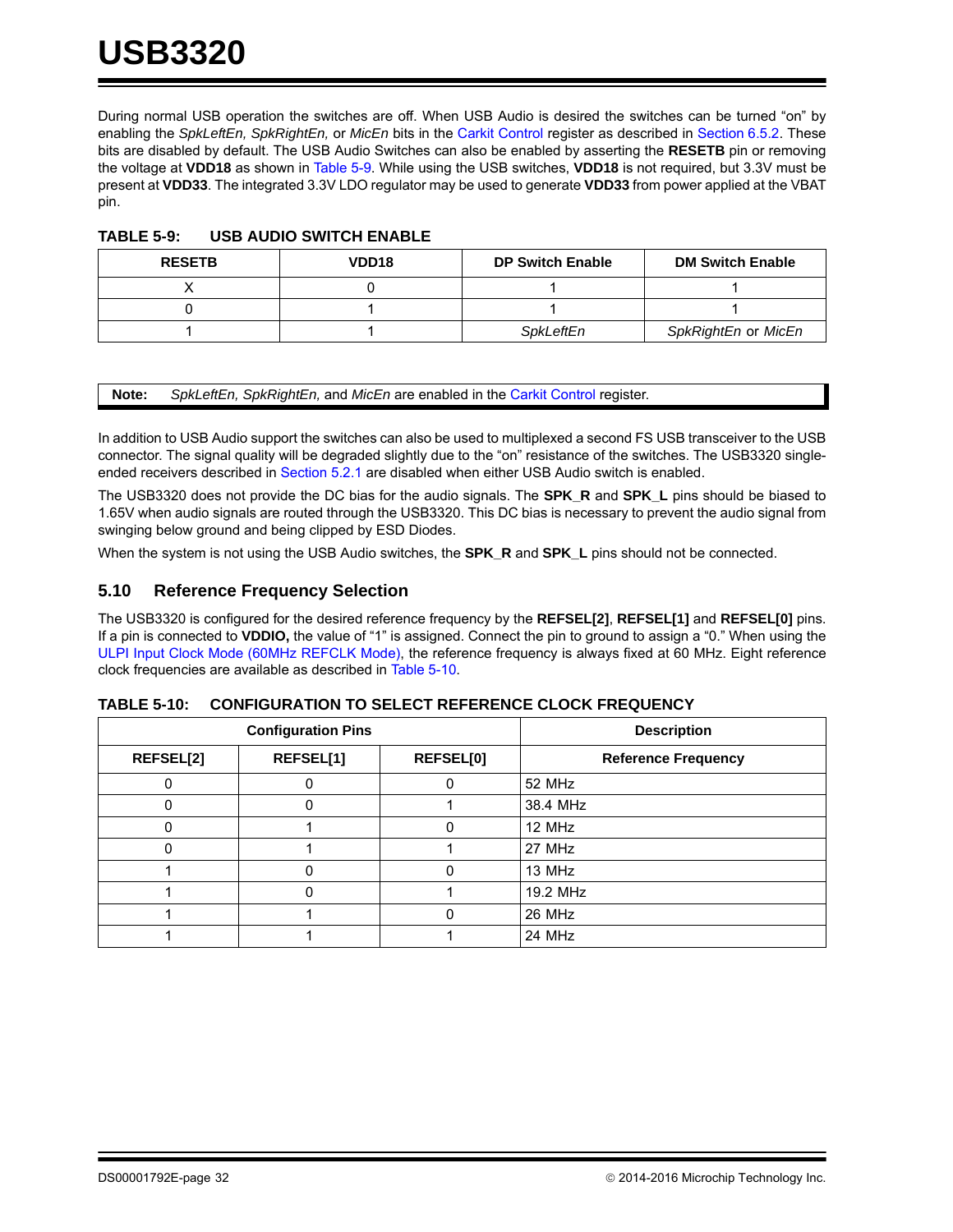During normal USB operation the switches are off. When USB Audio is desired the switches can be turned "on" by enabling the *SpkLeftEn, SpkRightEn,* or *MicEn* bits in the Carkit Control register as described in Section 6.5.2. These bits are disabled by default. The USB Audio Switches can also be enabled by asserting the **RESETB** pin or removing the voltage at **VDD18** as shown in Table 5-9. While using the USB switches, **VDD18** is not required, but 3.3V must be present at **VDD33**. The integrated 3.3V LDO regulator may be used to generate **VDD33** from power applied at the VBAT pin.

**TABLE 5-9: USB AUDIO SWITCH ENABLE**

| RESETB | VDD18 | DP Switch Enable | DM Switch Enable |
|---|---|---|---|
| X | 0 | 1 | 1 |
| 0 | 1 | 1 | 1 |
| 1 | 1 | *SpkLeftEn* | *SpkRightEn* or *MicEn* |

**Note:** *SpkLeftEn, SpkRightEn,* and *MicEn* are enabled in the Carkit Control register.

In addition to USB Audio support the switches can also be used to multiplexed a second FS USB transceiver to the USB connector. The signal quality will be degraded slightly due to the "on" resistance of the switches. The USB3320 single-ended receivers described in Section 5.2.1 are disabled when either USB Audio switch is enabled.

The USB3320 does not provide the DC bias for the audio signals. The **SPK_R** and **SPK_L** pins should be biased to 1.65V when audio signals are routed through the USB3320. This DC bias is necessary to prevent the audio signal from swinging below ground and being clipped by ESD Diodes.

When the system is not using the USB Audio switches, the **SPK_R** and **SPK_L** pins should not be connected.

## 5.10 Reference Frequency Selection

The USB3320 is configured for the desired reference frequency by the **REFSEL[2]**, **REFSEL[1]** and **REFSEL[0]** pins. If a pin is connected to **VDDIO,** the value of "1" is assigned. Connect the pin to ground to assign a "0." When using the ULPI Input Clock Mode (60MHz REFCLK Mode), the reference frequency is always fixed at 60 MHz. Eight reference clock frequencies are available as described in Table 5-10.

**TABLE 5-10: CONFIGURATION TO SELECT REFERENCE CLOCK FREQUENCY**

| Configuration Pins | | | Description |
|---|---|---|---|
| REFSEL[2] | REFSEL[1] | REFSEL[0] | Reference Frequency |
| 0 | 0 | 0 | 52 MHz |
| 0 | 0 | 1 | 38.4 MHz |
| 0 | 1 | 0 | 12 MHz |
| 0 | 1 | 1 | 27 MHz |
| 1 | 0 | 0 | 13 MHz |
| 1 | 0 | 1 | 19.2 MHz |
| 1 | 1 | 0 | 26 MHz |
| 1 | 1 | 1 | 24 MHz |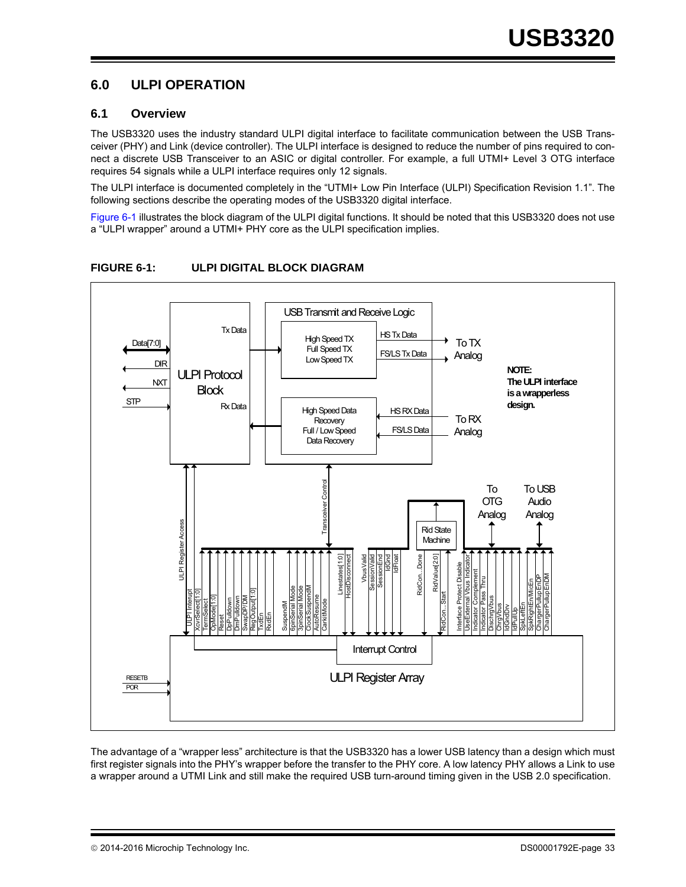## 6.0 ULPI OPERATION

### 6.1 Overview

The USB3320 uses the industry standard ULPI digital interface to facilitate communication between the USB Transceiver (PHY) and Link (device controller). The ULPI interface is designed to reduce the number of pins required to connect a discrete USB Transceiver to an ASIC or digital controller. For example, a full UTMI+ Level 3 OTG interface requires 54 signals while a ULPI interface requires only 12 signals.

The ULPI interface is documented completely in the “UTMI+ Low Pin Interface (ULPI) Specification Revision 1.1”. The following sections describe the operating modes of the USB3320 digital interface.

Figure 6-1 illustrates the block diagram of the ULPI digital functions. It should be noted that this USB3320 does not use a “ULPI wrapper” around a UTMI+ PHY core as the ULPI specification implies.

**FIGURE 6-1: ULPI DIGITAL BLOCK DIAGRAM**

The advantage of a “wrapper less” architecture is that the USB3320 has a lower USB latency than a design which must first register signals into the PHY’s wrapper before the transfer to the PHY core. A low latency PHY allows a Link to use a wrapper around a UTMI Link and still make the required USB turn-around timing given in the USB 2.0 specification.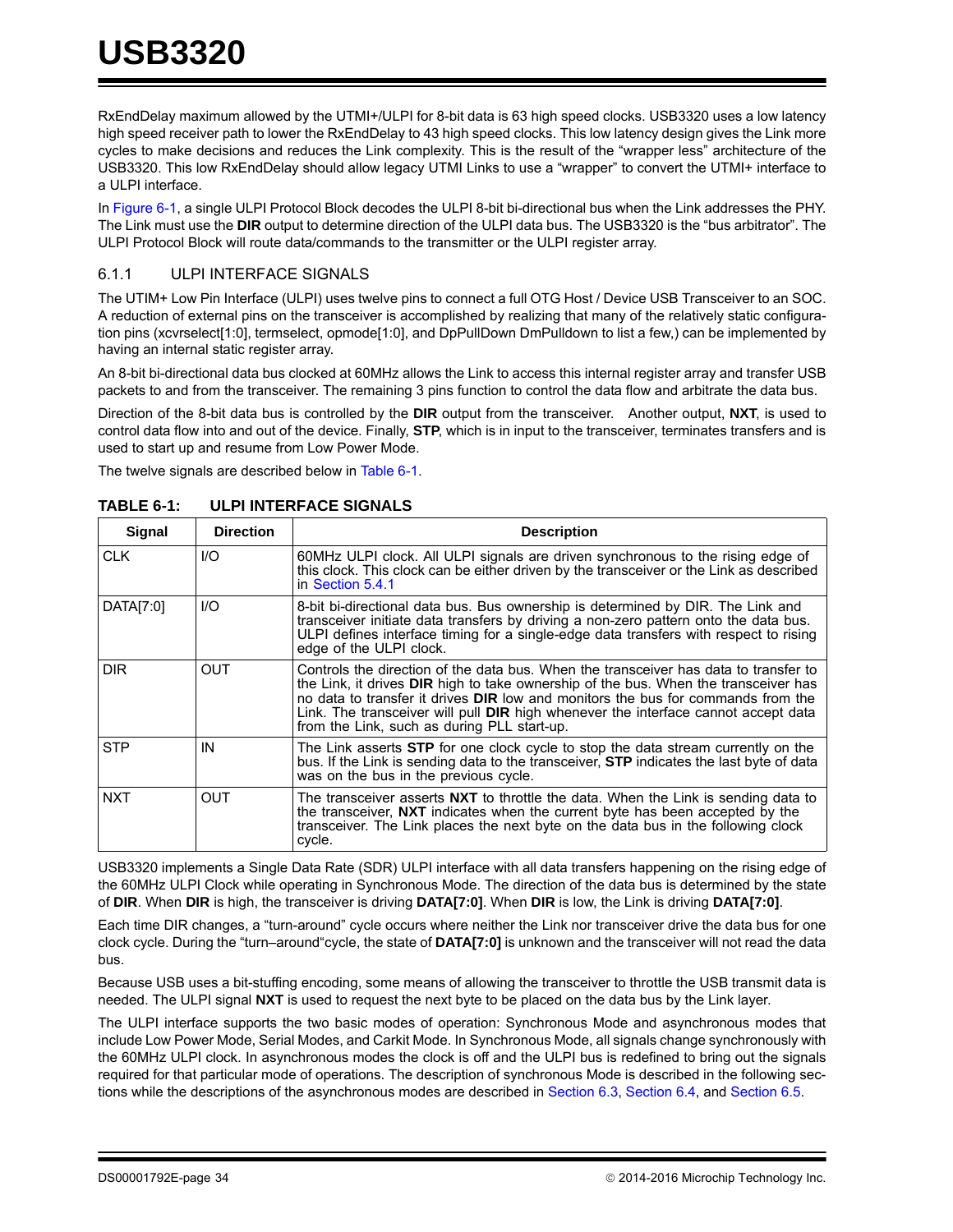RxEndDelay maximum allowed by the UTMI+/ULPI for 8-bit data is 63 high speed clocks. USB3320 uses a low latency high speed receiver path to lower the RxEndDelay to 43 high speed clocks. This low latency design gives the Link more cycles to make decisions and reduces the Link complexity. This is the result of the “wrapper less” architecture of the USB3320. This low RxEndDelay should allow legacy UTMI Links to use a “wrapper” to convert the UTMI+ interface to a ULPI interface.

In Figure 6-1, a single ULPI Protocol Block decodes the ULPI 8-bit bi-directional bus when the Link addresses the PHY. The Link must use the **DIR** output to determine direction of the ULPI data bus. The USB3320 is the “bus arbitrator”. The ULPI Protocol Block will route data/commands to the transmitter or the ULPI register array.

### 6.1.1 ULPI INTERFACE SIGNALS

The UTIM+ Low Pin Interface (ULPI) uses twelve pins to connect a full OTG Host / Device USB Transceiver to an SOC. A reduction of external pins on the transceiver is accomplished by realizing that many of the relatively static configuration pins (xcvrselect[1:0], termselect, opmode[1:0], and DpPullDown DmPulldown to list a few,) can be implemented by having an internal static register array.

An 8-bit bi-directional data bus clocked at 60MHz allows the Link to access this internal register array and transfer USB packets to and from the transceiver. The remaining 3 pins function to control the data flow and arbitrate the data bus.

Direction of the 8-bit data bus is controlled by the **DIR** output from the transceiver. Another output, **NXT**, is used to control data flow into and out of the device. Finally, **STP**, which is in input to the transceiver, terminates transfers and is used to start up and resume from Low Power Mode.

The twelve signals are described below in Table 6-1.

**TABLE 6-1: ULPI INTERFACE SIGNALS**

| Signal | Direction | Description |
|---|---|---|
| CLK | I/O | 60MHz ULPI clock. All ULPI signals are driven synchronous to the rising edge of this clock. This clock can be either driven by the transceiver or the Link as described in Section 5.4.1 |
| DATA[7:0] | I/O | 8-bit bi-directional data bus. Bus ownership is determined by DIR. The Link and transceiver initiate data transfers by driving a non-zero pattern onto the data bus. ULPI defines interface timing for a single-edge data transfers with respect to rising edge of the ULPI clock. |
| DIR | OUT | Controls the direction of the data bus. When the transceiver has data to transfer to the Link, it drives **DIR** high to take ownership of the bus. When the transceiver has no data to transfer it drives **DIR** low and monitors the bus for commands from the Link. The transceiver will pull **DIR** high whenever the interface cannot accept data from the Link, such as during PLL start-up. |
| STP | IN | The Link asserts **STP** for one clock cycle to stop the data stream currently on the bus. If the Link is sending data to the transceiver, **STP** indicates the last byte of data was on the bus in the previous cycle. |
| NXT | OUT | The transceiver asserts **NXT** to throttle the data. When the Link is sending data to the transceiver, **NXT** indicates when the current byte has been accepted by the transceiver. The Link places the next byte on the data bus in the following clock cycle. |

USB3320 implements a Single Data Rate (SDR) ULPI interface with all data transfers happening on the rising edge of the 60MHz ULPI Clock while operating in Synchronous Mode. The direction of the data bus is determined by the state of **DIR**. When **DIR** is high, the transceiver is driving **DATA[7:0]**. When **DIR** is low, the Link is driving **DATA[7:0]**.

Each time DIR changes, a “turn-around” cycle occurs where neither the Link nor transceiver drive the data bus for one clock cycle. During the “turn–around“cycle, the state of **DATA[7:0]** is unknown and the transceiver will not read the data bus.

Because USB uses a bit-stuffing encoding, some means of allowing the transceiver to throttle the USB transmit data is needed. The ULPI signal **NXT** is used to request the next byte to be placed on the data bus by the Link layer.

The ULPI interface supports the two basic modes of operation: Synchronous Mode and asynchronous modes that include Low Power Mode, Serial Modes, and Carkit Mode. In Synchronous Mode, all signals change synchronously with the 60MHz ULPI clock. In asynchronous modes the clock is off and the ULPI bus is redefined to bring out the signals required for that particular mode of operations. The description of synchronous Mode is described in the following sections while the descriptions of the asynchronous modes are described in Section 6.3, Section 6.4, and Section 6.5.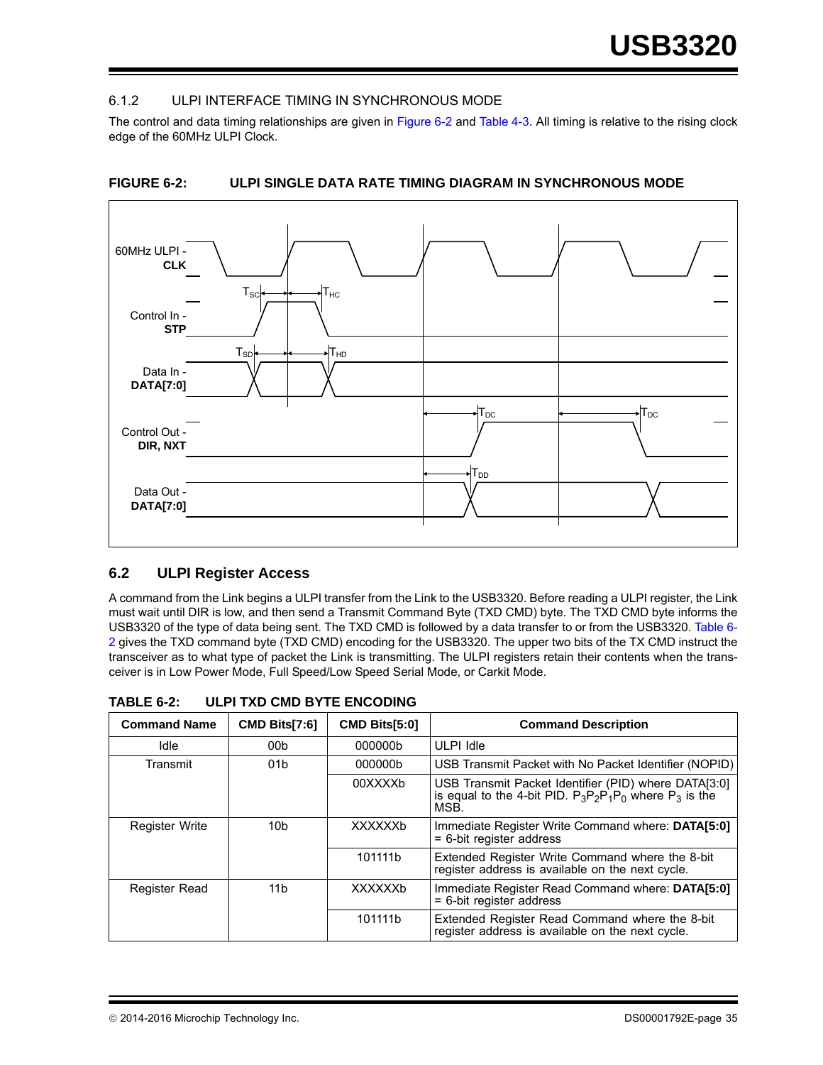### 6.1.2 ULPI INTERFACE TIMING IN SYNCHRONOUS MODE

The control and data timing relationships are given in Figure 6-2 and Table 4-3. All timing is relative to the rising clock edge of the 60MHz ULPI Clock.

**FIGURE 6-2: ULPI SINGLE DATA RATE TIMING DIAGRAM IN SYNCHRONOUS MODE**

60MHz ULPI - **CLK**

Control In - **STP**

Data In - **DATA[7:0]**

Control Out - **DIR, NXT**

Data Out - **DATA[7:0]**

$T_{SC}$ $T_{HC}$ $T_{SD}$ $T_{HD}$ $T_{DC}$ $T_{DC}$ $T_{DD}$

## 6.2 ULPI Register Access

A command from the Link begins a ULPI transfer from the Link to the USB3320. Before reading a ULPI register, the Link must wait until DIR is low, and then send a Transmit Command Byte (TXD CMD) byte. The TXD CMD byte informs the USB3320 of the type of data being sent. The TXD CMD is followed by a data transfer to or from the USB3320. Table 6-2 gives the TXD command byte (TXD CMD) encoding for the USB3320. The upper two bits of the TX CMD instruct the transceiver as to what type of packet the Link is transmitting. The ULPI registers retain their contents when the transceiver is in Low Power Mode, Full Speed/Low Speed Serial Mode, or Carkit Mode.

**TABLE 6-2: ULPI TXD CMD BYTE ENCODING**

| Command Name | CMD Bits[7:6] | CMD Bits[5:0] | Command Description |
|---|---|---|---|
| Idle | 00b | 000000b | ULPI Idle |
| Transmit | 01b | 000000b | USB Transmit Packet with No Packet Identifier (NOPID) |
| | | 00XXXXb | USB Transmit Packet Identifier (PID) where DATA[3:0] is equal to the 4-bit PID. $P_3P_2P_1P_0$ where $P_3$ is the MSB. |
| Register Write | 10b | XXXXXXb | Immediate Register Write Command where: **DATA[5:0]** = 6-bit register address |
| | | 101111b | Extended Register Write Command where the 8-bit register address is available on the next cycle. |
| Register Read | 11b | XXXXXXb | Immediate Register Read Command where: **DATA[5:0]** = 6-bit register address |
| | | 101111b | Extended Register Read Command where the 8-bit register address is available on the next cycle. |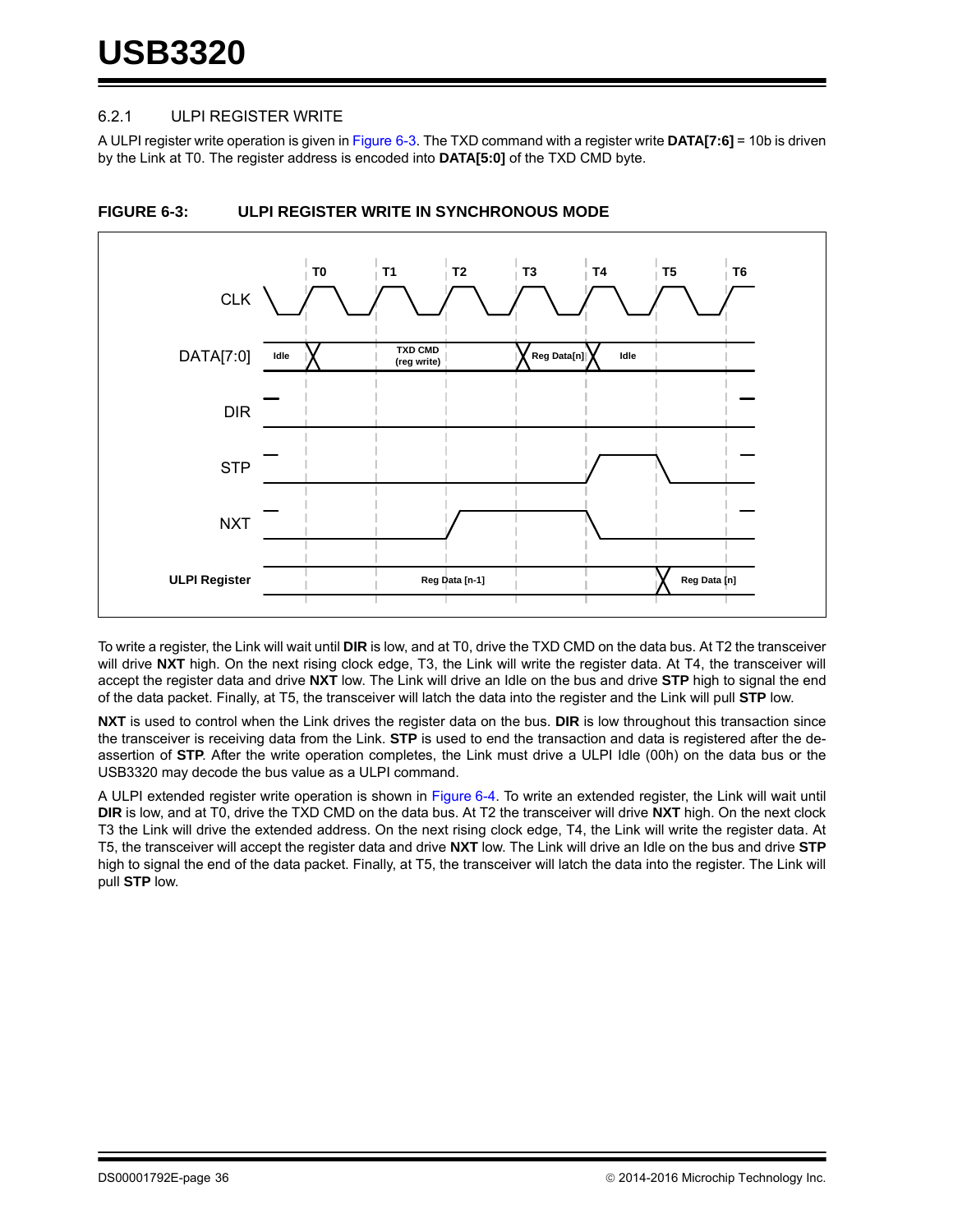### 6.2.1 ULPI REGISTER WRITE

A ULPI register write operation is given in Figure 6-3. The TXD command with a register write **DATA[7:6]** = 10b is driven by the Link at T0. The register address is encoded into **DATA[5:0]** of the TXD CMD byte.

**FIGURE 6-3: ULPI REGISTER WRITE IN SYNCHRONOUS MODE**

To write a register, the Link will wait until **DIR** is low, and at T0, drive the TXD CMD on the data bus. At T2 the transceiver will drive **NXT** high. On the next rising clock edge, T3, the Link will write the register data. At T4, the transceiver will accept the register data and drive **NXT** low. The Link will drive an Idle on the bus and drive **STP** high to signal the end of the data packet. Finally, at T5, the transceiver will latch the data into the register and the Link will pull **STP** low.

**NXT** is used to control when the Link drives the register data on the bus. **DIR** is low throughout this transaction since the transceiver is receiving data from the Link. **STP** is used to end the transaction and data is registered after the de-assertion of **STP**. After the write operation completes, the Link must drive a ULPI Idle (00h) on the data bus or the USB3320 may decode the bus value as a ULPI command.

A ULPI extended register write operation is shown in Figure 6-4. To write an extended register, the Link will wait until **DIR** is low, and at T0, drive the TXD CMD on the data bus. At T2 the transceiver will drive **NXT** high. On the next clock T3 the Link will drive the extended address. On the next rising clock edge, T4, the Link will write the register data. At T5, the transceiver will accept the register data and drive **NXT** low. The Link will drive an Idle on the bus and drive **STP** high to signal the end of the data packet. Finally, at T5, the transceiver will latch the data into the register. The Link will pull **STP** low.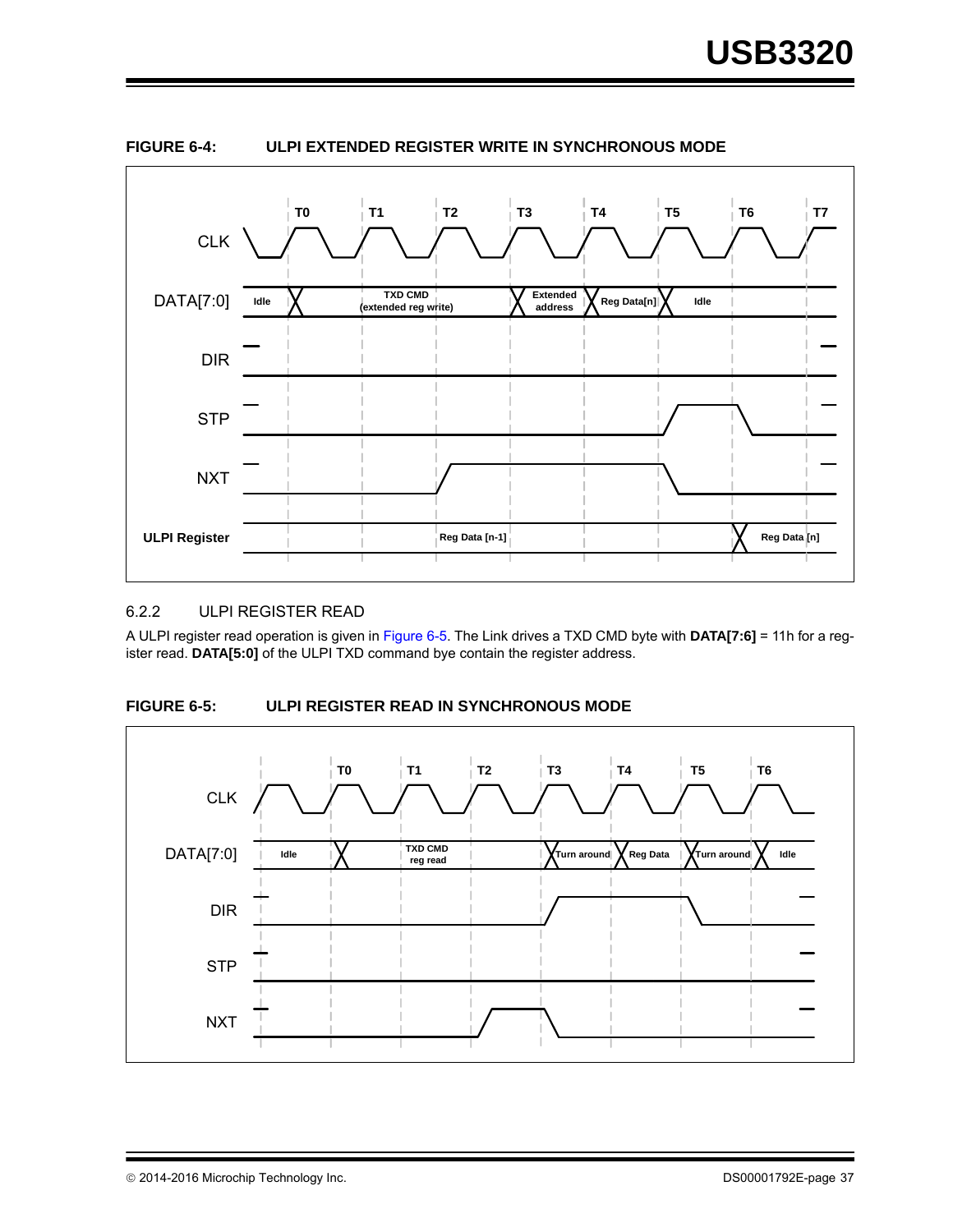**FIGURE 6-4: ULPI EXTENDED REGISTER WRITE IN SYNCHRONOUS MODE**

### 6.2.2 ULPI REGISTER READ

A ULPI register read operation is given in Figure 6-5. The Link drives a TXD CMD byte with **DATA[7:6]** = 11h for a register read. **DATA[5:0]** of the ULPI TXD command bye contain the register address.

**FIGURE 6-5: ULPI REGISTER READ IN SYNCHRONOUS MODE**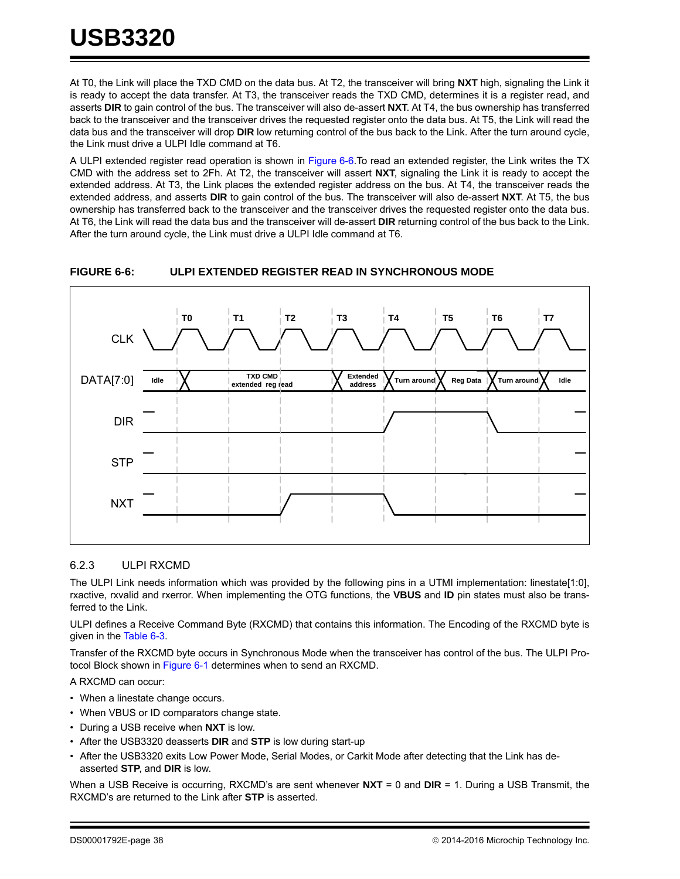At T0, the Link will place the TXD CMD on the data bus. At T2, the transceiver will bring **NXT** high, signaling the Link it is ready to accept the data transfer. At T3, the transceiver reads the TXD CMD, determines it is a register read, and asserts **DIR** to gain control of the bus. The transceiver will also de-assert **NXT**. At T4, the bus ownership has transferred back to the transceiver and the transceiver drives the requested register onto the data bus. At T5, the Link will read the data bus and the transceiver will drop **DIR** low returning control of the bus back to the Link. After the turn around cycle, the Link must drive a ULPI Idle command at T6.

A ULPI extended register read operation is shown in Figure 6-6.To read an extended register, the Link writes the TX CMD with the address set to 2Fh. At T2, the transceiver will assert **NXT**, signaling the Link it is ready to accept the extended address. At T3, the Link places the extended register address on the bus. At T4, the transceiver reads the extended address, and asserts **DIR** to gain control of the bus. The transceiver will also de-assert **NXT**. At T5, the bus ownership has transferred back to the transceiver and the transceiver drives the requested register onto the data bus. At T6, the Link will read the data bus and the transceiver will de-assert **DIR** returning control of the bus back to the Link. After the turn around cycle, the Link must drive a ULPI Idle command at T6.

**FIGURE 6-6: ULPI EXTENDED REGISTER READ IN SYNCHRONOUS MODE**

### 6.2.3 ULPI RXCMD

The ULPI Link needs information which was provided by the following pins in a UTMI implementation: linestate[1:0], rxactive, rxvalid and rxerror. When implementing the OTG functions, the **VBUS** and **ID** pin states must also be transferred to the Link.

ULPI defines a Receive Command Byte (RXCMD) that contains this information. The Encoding of the RXCMD byte is given in the Table 6-3.

Transfer of the RXCMD byte occurs in Synchronous Mode when the transceiver has control of the bus. The ULPI Protocol Block shown in Figure 6-1 determines when to send an RXCMD.

A RXCMD can occur:

- When a linestate change occurs.
- When VBUS or ID comparators change state.
- During a USB receive when **NXT** is low.
- After the USB3320 deasserts **DIR** and **STP** is low during start-up
- After the USB3320 exits Low Power Mode, Serial Modes, or Carkit Mode after detecting that the Link has de-asserted **STP**, and **DIR** is low.

When a USB Receive is occurring, RXCMD's are sent whenever **NXT** = 0 and **DIR** = 1. During a USB Transmit, the RXCMD's are returned to the Link after **STP** is asserted.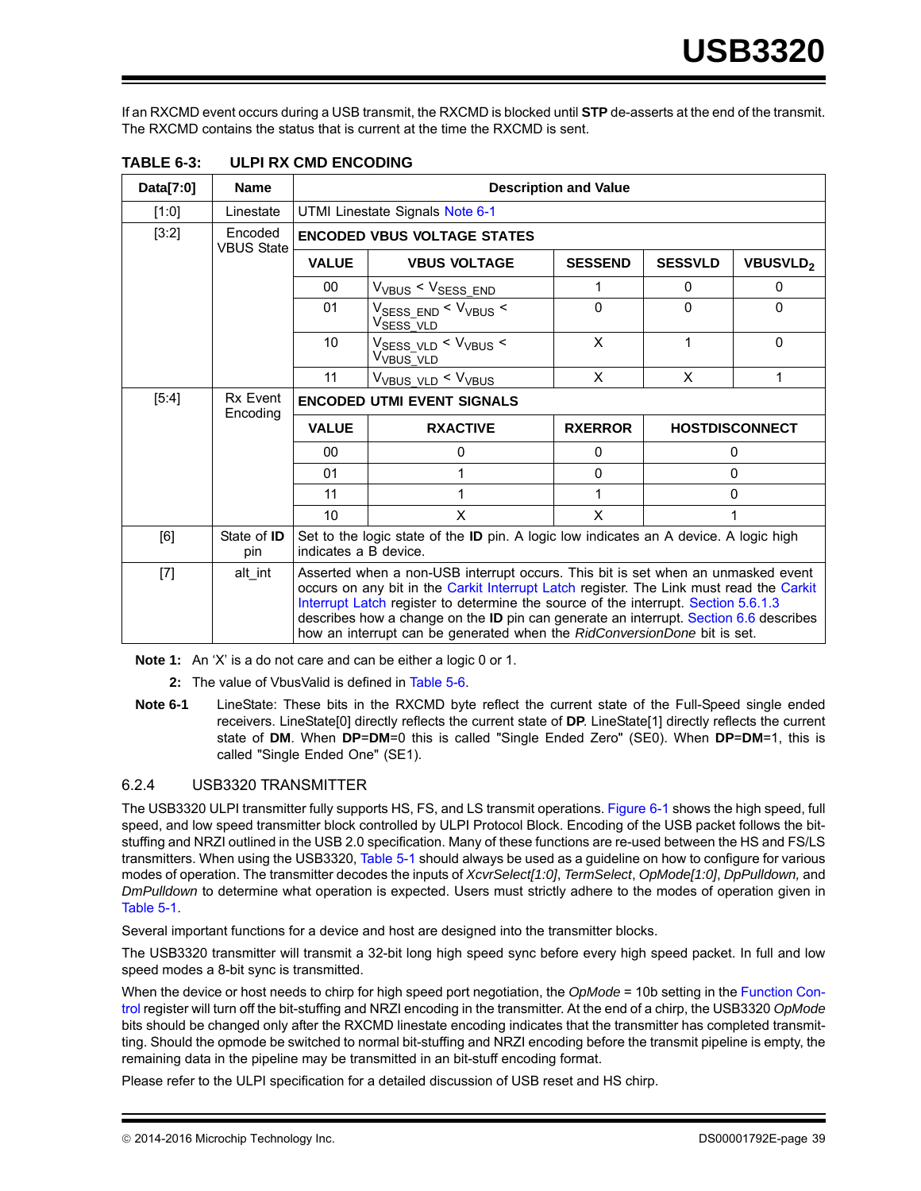If an RXCMD event occurs during a USB transmit, the RXCMD is blocked until **STP** de-asserts at the end of the transmit. The RXCMD contains the status that is current at the time the RXCMD is sent.

**TABLE 6-3: ULPI RX CMD ENCODING**

| Data[7:0] | Name | Description and Value | | | | |
|---|---|---|---|---|---|---|
| [1:0] | Linestate | UTMI Linestate Signals Note 6-1 | | | | |
| [3:2] | Encoded VBUS State | **ENCODED VBUS VOLTAGE STATES** | | | | |
| | | **VALUE** | **VBUS VOLTAGE** | **SESSEND** | **SESSVLD** | **VBUSVLD$_2$** |
| | | 00 | $V_{VBUS} < V_{SESS\_END}$ | 1 | 0 | 0 |
| | | 01 | $V_{SESS\_END} < V_{VBUS} < V_{SESS\_VLD}$ | 0 | 0 | 0 |
| | | 10 | $V_{SESS\_VLD} < V_{VBUS} < V_{VBUS\_VLD}$ | X | 1 | 0 |
| | | 11 | $V_{VBUS\_VLD} < V_{VBUS}$ | X | X | 1 |
| [5:4] | Rx Event Encoding | **ENCODED UTMI EVENT SIGNALS** | | | | |
| | | **VALUE** | **RXACTIVE** | **RXERROR** | **HOSTDISCONNECT** | |
| | | 00 | 0 | 0 | 0 | |
| | | 01 | 1 | 0 | 0 | |
| | | 11 | 1 | 1 | 0 | |
| | | 10 | X | X | 1 | |
| [6] | State of **ID** pin | Set to the logic state of the **ID** pin. A logic low indicates an A device. A logic high indicates a B device. | | | | |
| [7] | alt_int | Asserted when a non-USB interrupt occurs. This bit is set when an unmasked event occurs on any bit in the Carkit Interrupt Latch register. The Link must read the Carkit Interrupt Latch register to determine the source of the interrupt. Section 5.6.1.3 describes how a change on the **ID** pin can generate an interrupt. Section 6.6 describes how an interrupt can be generated when the *RidConversionDone* bit is set. | | | | |

**Note 1:** An 'X' is a do not care and can be either a logic 0 or 1.

**2:** The value of VbusValid is defined in Table 5-6.

**Note 6-1** LineState: These bits in the RXCMD byte reflect the current state of the Full-Speed single ended receivers. LineState[0] directly reflects the current state of **DP**. LineState[1] directly reflects the current state of **DM**. When **DP**=**DM**=0 this is called "Single Ended Zero" (SE0). When **DP**=**DM**=1, this is called "Single Ended One" (SE1).

### 6.2.4 USB3320 TRANSMITTER

The USB3320 ULPI transmitter fully supports HS, FS, and LS transmit operations. Figure 6-1 shows the high speed, full speed, and low speed transmitter block controlled by ULPI Protocol Block. Encoding of the USB packet follows the bit-stuffing and NRZI outlined in the USB 2.0 specification. Many of these functions are re-used between the HS and FS/LS transmitters. When using the USB3320, Table 5-1 should always be used as a guideline on how to configure for various modes of operation. The transmitter decodes the inputs of *XcvrSelect[1:0]*, *TermSelect*, *OpMode[1:0]*, *DpPulldown,* and *DmPulldown* to determine what operation is expected. Users must strictly adhere to the modes of operation given in Table 5-1.

Several important functions for a device and host are designed into the transmitter blocks.

The USB3320 transmitter will transmit a 32-bit long high speed sync before every high speed packet. In full and low speed modes a 8-bit sync is transmitted.

When the device or host needs to chirp for high speed port negotiation, the *OpMode* = 10b setting in the Function Control register will turn off the bit-stuffing and NRZI encoding in the transmitter. At the end of a chirp, the USB3320 *OpMode* bits should be changed only after the RXCMD linestate encoding indicates that the transmitter has completed transmitting. Should the opmode be switched to normal bit-stuffing and NRZI encoding before the transmit pipeline is empty, the remaining data in the pipeline may be transmitted in an bit-stuff encoding format.

Please refer to the ULPI specification for a detailed discussion of USB reset and HS chirp.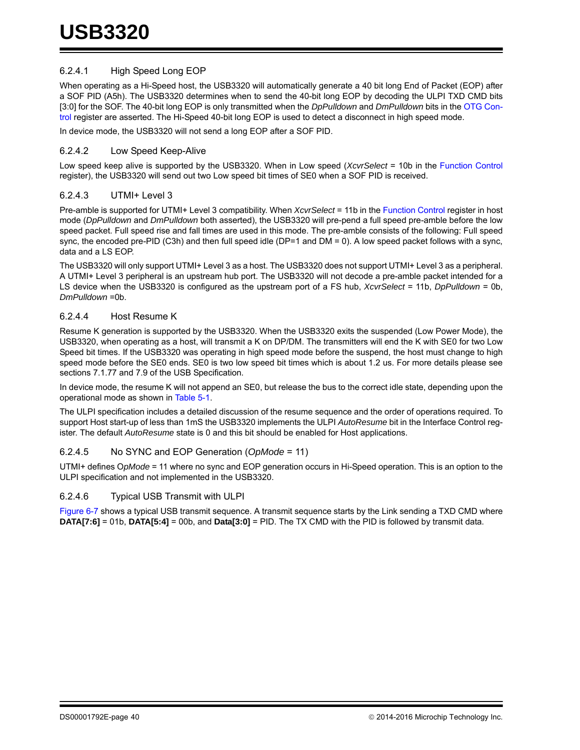#### 6.2.4.1 High Speed Long EOP

When operating as a Hi-Speed host, the USB3320 will automatically generate a 40 bit long End of Packet (EOP) after a SOF PID (A5h). The USB3320 determines when to send the 40-bit long EOP by decoding the ULPI TXD CMD bits [3:0] for the SOF. The 40-bit long EOP is only transmitted when the *DpPulldown* and *DmPulldown* bits in the OTG Control register are asserted. The Hi-Speed 40-bit long EOP is used to detect a disconnect in high speed mode.

In device mode, the USB3320 will not send a long EOP after a SOF PID.

#### 6.2.4.2 Low Speed Keep-Alive

Low speed keep alive is supported by the USB3320. When in Low speed (*XcvrSelect* = 10b in the Function Control register), the USB3320 will send out two Low speed bit times of SE0 when a SOF PID is received.

#### 6.2.4.3 UTMI+ Level 3

Pre-amble is supported for UTMI+ Level 3 compatibility. When *XcvrSelect* = 11b in the Function Control register in host mode (*DpPulldown* and *DmPulldown* both asserted), the USB3320 will pre-pend a full speed pre-amble before the low speed packet. Full speed rise and fall times are used in this mode. The pre-amble consists of the following: Full speed sync, the encoded pre-PID (C3h) and then full speed idle (DP=1 and DM = 0). A low speed packet follows with a sync, data and a LS EOP.

The USB3320 will only support UTMI+ Level 3 as a host. The USB3320 does not support UTMI+ Level 3 as a peripheral. A UTMI+ Level 3 peripheral is an upstream hub port. The USB3320 will not decode a pre-amble packet intended for a LS device when the USB3320 is configured as the upstream port of a FS hub, *XcvrSelect* = 11b, *DpPulldown* = 0b, *DmPulldown* =0b.

#### 6.2.4.4 Host Resume K

Resume K generation is supported by the USB3320. When the USB3320 exits the suspended (Low Power Mode), the USB3320, when operating as a host, will transmit a K on DP/DM. The transmitters will end the K with SE0 for two Low Speed bit times. If the USB3320 was operating in high speed mode before the suspend, the host must change to high speed mode before the SE0 ends. SE0 is two low speed bit times which is about 1.2 us. For more details please see sections 7.1.77 and 7.9 of the USB Specification.

In device mode, the resume K will not append an SE0, but release the bus to the correct idle state, depending upon the operational mode as shown in Table 5-1.

The ULPI specification includes a detailed discussion of the resume sequence and the order of operations required. To support Host start-up of less than 1mS the USB3320 implements the ULPI *AutoResume* bit in the Interface Control register. The default *AutoResume* state is 0 and this bit should be enabled for Host applications.

#### 6.2.4.5 No SYNC and EOP Generation (*OpMode* = 11)

UTMI+ defines O*pMode* = 11 where no sync and EOP generation occurs in Hi-Speed operation. This is an option to the ULPI specification and not implemented in the USB3320.

#### 6.2.4.6 Typical USB Transmit with ULPI

Figure 6-7 shows a typical USB transmit sequence. A transmit sequence starts by the Link sending a TXD CMD where **DATA[7:6]** = 01b, **DATA[5:4]** = 00b, and **Data[3:0]** = PID. The TX CMD with the PID is followed by transmit data.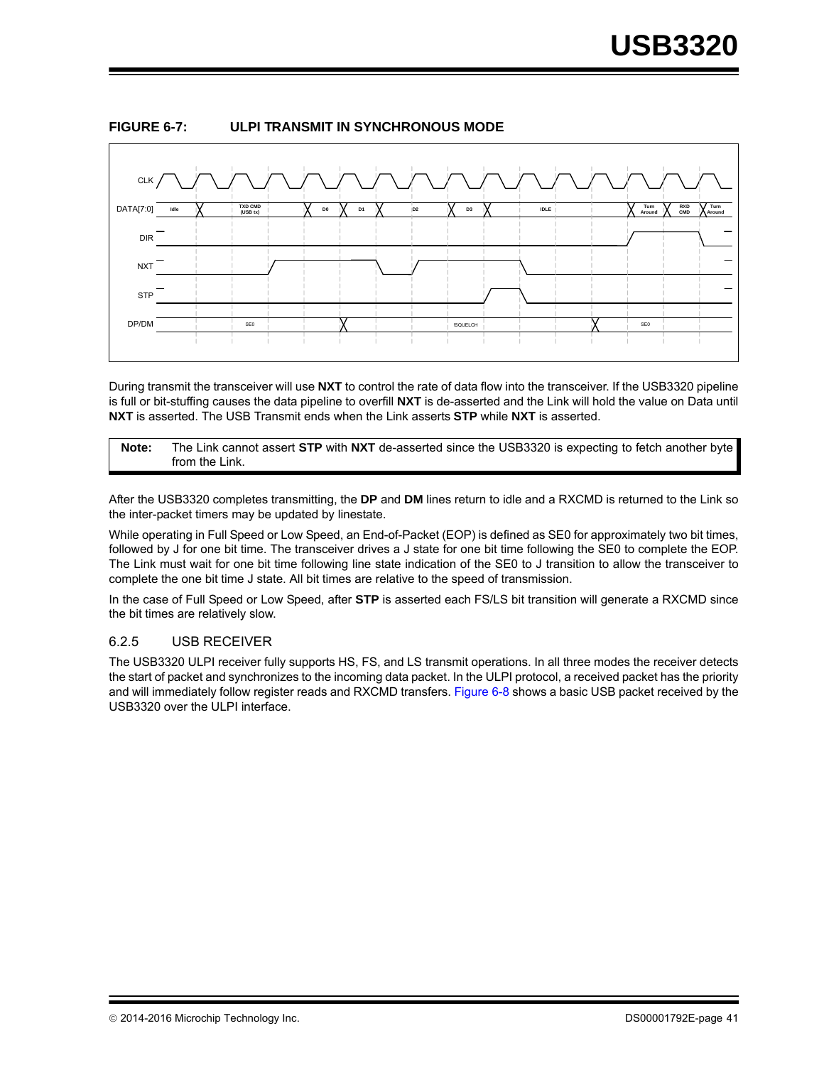**FIGURE 6-7: ULPI TRANSMIT IN SYNCHRONOUS MODE**

During transmit the transceiver will use **NXT** to control the rate of data flow into the transceiver. If the USB3320 pipeline is full or bit-stuffing causes the data pipeline to overfill **NXT** is de-asserted and the Link will hold the value on Data until **NXT** is asserted. The USB Transmit ends when the Link asserts **STP** while **NXT** is asserted.

> **Note:** The Link cannot assert **STP** with **NXT** de-asserted since the USB3320 is expecting to fetch another byte from the Link.

After the USB3320 completes transmitting, the **DP** and **DM** lines return to idle and a RXCMD is returned to the Link so the inter-packet timers may be updated by linestate.

While operating in Full Speed or Low Speed, an End-of-Packet (EOP) is defined as SE0 for approximately two bit times, followed by J for one bit time. The transceiver drives a J state for one bit time following the SE0 to complete the EOP. The Link must wait for one bit time following line state indication of the SE0 to J transition to allow the transceiver to complete the one bit time J state. All bit times are relative to the speed of transmission.

In the case of Full Speed or Low Speed, after **STP** is asserted each FS/LS bit transition will generate a RXCMD since the bit times are relatively slow.

### 6.2.5 USB RECEIVER

The USB3320 ULPI receiver fully supports HS, FS, and LS transmit operations. In all three modes the receiver detects the start of packet and synchronizes to the incoming data packet. In the ULPI protocol, a received packet has the priority and will immediately follow register reads and RXCMD transfers. Figure 6-8 shows a basic USB packet received by the USB3320 over the ULPI interface.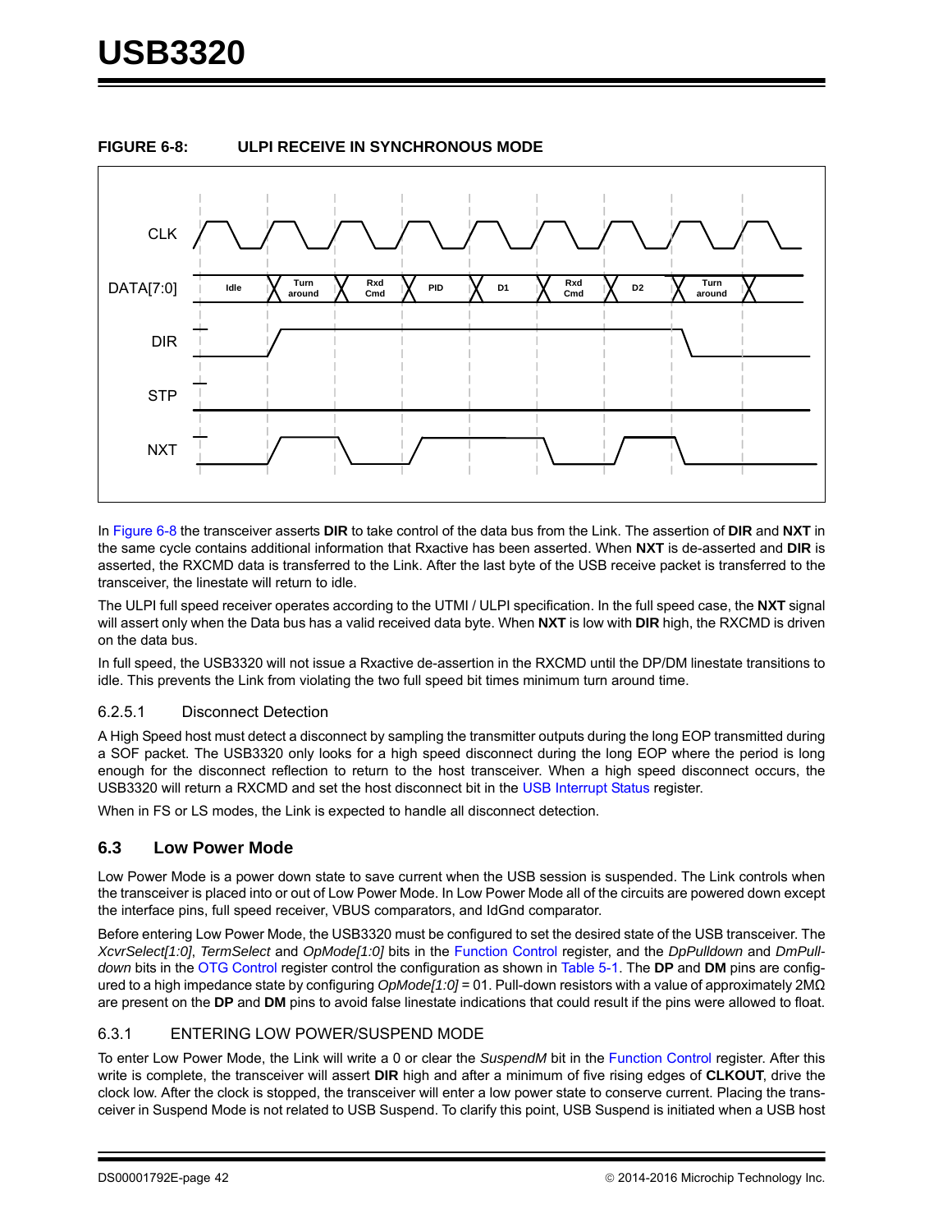**FIGURE 6-8: ULPI RECEIVE IN SYNCHRONOUS MODE**

In Figure 6-8 the transceiver asserts **DIR** to take control of the data bus from the Link. The assertion of **DIR** and **NXT** in the same cycle contains additional information that Rxactive has been asserted. When **NXT** is de-asserted and **DIR** is asserted, the RXCMD data is transferred to the Link. After the last byte of the USB receive packet is transferred to the transceiver, the linestate will return to idle.

The ULPI full speed receiver operates according to the UTMI / ULPI specification. In the full speed case, the **NXT** signal will assert only when the Data bus has a valid received data byte. When **NXT** is low with **DIR** high, the RXCMD is driven on the data bus.

In full speed, the USB3320 will not issue a Rxactive de-assertion in the RXCMD until the DP/DM linestate transitions to idle. This prevents the Link from violating the two full speed bit times minimum turn around time.

#### 6.2.5.1 Disconnect Detection

A High Speed host must detect a disconnect by sampling the transmitter outputs during the long EOP transmitted during a SOF packet. The USB3320 only looks for a high speed disconnect during the long EOP where the period is long enough for the disconnect reflection to return to the host transceiver. When a high speed disconnect occurs, the USB3320 will return a RXCMD and set the host disconnect bit in the USB Interrupt Status register.

When in FS or LS modes, the Link is expected to handle all disconnect detection.

## 6.3 Low Power Mode

Low Power Mode is a power down state to save current when the USB session is suspended. The Link controls when the transceiver is placed into or out of Low Power Mode. In Low Power Mode all of the circuits are powered down except the interface pins, full speed receiver, VBUS comparators, and IdGnd comparator.

Before entering Low Power Mode, the USB3320 must be configured to set the desired state of the USB transceiver. The *XcvrSelect[1:0]*, *TermSelect* and *OpMode[1:0]* bits in the Function Control register, and the *DpPulldown* and *DmPull-down* bits in the OTG Control register control the configuration as shown in Table 5-1. The **DP** and **DM** pins are configured to a high impedance state by configuring *OpMode[1:0]* = 01. Pull-down resistors with a value of approximately 2MΩ are present on the **DP** and **DM** pins to avoid false linestate indications that could result if the pins were allowed to float.

### 6.3.1 ENTERING LOW POWER/SUSPEND MODE

To enter Low Power Mode, the Link will write a 0 or clear the *SuspendM* bit in the Function Control register. After this write is complete, the transceiver will assert **DIR** high and after a minimum of five rising edges of **CLKOUT**, drive the clock low. After the clock is stopped, the transceiver will enter a low power state to conserve current. Placing the transceiver in Suspend Mode is not related to USB Suspend. To clarify this point, USB Suspend is initiated when a USB host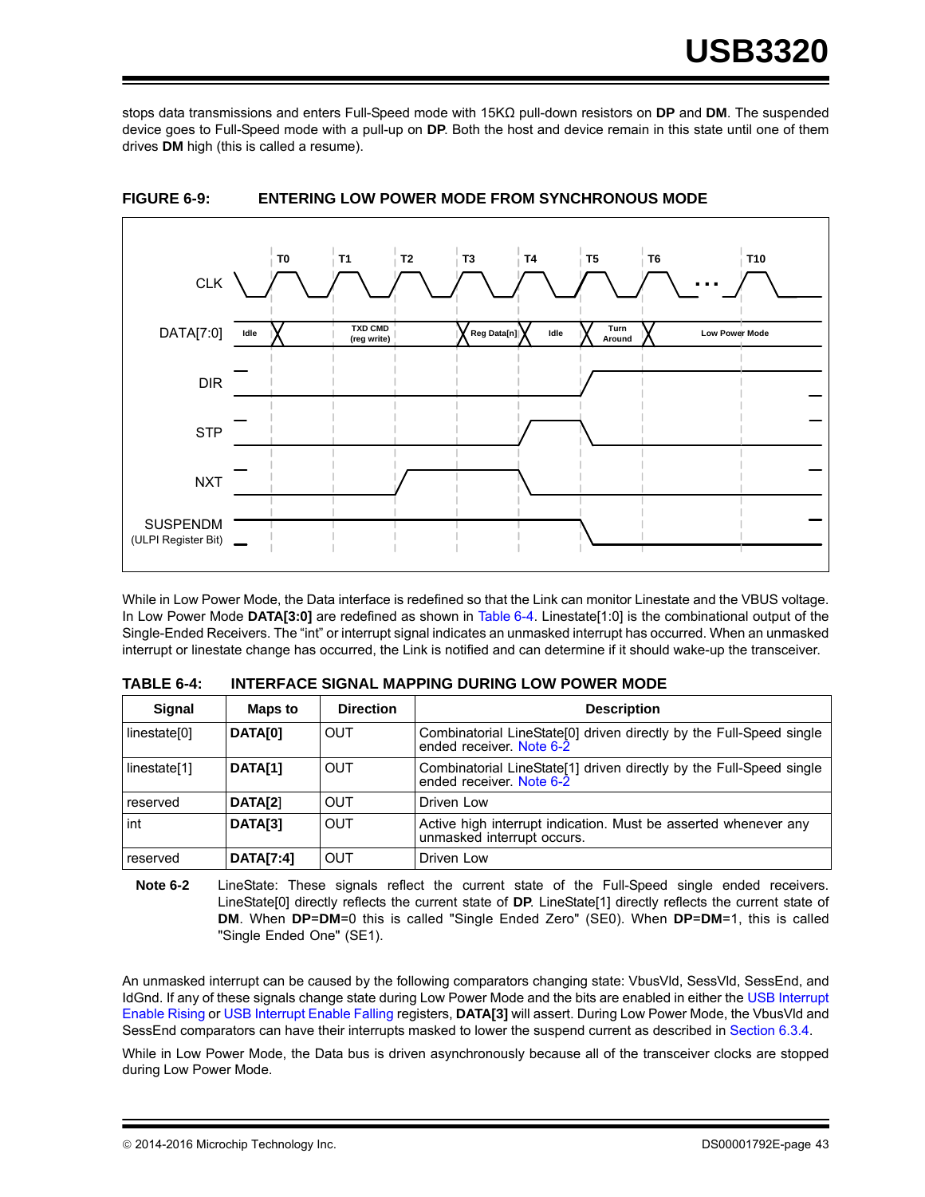stops data transmissions and enters Full-Speed mode with 15KΩ pull-down resistors on **DP** and **DM**. The suspended device goes to Full-Speed mode with a pull-up on **DP**. Both the host and device remain in this state until one of them drives **DM** high (this is called a resume).

**FIGURE 6-9: ENTERING LOW POWER MODE FROM SYNCHRONOUS MODE**

While in Low Power Mode, the Data interface is redefined so that the Link can monitor Linestate and the VBUS voltage. In Low Power Mode **DATA[3:0]** are redefined as shown in Table 6-4. Linestate[1:0] is the combinational output of the Single-Ended Receivers. The "int" or interrupt signal indicates an unmasked interrupt has occurred. When an unmasked interrupt or linestate change has occurred, the Link is notified and can determine if it should wake-up the transceiver.

**TABLE 6-4: INTERFACE SIGNAL MAPPING DURING LOW POWER MODE**

| Signal | Maps to | Direction | Description |
|---|---|---|---|
| linestate[0] | **DATA[0]** | OUT | Combinatorial LineState[0] driven directly by the Full-Speed single ended receiver. Note 6-2 |
| linestate[1] | **DATA[1]** | OUT | Combinatorial LineState[1] driven directly by the Full-Speed single ended receiver. Note 6-2 |
| reserved | **DATA[2]** | OUT | Driven Low |
| int | **DATA[3]** | OUT | Active high interrupt indication. Must be asserted whenever any unmasked interrupt occurs. |
| reserved | **DATA[7:4]** | OUT | Driven Low |

**Note 6-2** LineState: These signals reflect the current state of the Full-Speed single ended receivers. LineState[0] directly reflects the current state of **DP**. LineState[1] directly reflects the current state of **DM**. When **DP**=**DM**=0 this is called "Single Ended Zero" (SE0). When **DP**=**DM**=1, this is called "Single Ended One" (SE1).

An unmasked interrupt can be caused by the following comparators changing state: VbusVld, SessVld, SessEnd, and IdGnd. If any of these signals change state during Low Power Mode and the bits are enabled in either the USB Interrupt Enable Rising or USB Interrupt Enable Falling registers, **DATA[3]** will assert. During Low Power Mode, the VbusVld and SessEnd comparators can have their interrupts masked to lower the suspend current as described in Section 6.3.4.

While in Low Power Mode, the Data bus is driven asynchronously because all of the transceiver clocks are stopped during Low Power Mode.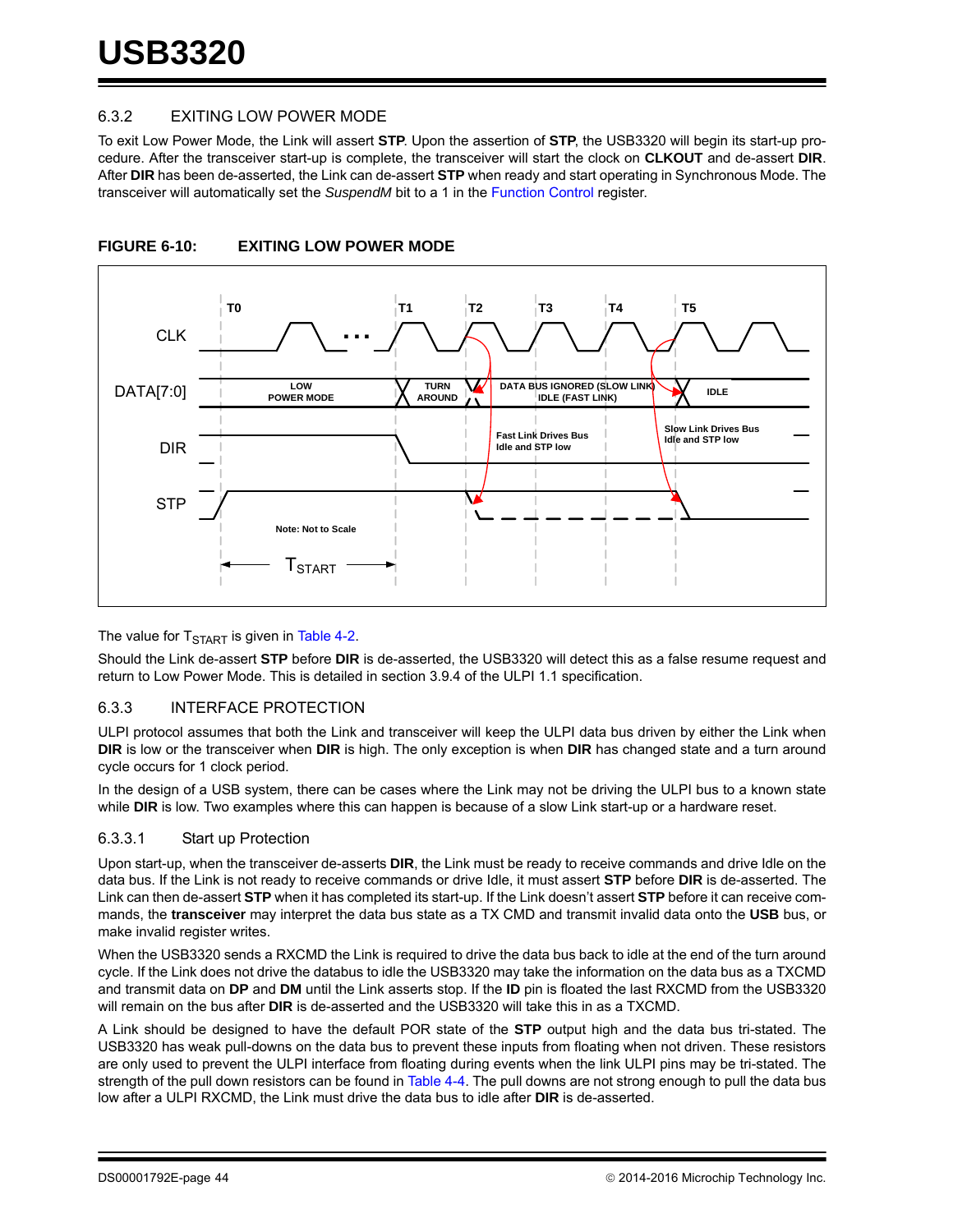### 6.3.2 EXITING LOW POWER MODE

To exit Low Power Mode, the Link will assert **STP**. Upon the assertion of **STP**, the USB3320 will begin its start-up procedure. After the transceiver start-up is complete, the transceiver will start the clock on **CLKOUT** and de-assert **DIR**. After **DIR** has been de-asserted, the Link can de-assert **STP** when ready and start operating in Synchronous Mode. The transceiver will automatically set the *SuspendM* bit to a 1 in the Function Control register.

**FIGURE 6-10: EXITING LOW POWER MODE**

The value for $T_{START}$ is given in Table 4-2.

Should the Link de-assert **STP** before **DIR** is de-asserted, the USB3320 will detect this as a false resume request and return to Low Power Mode. This is detailed in section 3.9.4 of the ULPI 1.1 specification.

### 6.3.3 INTERFACE PROTECTION

ULPI protocol assumes that both the Link and transceiver will keep the ULPI data bus driven by either the Link when **DIR** is low or the transceiver when **DIR** is high. The only exception is when **DIR** has changed state and a turn around cycle occurs for 1 clock period.

In the design of a USB system, there can be cases where the Link may not be driving the ULPI bus to a known state while **DIR** is low. Two examples where this can happen is because of a slow Link start-up or a hardware reset.

#### 6.3.3.1 Start up Protection

Upon start-up, when the transceiver de-asserts **DIR**, the Link must be ready to receive commands and drive Idle on the data bus. If the Link is not ready to receive commands or drive Idle, it must assert **STP** before **DIR** is de-asserted. The Link can then de-assert **STP** when it has completed its start-up. If the Link doesn't assert **STP** before it can receive commands, the **transceiver** may interpret the data bus state as a TX CMD and transmit invalid data onto the **USB** bus, or make invalid register writes.

When the USB3320 sends a RXCMD the Link is required to drive the data bus back to idle at the end of the turn around cycle. If the Link does not drive the databus to idle the USB3320 may take the information on the data bus as a TXCMD and transmit data on **DP** and **DM** until the Link asserts stop. If the **ID** pin is floated the last RXCMD from the USB3320 will remain on the bus after **DIR** is de-asserted and the USB3320 will take this in as a TXCMD.

A Link should be designed to have the default POR state of the **STP** output high and the data bus tri-stated. The USB3320 has weak pull-downs on the data bus to prevent these inputs from floating when not driven. These resistors are only used to prevent the ULPI interface from floating during events when the link ULPI pins may be tri-stated. The strength of the pull down resistors can be found in Table 4-4. The pull downs are not strong enough to pull the data bus low after a ULPI RXCMD, the Link must drive the data bus to idle after **DIR** is de-asserted.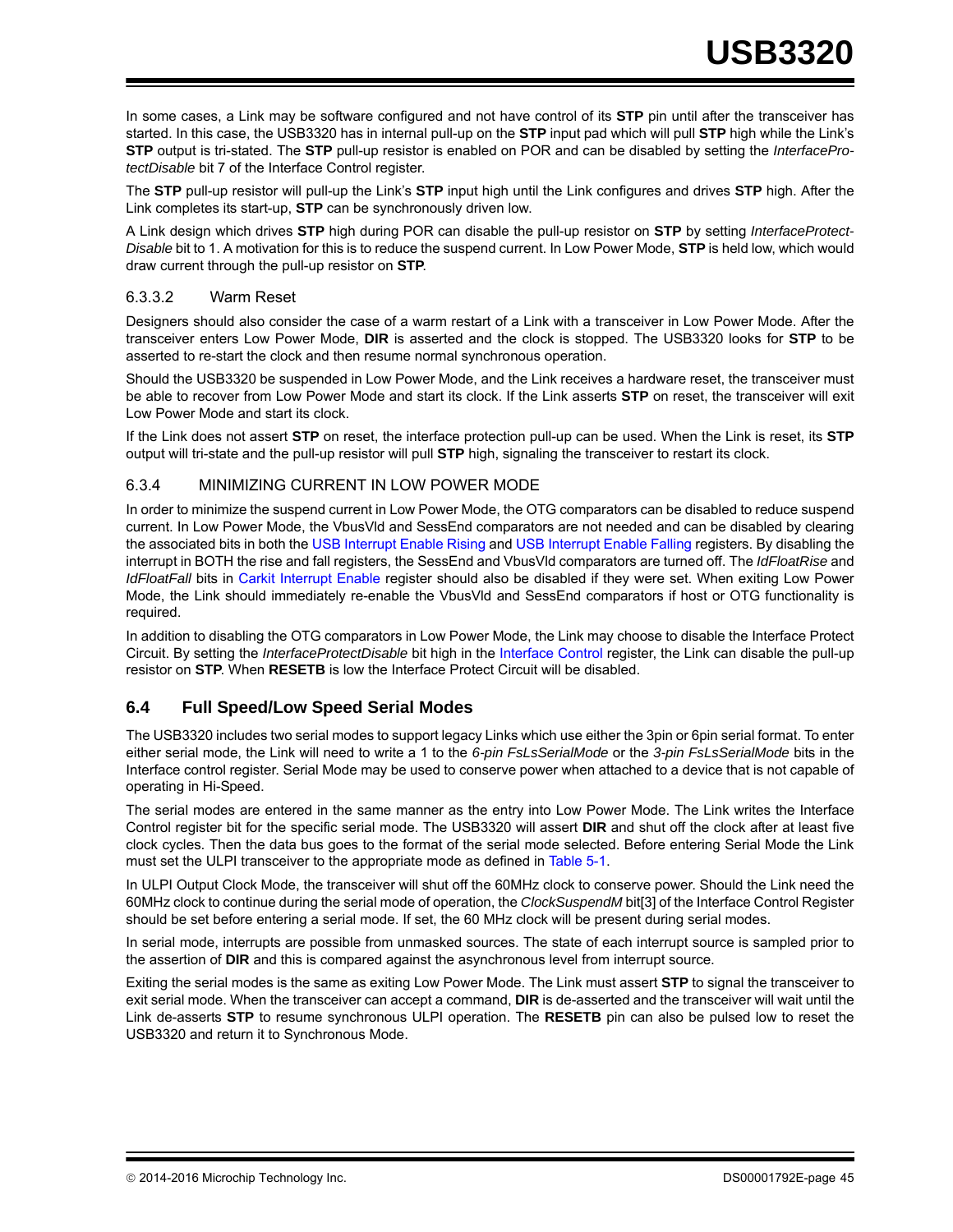In some cases, a Link may be software configured and not have control of its **STP** pin until after the transceiver has started. In this case, the USB3320 has in internal pull-up on the **STP** input pad which will pull **STP** high while the Link's **STP** output is tri-stated. The **STP** pull-up resistor is enabled on POR and can be disabled by setting the *InterfaceProtectDisable* bit 7 of the Interface Control register.

The **STP** pull-up resistor will pull-up the Link's **STP** input high until the Link configures and drives **STP** high. After the Link completes its start-up, **STP** can be synchronously driven low.

A Link design which drives **STP** high during POR can disable the pull-up resistor on **STP** by setting *InterfaceProtectDisable* bit to 1. A motivation for this is to reduce the suspend current. In Low Power Mode, **STP** is held low, which would draw current through the pull-up resistor on **STP**.

#### 6.3.3.2 Warm Reset

Designers should also consider the case of a warm restart of a Link with a transceiver in Low Power Mode. After the transceiver enters Low Power Mode, **DIR** is asserted and the clock is stopped. The USB3320 looks for **STP** to be asserted to re-start the clock and then resume normal synchronous operation.

Should the USB3320 be suspended in Low Power Mode, and the Link receives a hardware reset, the transceiver must be able to recover from Low Power Mode and start its clock. If the Link asserts **STP** on reset, the transceiver will exit Low Power Mode and start its clock.

If the Link does not assert **STP** on reset, the interface protection pull-up can be used. When the Link is reset, its **STP** output will tri-state and the pull-up resistor will pull **STP** high, signaling the transceiver to restart its clock.

### 6.3.4 MINIMIZING CURRENT IN LOW POWER MODE

In order to minimize the suspend current in Low Power Mode, the OTG comparators can be disabled to reduce suspend current. In Low Power Mode, the VbusVld and SessEnd comparators are not needed and can be disabled by clearing the associated bits in both the USB Interrupt Enable Rising and USB Interrupt Enable Falling registers. By disabling the interrupt in BOTH the rise and fall registers, the SessEnd and VbusVld comparators are turned off. The *IdFloatRise* and *IdFloatFall* bits in Carkit Interrupt Enable register should also be disabled if they were set. When exiting Low Power Mode, the Link should immediately re-enable the VbusVld and SessEnd comparators if host or OTG functionality is required.

In addition to disabling the OTG comparators in Low Power Mode, the Link may choose to disable the Interface Protect Circuit. By setting the *InterfaceProtectDisable* bit high in the Interface Control register, the Link can disable the pull-up resistor on **STP**. When **RESETB** is low the Interface Protect Circuit will be disabled.

## 6.4 Full Speed/Low Speed Serial Modes

The USB3320 includes two serial modes to support legacy Links which use either the 3pin or 6pin serial format. To enter either serial mode, the Link will need to write a 1 to the *6-pin FsLsSerialMode* or the *3-pin FsLsSerialMode* bits in the Interface control register. Serial Mode may be used to conserve power when attached to a device that is not capable of operating in Hi-Speed.

The serial modes are entered in the same manner as the entry into Low Power Mode. The Link writes the Interface Control register bit for the specific serial mode. The USB3320 will assert **DIR** and shut off the clock after at least five clock cycles. Then the data bus goes to the format of the serial mode selected. Before entering Serial Mode the Link must set the ULPI transceiver to the appropriate mode as defined in Table 5-1.

In ULPI Output Clock Mode, the transceiver will shut off the 60MHz clock to conserve power. Should the Link need the 60MHz clock to continue during the serial mode of operation, the *ClockSuspendM* bit[3] of the Interface Control Register should be set before entering a serial mode. If set, the 60 MHz clock will be present during serial modes.

In serial mode, interrupts are possible from unmasked sources. The state of each interrupt source is sampled prior to the assertion of **DIR** and this is compared against the asynchronous level from interrupt source.

Exiting the serial modes is the same as exiting Low Power Mode. The Link must assert **STP** to signal the transceiver to exit serial mode. When the transceiver can accept a command, **DIR** is de-asserted and the transceiver will wait until the Link de-asserts **STP** to resume synchronous ULPI operation. The **RESETB** pin can also be pulsed low to reset the USB3320 and return it to Synchronous Mode.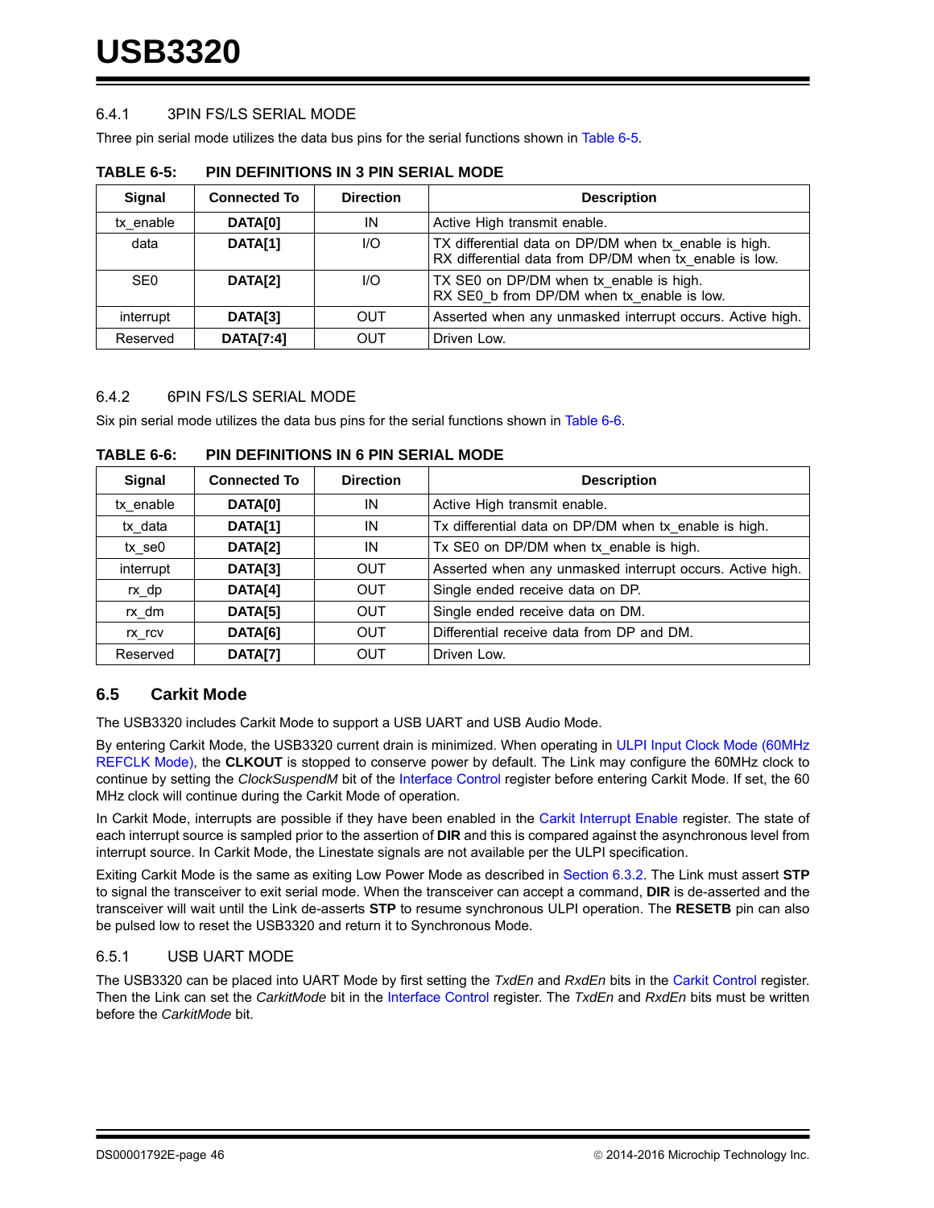#### 6.4.1 3PIN FS/LS SERIAL MODE

Three pin serial mode utilizes the data bus pins for the serial functions shown in Table 6-5.

**TABLE 6-5: PIN DEFINITIONS IN 3 PIN SERIAL MODE**

| Signal | Connected To | Direction | Description |
|---|---|---|---|
| tx_enable | **DATA[0]** | IN | Active High transmit enable. |
| data | **DATA[1]** | I/O | TX differential data on DP/DM when tx_enable is high.<br>RX differential data from DP/DM when tx_enable is low. |
| SE0 | **DATA[2]** | I/O | TX SE0 on DP/DM when tx_enable is high.<br>RX SE0_b from DP/DM when tx_enable is low. |
| interrupt | **DATA[3]** | OUT | Asserted when any unmasked interrupt occurs. Active high. |
| Reserved | **DATA[7:4]** | OUT | Driven Low. |

#### 6.4.2 6PIN FS/LS SERIAL MODE

Six pin serial mode utilizes the data bus pins for the serial functions shown in Table 6-6.

**TABLE 6-6: PIN DEFINITIONS IN 6 PIN SERIAL MODE**

| Signal | Connected To | Direction | Description |
|---|---|---|---|
| tx_enable | **DATA[0]** | IN | Active High transmit enable. |
| tx_data | **DATA[1]** | IN | Tx differential data on DP/DM when tx_enable is high. |
| tx_se0 | **DATA[2]** | IN | Tx SE0 on DP/DM when tx_enable is high. |
| interrupt | **DATA[3]** | OUT | Asserted when any unmasked interrupt occurs. Active high. |
| rx_dp | **DATA[4]** | OUT | Single ended receive data on DP. |
| rx_dm | **DATA[5]** | OUT | Single ended receive data on DM. |
| rx_rcv | **DATA[6]** | OUT | Differential receive data from DP and DM. |
| Reserved | **DATA[7]** | OUT | Driven Low. |

## 6.5 Carkit Mode

The USB3320 includes Carkit Mode to support a USB UART and USB Audio Mode.

By entering Carkit Mode, the USB3320 current drain is minimized. When operating in ULPI Input Clock Mode (60MHz REFCLK Mode), the **CLKOUT** is stopped to conserve power by default. The Link may configure the 60MHz clock to continue by setting the *ClockSuspendM* bit of the Interface Control register before entering Carkit Mode. If set, the 60 MHz clock will continue during the Carkit Mode of operation.

In Carkit Mode, interrupts are possible if they have been enabled in the Carkit Interrupt Enable register. The state of each interrupt source is sampled prior to the assertion of **DIR** and this is compared against the asynchronous level from interrupt source. In Carkit Mode, the Linestate signals are not available per the ULPI specification.

Exiting Carkit Mode is the same as exiting Low Power Mode as described in Section 6.3.2. The Link must assert **STP** to signal the transceiver to exit serial mode. When the transceiver can accept a command, **DIR** is de-asserted and the transceiver will wait until the Link de-asserts **STP** to resume synchronous ULPI operation. The **RESETB** pin can also be pulsed low to reset the USB3320 and return it to Synchronous Mode.

#### 6.5.1 USB UART MODE

The USB3320 can be placed into UART Mode by first setting the *TxdEn* and *RxdEn* bits in the Carkit Control register. Then the Link can set the *CarkitMode* bit in the Interface Control register. The *TxdEn* and *RxdEn* bits must be written before the *CarkitMode* bit.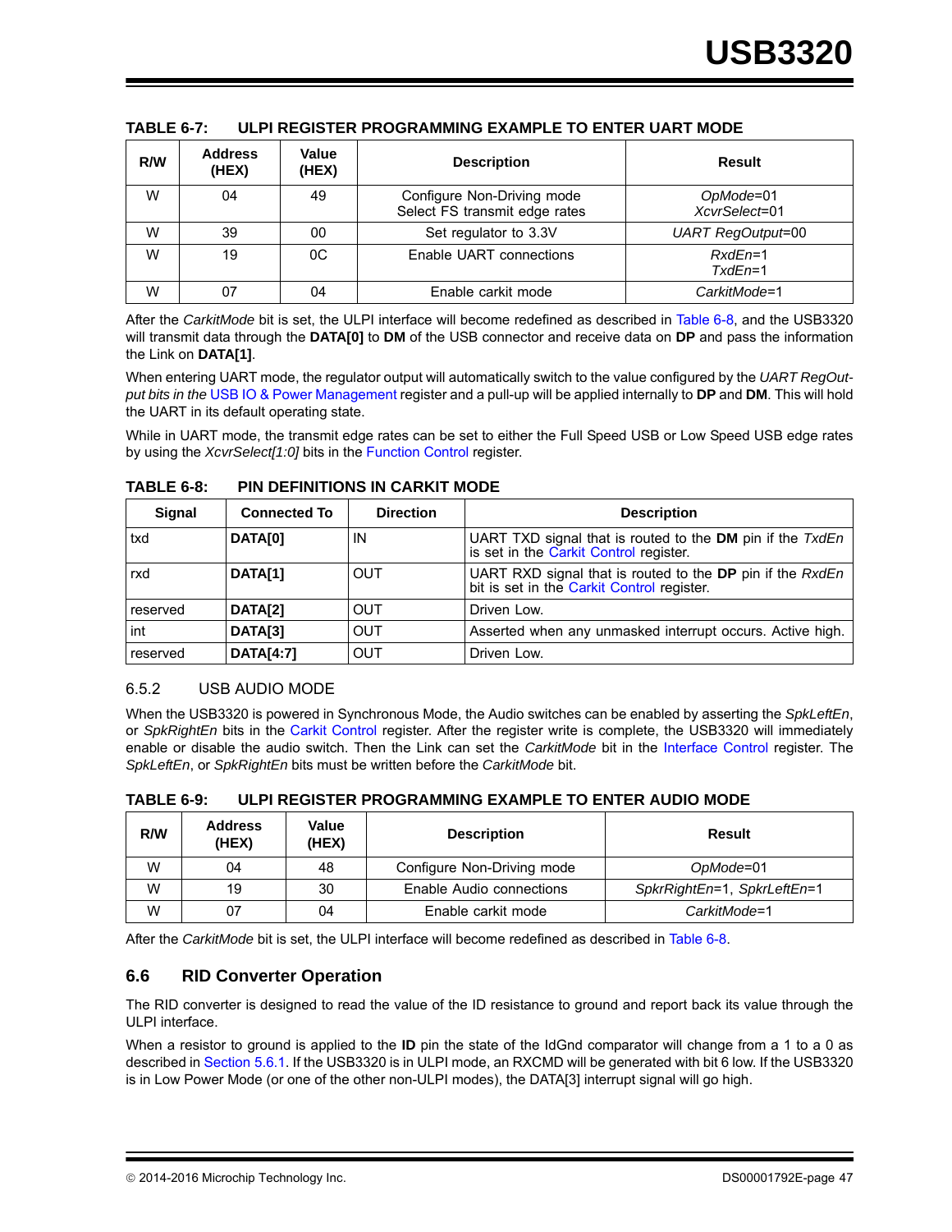**TABLE 6-7: ULPI REGISTER PROGRAMMING EXAMPLE TO ENTER UART MODE**

| R/W | Address (HEX) | Value (HEX) | Description | Result |
|---|---|---|---|---|
| W | 04 | 49 | Configure Non-Driving mode<br>Select FS transmit edge rates | *OpMode*=01<br>*XcvrSelect*=01 |
| W | 39 | 00 | Set regulator to 3.3V | *UART RegOutput*=00 |
| W | 19 | 0C | Enable UART connections | *RxdEn*=1<br>*TxdEn*=1 |
| W | 07 | 04 | Enable carkit mode | *CarkitMode*=1 |

After the *CarkitMode* bit is set, the ULPI interface will become redefined as described in Table 6-8, and the USB3320 will transmit data through the **DATA[0]** to **DM** of the USB connector and receive data on **DP** and pass the information the Link on **DATA[1]**.

When entering UART mode, the regulator output will automatically switch to the value configured by the *UART RegOutput bits in the* USB IO & Power Management register and a pull-up will be applied internally to **DP** and **DM**. This will hold the UART in its default operating state.

While in UART mode, the transmit edge rates can be set to either the Full Speed USB or Low Speed USB edge rates by using the *XcvrSelect[1:0]* bits in the Function Control register.

**TABLE 6-8: PIN DEFINITIONS IN CARKIT MODE**

| Signal | Connected To | Direction | Description |
|---|---|---|---|
| txd | **DATA[0]** | IN | UART TXD signal that is routed to the **DM** pin if the *TxdEn* is set in the Carkit Control register. |
| rxd | **DATA[1]** | OUT | UART RXD signal that is routed to the **DP** pin if the *RxdEn* bit is set in the Carkit Control register. |
| reserved | **DATA[2]** | OUT | Driven Low. |
| int | **DATA[3]** | OUT | Asserted when any unmasked interrupt occurs. Active high. |
| reserved | **DATA[4:7]** | OUT | Driven Low. |

### 6.5.2 USB AUDIO MODE

When the USB3320 is powered in Synchronous Mode, the Audio switches can be enabled by asserting the *SpkLeftEn*, or *SpkRightEn* bits in the Carkit Control register. After the register write is complete, the USB3320 will immediately enable or disable the audio switch. Then the Link can set the *CarkitMode* bit in the Interface Control register. The *SpkLeftEn*, or *SpkRightEn* bits must be written before the *CarkitMode* bit.

**TABLE 6-9: ULPI REGISTER PROGRAMMING EXAMPLE TO ENTER AUDIO MODE**

| R/W | Address (HEX) | Value (HEX) | Description | Result |
|---|---|---|---|---|
| W | 04 | 48 | Configure Non-Driving mode | *OpMode*=01 |
| W | 19 | 30 | Enable Audio connections | *SpkrRightEn*=1, *SpkrLeftEn*=1 |
| W | 07 | 04 | Enable carkit mode | *CarkitMode*=1 |

After the *CarkitMode* bit is set, the ULPI interface will become redefined as described in Table 6-8.

## 6.6 RID Converter Operation

The RID converter is designed to read the value of the ID resistance to ground and report back its value through the ULPI interface.

When a resistor to ground is applied to the **ID** pin the state of the IdGnd comparator will change from a 1 to a 0 as described in Section 5.6.1. If the USB3320 is in ULPI mode, an RXCMD will be generated with bit 6 low. If the USB3320 is in Low Power Mode (or one of the other non-ULPI modes), the DATA[3] interrupt signal will go high.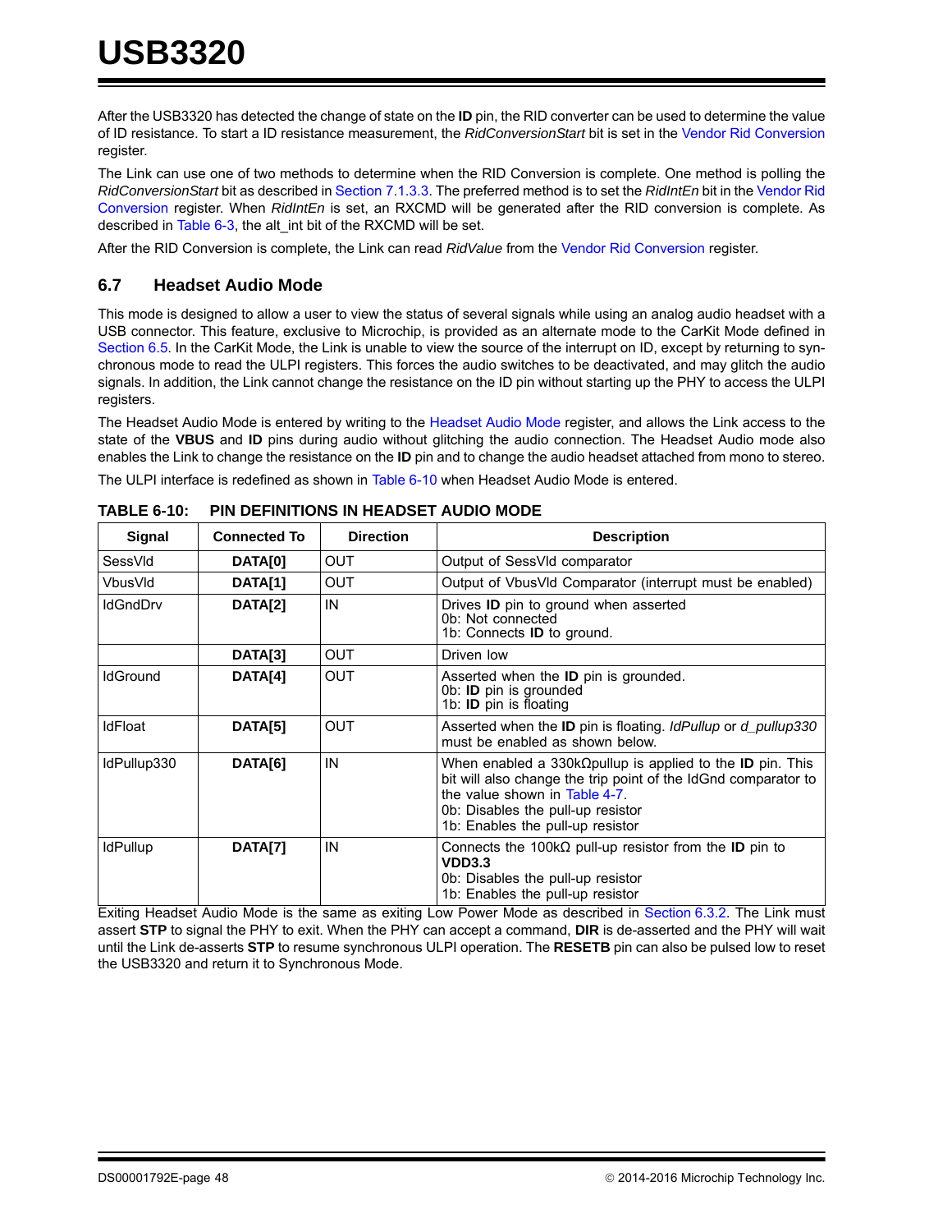After the USB3320 has detected the change of state on the **ID** pin, the RID converter can be used to determine the value of ID resistance. To start a ID resistance measurement, the *RidConversionStart* bit is set in the Vendor Rid Conversion register.

The Link can use one of two methods to determine when the RID Conversion is complete. One method is polling the *RidConversionStart* bit as described in Section 7.1.3.3. The preferred method is to set the *RidIntEn* bit in the Vendor Rid Conversion register. When *RidIntEn* is set, an RXCMD will be generated after the RID conversion is complete. As described in Table 6-3, the alt_int bit of the RXCMD will be set.

After the RID Conversion is complete, the Link can read *RidValue* from the Vendor Rid Conversion register.

## 6.7 Headset Audio Mode

This mode is designed to allow a user to view the status of several signals while using an analog audio headset with a USB connector. This feature, exclusive to Microchip, is provided as an alternate mode to the CarKit Mode defined in Section 6.5. In the CarKit Mode, the Link is unable to view the source of the interrupt on ID, except by returning to synchronous mode to read the ULPI registers. This forces the audio switches to be deactivated, and may glitch the audio signals. In addition, the Link cannot change the resistance on the ID pin without starting up the PHY to access the ULPI registers.

The Headset Audio Mode is entered by writing to the Headset Audio Mode register, and allows the Link access to the state of the **VBUS** and **ID** pins during audio without glitching the audio connection. The Headset Audio mode also enables the Link to change the resistance on the **ID** pin and to change the audio headset attached from mono to stereo.

The ULPI interface is redefined as shown in Table 6-10 when Headset Audio Mode is entered.

**TABLE 6-10: PIN DEFINITIONS IN HEADSET AUDIO MODE**

| Signal | Connected To | Direction | Description |
|---|---|---|---|
| SessVld | **DATA[0]** | OUT | Output of SessVld comparator |
| VbusVld | **DATA[1]** | OUT | Output of VbusVld Comparator (interrupt must be enabled) |
| IdGndDrv | **DATA[2]** | IN | Drives **ID** pin to ground when asserted<br>0b: Not connected<br>1b: Connects **ID** to ground. |
| | **DATA[3]** | OUT | Driven low |
| IdGround | **DATA[4]** | OUT | Asserted when the **ID** pin is grounded.<br>0b: **ID** pin is grounded<br>1b: **ID** pin is floating |
| IdFloat | **DATA[5]** | OUT | Asserted when the **ID** pin is floating. *IdPullup* or *d_pullup330* must be enabled as shown below. |
| IdPullup330 | **DATA[6]** | IN | When enabled a 330kΩpullup is applied to the **ID** pin. This bit will also change the trip point of the IdGnd comparator to the value shown in Table 4-7.<br>0b: Disables the pull-up resistor<br>1b: Enables the pull-up resistor |
| IdPullup | **DATA[7]** | IN | Connects the 100kΩ pull-up resistor from the **ID** pin to **VDD3.3**<br>0b: Disables the pull-up resistor<br>1b: Enables the pull-up resistor |

Exiting Headset Audio Mode is the same as exiting Low Power Mode as described in Section 6.3.2. The Link must assert **STP** to signal the PHY to exit. When the PHY can accept a command, **DIR** is de-asserted and the PHY will wait until the Link de-asserts **STP** to resume synchronous ULPI operation. The **RESETB** pin can also be pulsed low to reset the USB3320 and return it to Synchronous Mode.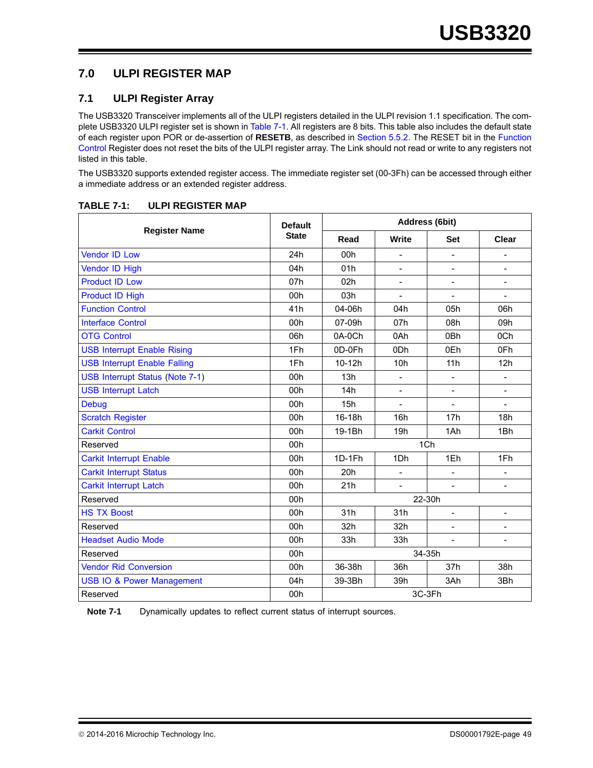## 7.0 ULPI REGISTER MAP

### 7.1 ULPI Register Array

The USB3320 Transceiver implements all of the ULPI registers detailed in the ULPI revision 1.1 specification. The complete USB3320 ULPI register set is shown in Table 7-1. All registers are 8 bits. This table also includes the default state of each register upon POR or de-assertion of **RESETB**, as described in Section 5.5.2. The RESET bit in the Function Control Register does not reset the bits of the ULPI register array. The Link should not read or write to any registers not listed in this table.

The USB3320 supports extended register access. The immediate register set (00-3Fh) can be accessed through either a immediate address or an extended register address.

**TABLE 7-1: ULPI REGISTER MAP**

| Register Name | Default State | Address (6bit) | | | |
|---|---|---|---|---|---|
| | | Read | Write | Set | Clear |
| Vendor ID Low | 24h | 00h | - | - | - |
| Vendor ID High | 04h | 01h | - | - | - |
| Product ID Low | 07h | 02h | - | - | - |
| Product ID High | 00h | 03h | - | - | - |
| Function Control | 41h | 04-06h | 04h | 05h | 06h |
| Interface Control | 00h | 07-09h | 07h | 08h | 09h |
| OTG Control | 06h | 0A-0Ch | 0Ah | 0Bh | 0Ch |
| USB Interrupt Enable Rising | 1Fh | 0D-0Fh | 0Dh | 0Eh | 0Fh |
| USB Interrupt Enable Falling | 1Fh | 10-12h | 10h | 11h | 12h |
| USB Interrupt Status (Note 7-1) | 00h | 13h | - | - | - |
| USB Interrupt Latch | 00h | 14h | - | - | - |
| Debug | 00h | 15h | - | - | - |
| Scratch Register | 00h | 16-18h | 16h | 17h | 18h |
| Carkit Control | 00h | 19-1Bh | 19h | 1Ah | 1Bh |
| Reserved | 00h | 1Ch | | | |
| Carkit Interrupt Enable | 00h | 1D-1Fh | 1Dh | 1Eh | 1Fh |
| Carkit Interrupt Status | 00h | 20h | - | - | - |
| Carkit Interrupt Latch | 00h | 21h | - | - | - |
| Reserved | 00h | 22-30h | | | |
| HS TX Boost | 00h | 31h | 31h | - | - |
| Reserved | 00h | 32h | 32h | - | - |
| Headset Audio Mode | 00h | 33h | 33h | - | - |
| Reserved | 00h | 34-35h | | | |
| Vendor Rid Conversion | 00h | 36-38h | 36h | 37h | 38h |
| USB IO & Power Management | 04h | 39-3Bh | 39h | 3Ah | 3Bh |
| Reserved | 00h | 3C-3Fh | | | |

**Note 7-1** Dynamically updates to reflect current status of interrupt sources.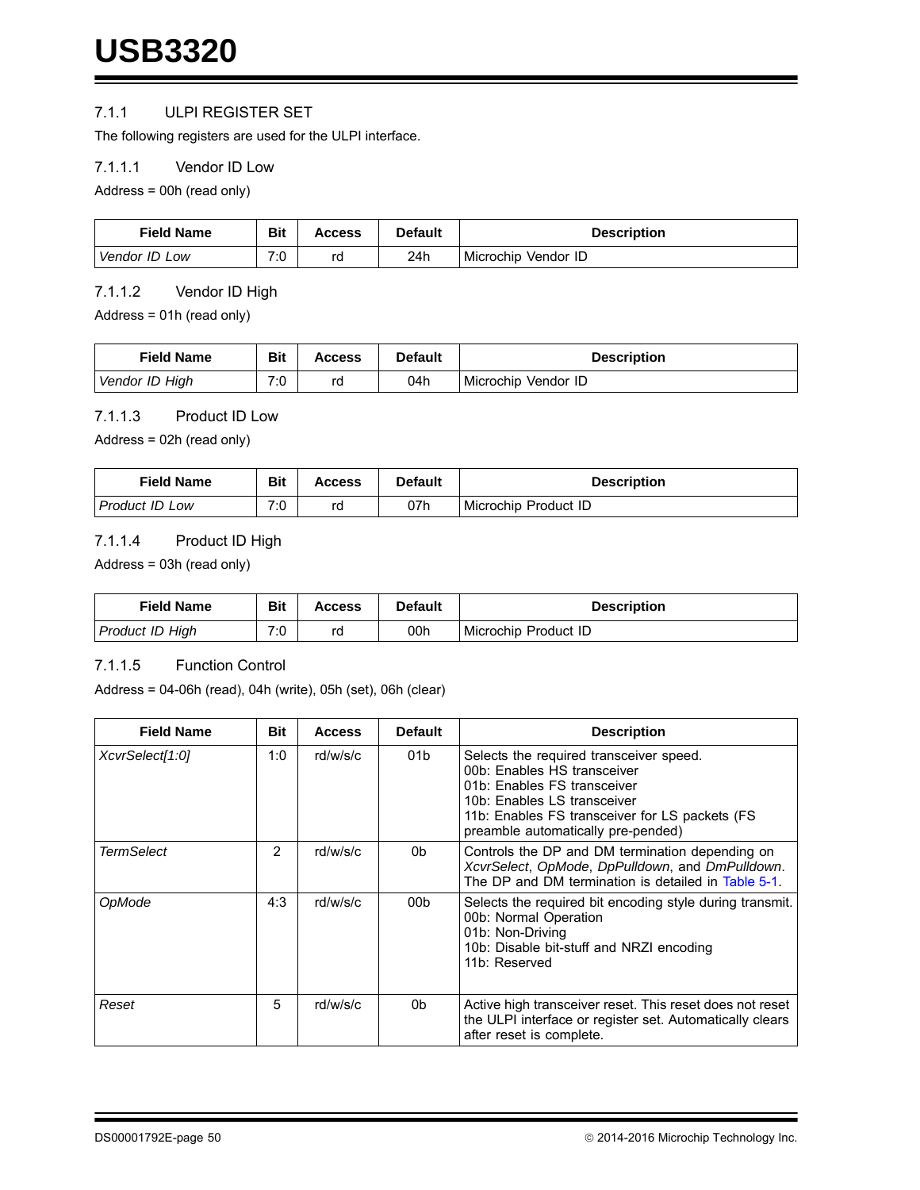### 7.1.1 ULPI REGISTER SET

The following registers are used for the ULPI interface.

#### 7.1.1.1 Vendor ID Low

Address = 00h (read only)

| Field Name | Bit | Access | Default | Description |
|---|---|---|---|---|
| *Vendor ID Low* | 7:0 | rd | 24h | Microchip Vendor ID |

#### 7.1.1.2 Vendor ID High

Address = 01h (read only)

| Field Name | Bit | Access | Default | Description |
|---|---|---|---|---|
| *Vendor ID High* | 7:0 | rd | 04h | Microchip Vendor ID |

#### 7.1.1.3 Product ID Low

Address = 02h (read only)

| Field Name | Bit | Access | Default | Description |
|---|---|---|---|---|
| *Product ID Low* | 7:0 | rd | 07h | Microchip Product ID |

#### 7.1.1.4 Product ID High

Address = 03h (read only)

| Field Name | Bit | Access | Default | Description |
|---|---|---|---|---|
| *Product ID High* | 7:0 | rd | 00h | Microchip Product ID |

#### 7.1.1.5 Function Control

Address = 04-06h (read), 04h (write), 05h (set), 06h (clear)

| Field Name | Bit | Access | Default | Description |
|---|---|---|---|---|
| *XcvrSelect[1:0]* | 1:0 | rd/w/s/c | 01b | Selects the required transceiver speed.<br>00b: Enables HS transceiver<br>01b: Enables FS transceiver<br>10b: Enables LS transceiver<br>11b: Enables FS transceiver for LS packets (FS preamble automatically pre-pended) |
| *TermSelect* | 2 | rd/w/s/c | 0b | Controls the DP and DM termination depending on *XcvrSelect*, *OpMode*, *DpPulldown*, and *DmPulldown*. The DP and DM termination is detailed in Table 5-1. |
| *OpMode* | 4:3 | rd/w/s/c | 00b | Selects the required bit encoding style during transmit.<br>00b: Normal Operation<br>01b: Non-Driving<br>10b: Disable bit-stuff and NRZI encoding<br>11b: Reserved |
| *Reset* | 5 | rd/w/s/c | 0b | Active high transceiver reset. This reset does not reset the ULPI interface or register set. Automatically clears after reset is complete. |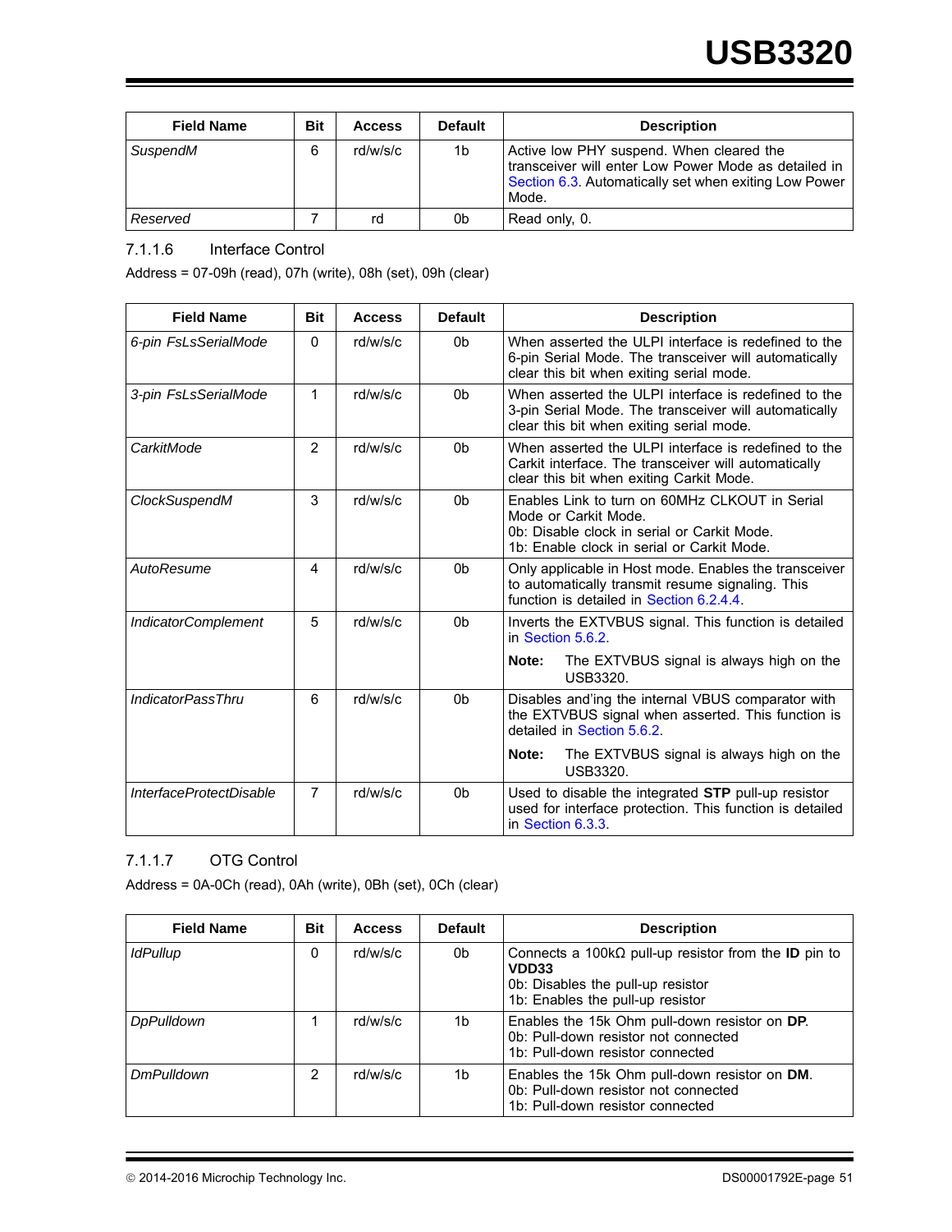| Field Name | Bit | Access | Default | Description |
|---|---|---|---|---|
| *SuspendM* | 6 | rd/w/s/c | 1b | Active low PHY suspend. When cleared the transceiver will enter Low Power Mode as detailed in Section 6.3. Automatically set when exiting Low Power Mode. |
| *Reserved* | 7 | rd | 0b | Read only, 0. |

### 7.1.1.6 Interface Control

Address = 07-09h (read), 07h (write), 08h (set), 09h (clear)

| Field Name | Bit | Access | Default | Description |
|---|---|---|---|---|
| *6-pin FsLsSerialMode* | 0 | rd/w/s/c | 0b | When asserted the ULPI interface is redefined to the 6-pin Serial Mode. The transceiver will automatically clear this bit when exiting serial mode. |
| *3-pin FsLsSerialMode* | 1 | rd/w/s/c | 0b | When asserted the ULPI interface is redefined to the 3-pin Serial Mode. The transceiver will automatically clear this bit when exiting serial mode. |
| *CarkitMode* | 2 | rd/w/s/c | 0b | When asserted the ULPI interface is redefined to the Carkit interface. The transceiver will automatically clear this bit when exiting Carkit Mode. |
| *ClockSuspendM* | 3 | rd/w/s/c | 0b | Enables Link to turn on 60MHz CLKOUT in Serial Mode or Carkit Mode.<br>0b: Disable clock in serial or Carkit Mode.<br>1b: Enable clock in serial or Carkit Mode. |
| *AutoResume* | 4 | rd/w/s/c | 0b | Only applicable in Host mode. Enables the transceiver to automatically transmit resume signaling. This function is detailed in Section 6.2.4.4. |
| *IndicatorComplement* | 5 | rd/w/s/c | 0b | Inverts the EXTVBUS signal. This function is detailed in Section 5.6.2.<br>**Note:** The EXTVBUS signal is always high on the USB3320. |
| *IndicatorPassThru* | 6 | rd/w/s/c | 0b | Disables and'ing the internal VBUS comparator with the EXTVBUS signal when asserted. This function is detailed in Section 5.6.2.<br>**Note:** The EXTVBUS signal is always high on the USB3320. |
| *InterfaceProtectDisable* | 7 | rd/w/s/c | 0b | Used to disable the integrated **STP** pull-up resistor used for interface protection. This function is detailed in Section 6.3.3. |

### 7.1.1.7 OTG Control

Address = 0A-0Ch (read), 0Ah (write), 0Bh (set), 0Ch (clear)

| Field Name | Bit | Access | Default | Description |
|---|---|---|---|---|
| *IdPullup* | 0 | rd/w/s/c | 0b | Connects a 100kΩ pull-up resistor from the **ID** pin to **VDD33**<br>0b: Disables the pull-up resistor<br>1b: Enables the pull-up resistor |
| *DpPulldown* | 1 | rd/w/s/c | 1b | Enables the 15k Ohm pull-down resistor on **DP**.<br>0b: Pull-down resistor not connected<br>1b: Pull-down resistor connected |
| *DmPulldown* | 2 | rd/w/s/c | 1b | Enables the 15k Ohm pull-down resistor on **DM**.<br>0b: Pull-down resistor not connected<br>1b: Pull-down resistor connected |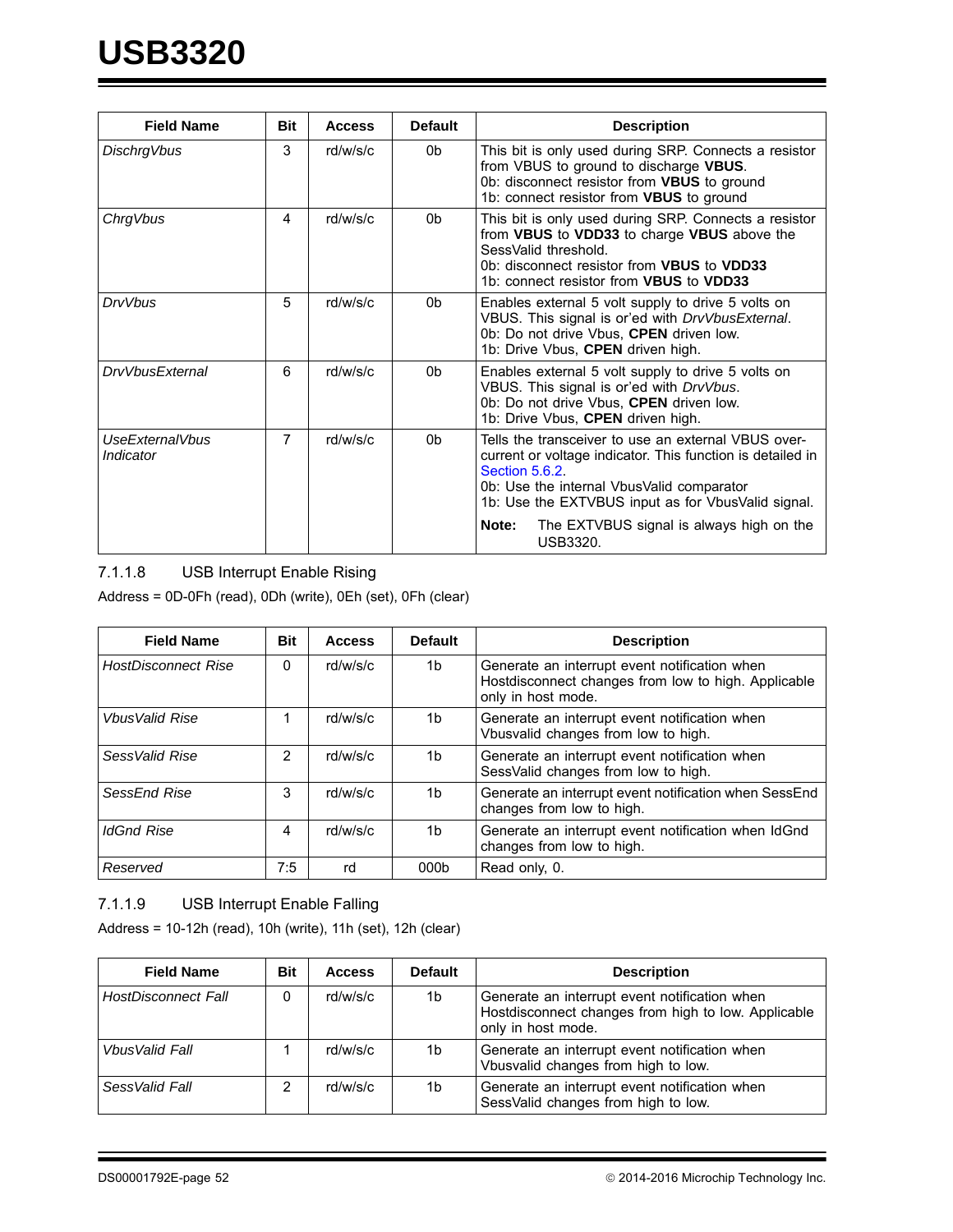| Field Name | Bit | Access | Default | Description |
|---|---|---|---|---|
| *DischrgVbus* | 3 | rd/w/s/c | 0b | This bit is only used during SRP. Connects a resistor from VBUS to ground to discharge **VBUS**.<br>0b: disconnect resistor from **VBUS** to ground<br>1b: connect resistor from **VBUS** to ground |
| *ChrgVbus* | 4 | rd/w/s/c | 0b | This bit is only used during SRP. Connects a resistor from **VBUS** to **VDD33** to charge **VBUS** above the SessValid threshold.<br>0b: disconnect resistor from **VBUS** to **VDD33**<br>1b: connect resistor from **VBUS** to **VDD33** |
| *DrvVbus* | 5 | rd/w/s/c | 0b | Enables external 5 volt supply to drive 5 volts on VBUS. This signal is or'ed with *DrvVbusExternal*.<br>0b: Do not drive Vbus, **CPEN** driven low.<br>1b: Drive Vbus, **CPEN** driven high. |
| *DrvVbusExternal* | 6 | rd/w/s/c | 0b | Enables external 5 volt supply to drive 5 volts on VBUS. This signal is or'ed with *DrvVbus*.<br>0b: Do not drive Vbus, **CPEN** driven low.<br>1b: Drive Vbus, **CPEN** driven high. |
| *UseExternalVbus Indicator* | 7 | rd/w/s/c | 0b | Tells the transceiver to use an external VBUS over-current or voltage indicator. This function is detailed in Section 5.6.2.<br>0b: Use the internal VbusValid comparator<br>1b: Use the EXTVBUS input as for VbusValid signal.<br>**Note:** The EXTVBUS signal is always high on the USB3320. |

### 7.1.1.8 USB Interrupt Enable Rising

Address = 0D-0Fh (read), 0Dh (write), 0Eh (set), 0Fh (clear)

| Field Name | Bit | Access | Default | Description |
|---|---|---|---|---|
| *HostDisconnect Rise* | 0 | rd/w/s/c | 1b | Generate an interrupt event notification when Hostdisconnect changes from low to high. Applicable only in host mode. |
| *VbusValid Rise* | 1 | rd/w/s/c | 1b | Generate an interrupt event notification when Vbusvalid changes from low to high. |
| *SessValid Rise* | 2 | rd/w/s/c | 1b | Generate an interrupt event notification when SessValid changes from low to high. |
| *SessEnd Rise* | 3 | rd/w/s/c | 1b | Generate an interrupt event notification when SessEnd changes from low to high. |
| *IdGnd Rise* | 4 | rd/w/s/c | 1b | Generate an interrupt event notification when IdGnd changes from low to high. |
| *Reserved* | 7:5 | rd | 000b | Read only, 0. |

### 7.1.1.9 USB Interrupt Enable Falling

Address = 10-12h (read), 10h (write), 11h (set), 12h (clear)

| Field Name | Bit | Access | Default | Description |
|---|---|---|---|---|
| *HostDisconnect Fall* | 0 | rd/w/s/c | 1b | Generate an interrupt event notification when Hostdisconnect changes from high to low. Applicable only in host mode. |
| *VbusValid Fall* | 1 | rd/w/s/c | 1b | Generate an interrupt event notification when Vbusvalid changes from high to low. |
| *SessValid Fall* | 2 | rd/w/s/c | 1b | Generate an interrupt event notification when SessValid changes from high to low. |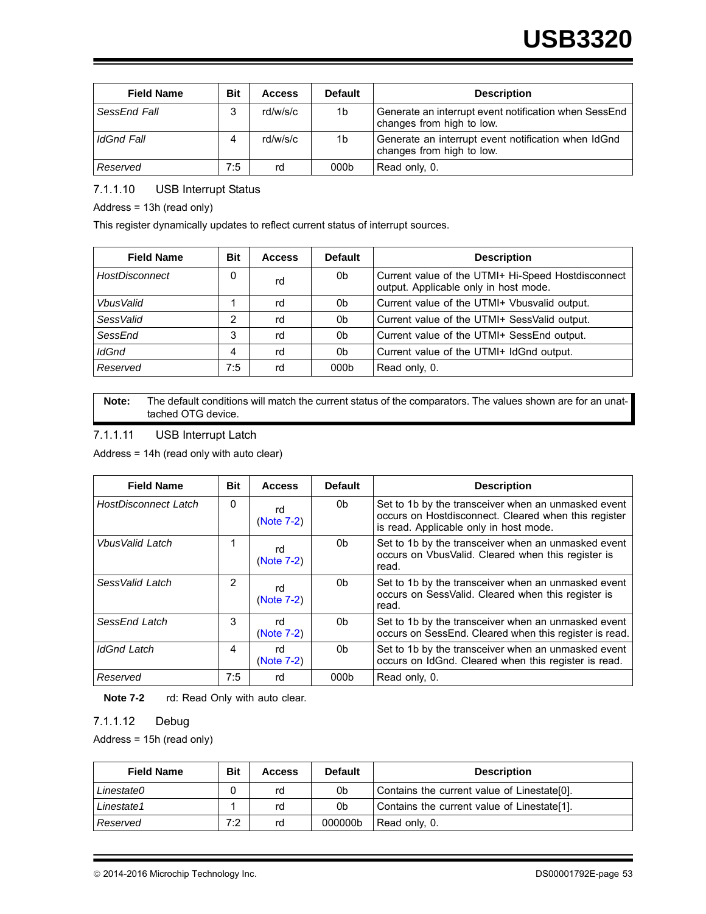| Field Name | Bit | Access | Default | Description |
|---|---|---|---|---|
| *SessEnd Fall* | 3 | rd/w/s/c | 1b | Generate an interrupt event notification when SessEnd changes from high to low. |
| *IdGnd Fall* | 4 | rd/w/s/c | 1b | Generate an interrupt event notification when IdGnd changes from high to low. |
| *Reserved* | 7:5 | rd | 000b | Read only, 0. |

### 7.1.1.10 USB Interrupt Status

Address = 13h (read only)

This register dynamically updates to reflect current status of interrupt sources.

| Field Name | Bit | Access | Default | Description |
|---|---|---|---|---|
| *HostDisconnect* | 0 | rd | 0b | Current value of the UTMI+ Hi-Speed Hostdisconnect output. Applicable only in host mode. |
| *VbusValid* | 1 | rd | 0b | Current value of the UTMI+ Vbusvalid output. |
| *SessValid* | 2 | rd | 0b | Current value of the UTMI+ SessValid output. |
| *SessEnd* | 3 | rd | 0b | Current value of the UTMI+ SessEnd output. |
| *IdGnd* | 4 | rd | 0b | Current value of the UTMI+ IdGnd output. |
| *Reserved* | 7:5 | rd | 000b | Read only, 0. |

**Note:** The default conditions will match the current status of the comparators. The values shown are for an unattached OTG device.

### 7.1.1.11 USB Interrupt Latch

Address = 14h (read only with auto clear)

| Field Name | Bit | Access | Default | Description |
|---|---|---|---|---|
| *HostDisconnect Latch* | 0 | rd (Note 7-2) | 0b | Set to 1b by the transceiver when an unmasked event occurs on Hostdisconnect. Cleared when this register is read. Applicable only in host mode. |
| *VbusValid Latch* | 1 | rd (Note 7-2) | 0b | Set to 1b by the transceiver when an unmasked event occurs on VbusValid. Cleared when this register is read. |
| *SessValid Latch* | 2 | rd (Note 7-2) | 0b | Set to 1b by the transceiver when an unmasked event occurs on SessValid. Cleared when this register is read. |
| *SessEnd Latch* | 3 | rd (Note 7-2) | 0b | Set to 1b by the transceiver when an unmasked event occurs on SessEnd. Cleared when this register is read. |
| *IdGnd Latch* | 4 | rd (Note 7-2) | 0b | Set to 1b by the transceiver when an unmasked event occurs on IdGnd. Cleared when this register is read. |
| *Reserved* | 7:5 | rd | 000b | Read only, 0. |

**Note 7-2** rd: Read Only with auto clear.

### 7.1.1.12 Debug

Address = 15h (read only)

| Field Name | Bit | Access | Default | Description |
|---|---|---|---|---|
| *Linestate0* | 0 | rd | 0b | Contains the current value of Linestate[0]. |
| *Linestate1* | 1 | rd | 0b | Contains the current value of Linestate[1]. |
| *Reserved* | 7:2 | rd | 000000b | Read only, 0. |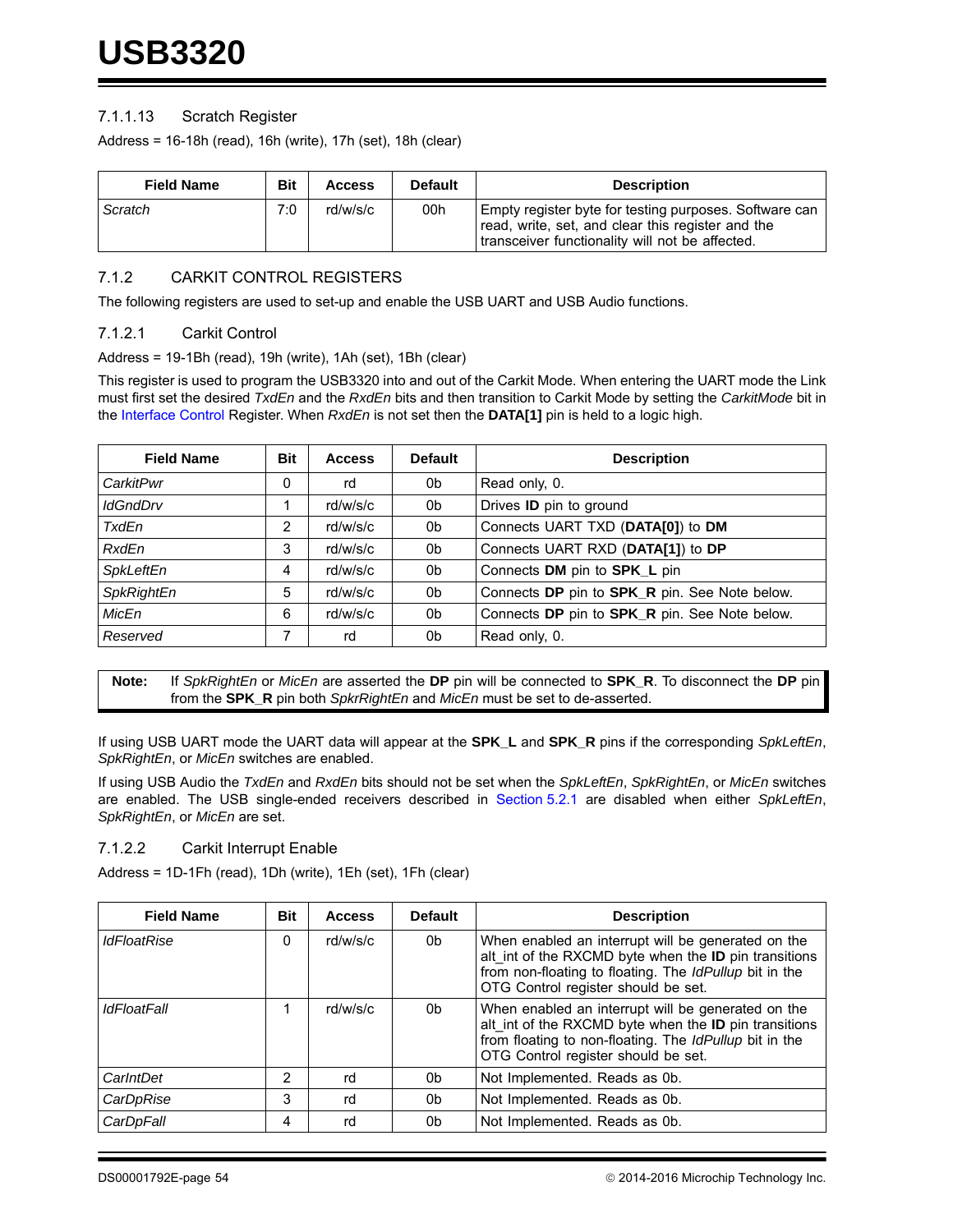#### 7.1.1.13 Scratch Register

Address = 16-18h (read), 16h (write), 17h (set), 18h (clear)

| Field Name | Bit | Access | Default | Description |
|---|---|---|---|---|
| *Scratch* | 7:0 | rd/w/s/c | 00h | Empty register byte for testing purposes. Software can read, write, set, and clear this register and the transceiver functionality will not be affected. |

### 7.1.2 CARKIT CONTROL REGISTERS

The following registers are used to set-up and enable the USB UART and USB Audio functions.

#### 7.1.2.1 Carkit Control

Address = 19-1Bh (read), 19h (write), 1Ah (set), 1Bh (clear)

This register is used to program the USB3320 into and out of the Carkit Mode. When entering the UART mode the Link must first set the desired *TxdEn* and the *RxdEn* bits and then transition to Carkit Mode by setting the *CarkitMode* bit in the Interface Control Register. When *RxdEn* is not set then the **DATA[1]** pin is held to a logic high.

| Field Name | Bit | Access | Default | Description |
|---|---|---|---|---|
| *CarkitPwr* | 0 | rd | 0b | Read only, 0. |
| *IdGndDrv* | 1 | rd/w/s/c | 0b | Drives **ID** pin to ground |
| *TxdEn* | 2 | rd/w/s/c | 0b | Connects UART TXD (**DATA[0]**) to **DM** |
| *RxdEn* | 3 | rd/w/s/c | 0b | Connects UART RXD (**DATA[1]**) to **DP** |
| *SpkLeftEn* | 4 | rd/w/s/c | 0b | Connects **DM** pin to **SPK_L** pin |
| *SpkRightEn* | 5 | rd/w/s/c | 0b | Connects **DP** pin to **SPK_R** pin. See Note below. |
| *MicEn* | 6 | rd/w/s/c | 0b | Connects **DP** pin to **SPK_R** pin. See Note below. |
| *Reserved* | 7 | rd | 0b | Read only, 0. |

**Note:** If *SpkRightEn* or *MicEn* are asserted the **DP** pin will be connected to **SPK_R**. To disconnect the **DP** pin from the **SPK_R** pin both *SpkrRightEn* and *MicEn* must be set to de-asserted.

If using USB UART mode the UART data will appear at the **SPK_L** and **SPK_R** pins if the corresponding *SpkLeftEn*, *SpkRightEn*, or *MicEn* switches are enabled.

If using USB Audio the *TxdEn* and *RxdEn* bits should not be set when the *SpkLeftEn*, *SpkRightEn*, or *MicEn* switches are enabled. The USB single-ended receivers described in Section 5.2.1 are disabled when either *SpkLeftEn*, *SpkRightEn*, or *MicEn* are set.

#### 7.1.2.2 Carkit Interrupt Enable

Address = 1D-1Fh (read), 1Dh (write), 1Eh (set), 1Fh (clear)

| Field Name | Bit | Access | Default | Description |
|---|---|---|---|---|
| *IdFloatRise* | 0 | rd/w/s/c | 0b | When enabled an interrupt will be generated on the alt_int of the RXCMD byte when the **ID** pin transitions from non-floating to floating. The *IdPullup* bit in the OTG Control register should be set. |
| *IdFloatFall* | 1 | rd/w/s/c | 0b | When enabled an interrupt will be generated on the alt_int of the RXCMD byte when the **ID** pin transitions from floating to non-floating. The *IdPullup* bit in the OTG Control register should be set. |
| *CarIntDet* | 2 | rd | 0b | Not Implemented. Reads as 0b. |
| *CarDpRise* | 3 | rd | 0b | Not Implemented. Reads as 0b. |
| *CarDpFall* | 4 | rd | 0b | Not Implemented. Reads as 0b. |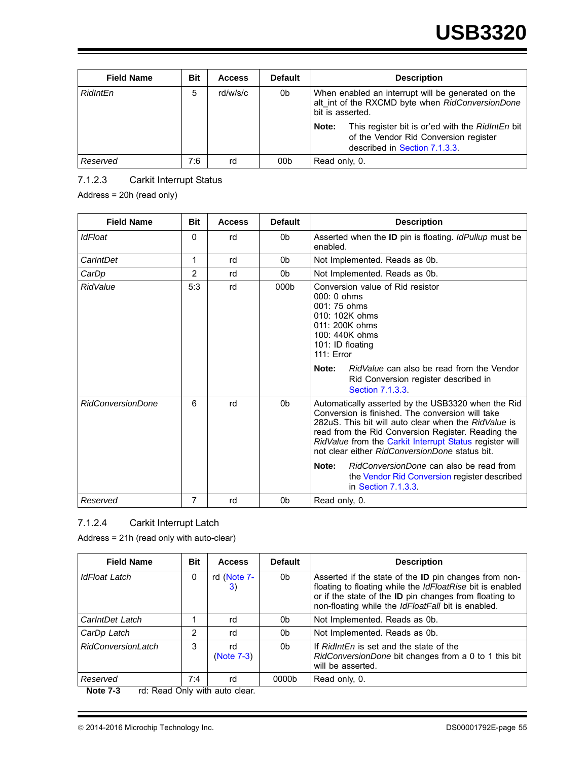| Field Name | Bit | Access | Default | Description |
|---|---|---|---|---|
| *RidIntEn* | 5 | rd/w/s/c | 0b | When enabled an interrupt will be generated on the alt_int of the RXCMD byte when *RidConversionDone* bit is asserted.<br><br>**Note:** This register bit is or'ed with the *RidIntEn* bit of the Vendor Rid Conversion register described in Section 7.1.3.3. |
| *Reserved* | 7:6 | rd | 00b | Read only, 0. |

### 7.1.2.3 Carkit Interrupt Status

Address = 20h (read only)

| Field Name | Bit | Access | Default | Description |
|---|---|---|---|---|
| *IdFloat* | 0 | rd | 0b | Asserted when the **ID** pin is floating. *IdPullup* must be enabled. |
| *CarIntDet* | 1 | rd | 0b | Not Implemented. Reads as 0b. |
| *CarDp* | 2 | rd | 0b | Not Implemented. Reads as 0b. |
| *RidValue* | 5:3 | rd | 000b | Conversion value of Rid resistor<br>000: 0 ohms<br>001: 75 ohms<br>010: 102K ohms<br>011: 200K ohms<br>100: 440K ohms<br>101: ID floating<br>111: Error<br><br>**Note:** *RidValue* can also be read from the Vendor Rid Conversion register described in Section 7.1.3.3. |
| *RidConversionDone* | 6 | rd | 0b | Automatically asserted by the USB3320 when the Rid Conversion is finished. The conversion will take 282uS. This bit will auto clear when the *RidValue* is read from the Rid Conversion Register. Reading the *RidValue* from the Carkit Interrupt Status register will not clear either *RidConversionDone* status bit.<br><br>**Note:** *RidConversionDone* can also be read from the Vendor Rid Conversion register described in Section 7.1.3.3. |
| *Reserved* | 7 | rd | 0b | Read only, 0. |

### 7.1.2.4 Carkit Interrupt Latch

Address = 21h (read only with auto-clear)

| Field Name | Bit | Access | Default | Description |
|---|---|---|---|---|
| *IdFloat Latch* | 0 | rd (Note 7-3) | 0b | Asserted if the state of the **ID** pin changes from non-floating to floating while the *IdFloatRise* bit is enabled or if the state of the **ID** pin changes from floating to non-floating while the *IdFloatFall* bit is enabled. |
| *CarIntDet Latch* | 1 | rd | 0b | Not Implemented. Reads as 0b. |
| *CarDp Latch* | 2 | rd | 0b | Not Implemented. Reads as 0b. |
| *RidConversionLatch* | 3 | rd (Note 7-3) | 0b | If *RidIntEn* is set and the state of the *RidConversionDone* bit changes from a 0 to 1 this bit will be asserted. |
| *Reserved* | 7:4 | rd | 0000b | Read only, 0. |

**Note 7-3** rd: Read Only with auto clear.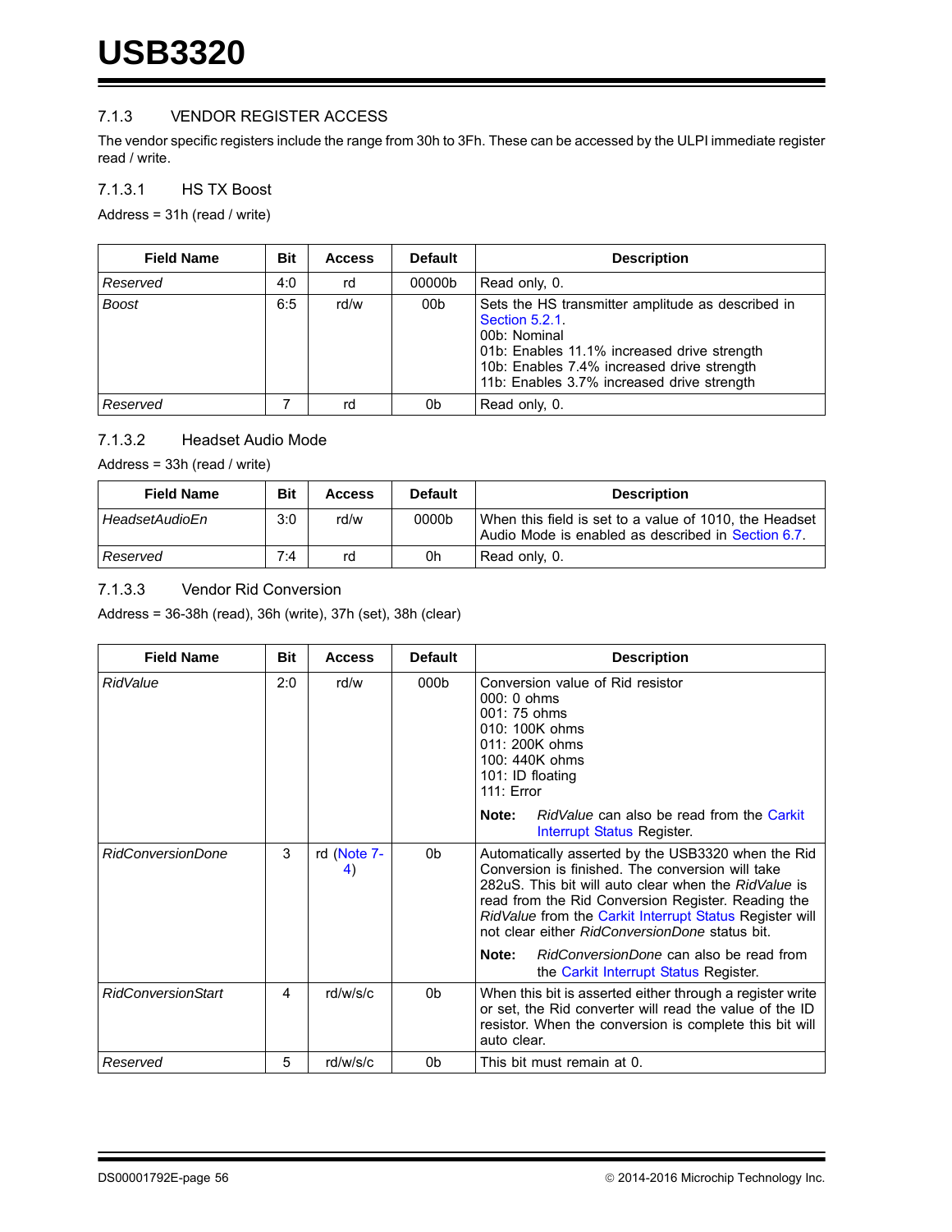### 7.1.3 VENDOR REGISTER ACCESS

The vendor specific registers include the range from 30h to 3Fh. These can be accessed by the ULPI immediate register read / write.

#### 7.1.3.1 HS TX Boost

Address = 31h (read / write)

| Field Name | Bit | Access | Default | Description |
|---|---|---|---|---|
| *Reserved* | 4:0 | rd | 00000b | Read only, 0. |
| *Boost* | 6:5 | rd/w | 00b | Sets the HS transmitter amplitude as described in Section 5.2.1.<br>00b: Nominal<br>01b: Enables 11.1% increased drive strength<br>10b: Enables 7.4% increased drive strength<br>11b: Enables 3.7% increased drive strength |
| *Reserved* | 7 | rd | 0b | Read only, 0. |

#### 7.1.3.2 Headset Audio Mode

Address = 33h (read / write)

| Field Name | Bit | Access | Default | Description |
|---|---|---|---|---|
| *HeadsetAudioEn* | 3:0 | rd/w | 0000b | When this field is set to a value of 1010, the Headset Audio Mode is enabled as described in Section 6.7. |
| *Reserved* | 7:4 | rd | 0h | Read only, 0. |

#### 7.1.3.3 Vendor Rid Conversion

Address = 36-38h (read), 36h (write), 37h (set), 38h (clear)

| Field Name | Bit | Access | Default | Description |
|---|---|---|---|---|
| *RidValue* | 2:0 | rd/w | 000b | Conversion value of Rid resistor<br>000: 0 ohms<br>001: 75 ohms<br>010: 100K ohms<br>011: 200K ohms<br>100: 440K ohms<br>101: ID floating<br>111: Error<br><br>**Note:** *RidValue* can also be read from the Carkit Interrupt Status Register. |
| *RidConversionDone* | 3 | rd (Note 7-4) | 0b | Automatically asserted by the USB3320 when the Rid Conversion is finished. The conversion will take 282uS. This bit will auto clear when the *RidValue* is read from the Rid Conversion Register. Reading the *RidValue* from the Carkit Interrupt Status Register will not clear either *RidConversionDone* status bit.<br><br>**Note:** *RidConversionDone* can also be read from the Carkit Interrupt Status Register. |
| *RidConversionStart* | 4 | rd/w/s/c | 0b | When this bit is asserted either through a register write or set, the Rid converter will read the value of the ID resistor. When the conversion is complete this bit will auto clear. |
| *Reserved* | 5 | rd/w/s/c | 0b | This bit must remain at 0. |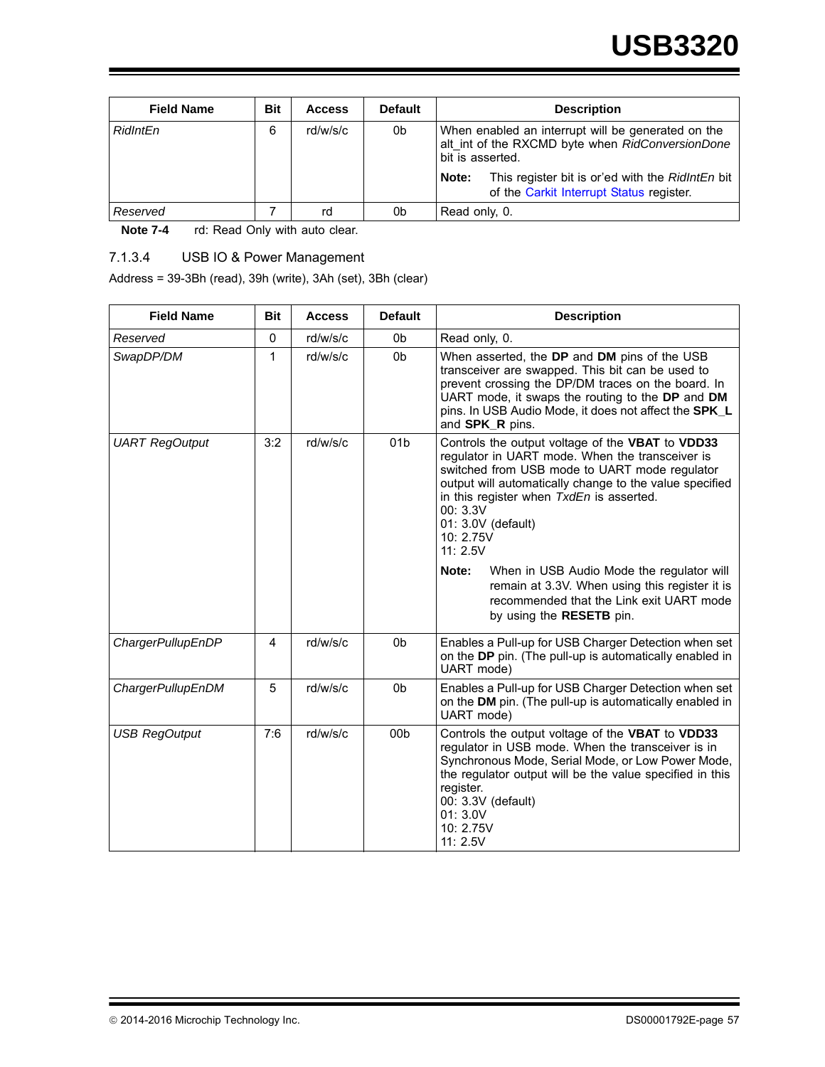| Field Name | Bit | Access | Default | Description |
|---|---|---|---|---|
| *RidIntEn* | 6 | rd/w/s/c | 0b | When enabled an interrupt will be generated on the alt_int of the RXCMD byte when *RidConversionDone* bit is asserted. **Note:** This register bit is or'ed with the *RidIntEn* bit of the Carkit Interrupt Status register. |
| *Reserved* | 7 | rd | 0b | Read only, 0. |

**Note 7-4** rd: Read Only with auto clear.

### 7.1.3.4 USB IO & Power Management

Address = 39-3Bh (read), 39h (write), 3Ah (set), 3Bh (clear)

| Field Name | Bit | Access | Default | Description |
|---|---|---|---|---|
| *Reserved* | 0 | rd/w/s/c | 0b | Read only, 0. |
| *SwapDP/DM* | 1 | rd/w/s/c | 0b | When asserted, the **DP** and **DM** pins of the USB transceiver are swapped. This bit can be used to prevent crossing the DP/DM traces on the board. In UART mode, it swaps the routing to the **DP** and **DM** pins. In USB Audio Mode, it does not affect the **SPK_L** and **SPK_R** pins. |
| *UART RegOutput* | 3:2 | rd/w/s/c | 01b | Controls the output voltage of the **VBAT** to **VDD33** regulator in UART mode. When the transceiver is switched from USB mode to UART mode regulator output will automatically change to the value specified in this register when *TxdEn* is asserted.<br>00: 3.3V<br>01: 3.0V (default)<br>10: 2.75V<br>11: 2.5V<br>**Note:** When in USB Audio Mode the regulator will remain at 3.3V. When using this register it is recommended that the Link exit UART mode by using the **RESETB** pin. |
| *ChargerPullupEnDP* | 4 | rd/w/s/c | 0b | Enables a Pull-up for USB Charger Detection when set on the **DP** pin. (The pull-up is automatically enabled in UART mode) |
| *ChargerPullupEnDM* | 5 | rd/w/s/c | 0b | Enables a Pull-up for USB Charger Detection when set on the **DM** pin. (The pull-up is automatically enabled in UART mode) |
| *USB RegOutput* | 7:6 | rd/w/s/c | 00b | Controls the output voltage of the **VBAT** to **VDD33** regulator in USB mode. When the transceiver is in Synchronous Mode, Serial Mode, or Low Power Mode, the regulator output will be the value specified in this register.<br>00: 3.3V (default)<br>01: 3.0V<br>10: 2.75V<br>11: 2.5V |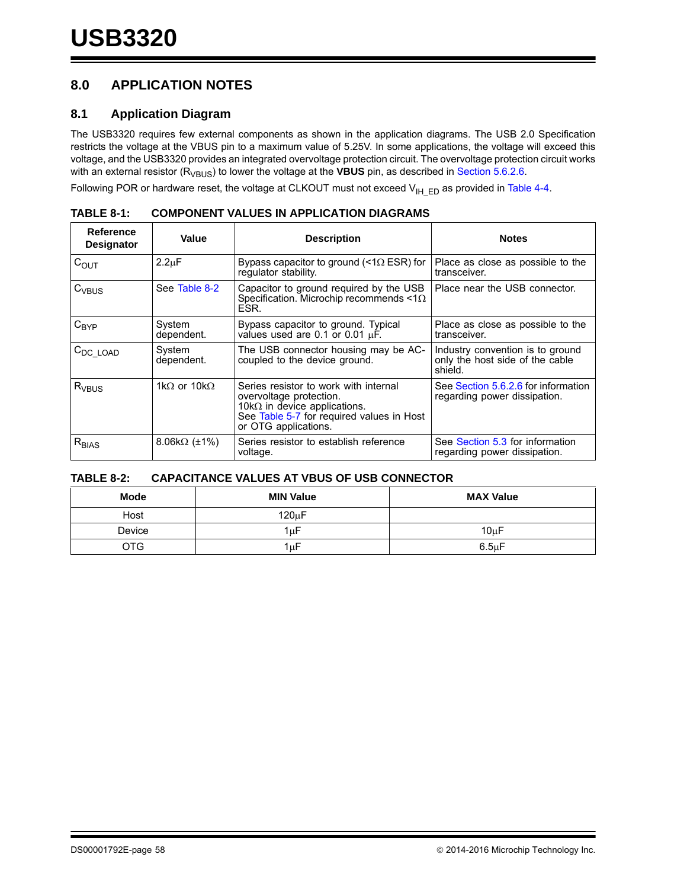# 8.0 APPLICATION NOTES

## 8.1 Application Diagram

The USB3320 requires few external components as shown in the application diagrams. The USB 2.0 Specification restricts the voltage at the VBUS pin to a maximum value of 5.25V. In some applications, the voltage will exceed this voltage, and the USB3320 provides an integrated overvoltage protection circuit. The overvoltage protection circuit works with an external resistor ($R_{VBUS}$) to lower the voltage at the **VBUS** pin, as described in Section 5.6.2.6.

Following POR or hardware reset, the voltage at CLKOUT must not exceed $V_{IH\_ED}$ as provided in Table 4-4.

**TABLE 8-1: COMPONENT VALUES IN APPLICATION DIAGRAMS**

| Reference Designator | Value | Description | Notes |
|---|---|---|---|
| $C_{OUT}$ | 2.2µF | Bypass capacitor to ground (<1Ω ESR) for regulator stability. | Place as close as possible to the transceiver. |
| $C_{VBUS}$ | See Table 8-2 | Capacitor to ground required by the USB Specification. Microchip recommends <1Ω ESR. | Place near the USB connector. |
| $C_{BYP}$ | System dependent. | Bypass capacitor to ground. Typical values used are 0.1 or 0.01 µF. | Place as close as possible to the transceiver. |
| $C_{DC\_LOAD}$ | System dependent. | The USB connector housing may be AC-coupled to the device ground. | Industry convention is to ground only the host side of the cable shield. |
| $R_{VBUS}$ | 1kΩ or 10kΩ | Series resistor to work with internal overvoltage protection.<br>10kΩ in device applications.<br>See Table 5-7 for required values in Host or OTG applications. | See Section 5.6.2.6 for information regarding power dissipation. |
| $R_{BIAS}$ | 8.06kΩ (±1%) | Series resistor to establish reference voltage. | See Section 5.3 for information regarding power dissipation. |

**TABLE 8-2: CAPACITANCE VALUES AT VBUS OF USB CONNECTOR**

| Mode | MIN Value | MAX Value |
|---|---|---|
| Host | 120µF | |
| Device | 1µF | 10µF |
| OTG | 1µF | 6.5µF |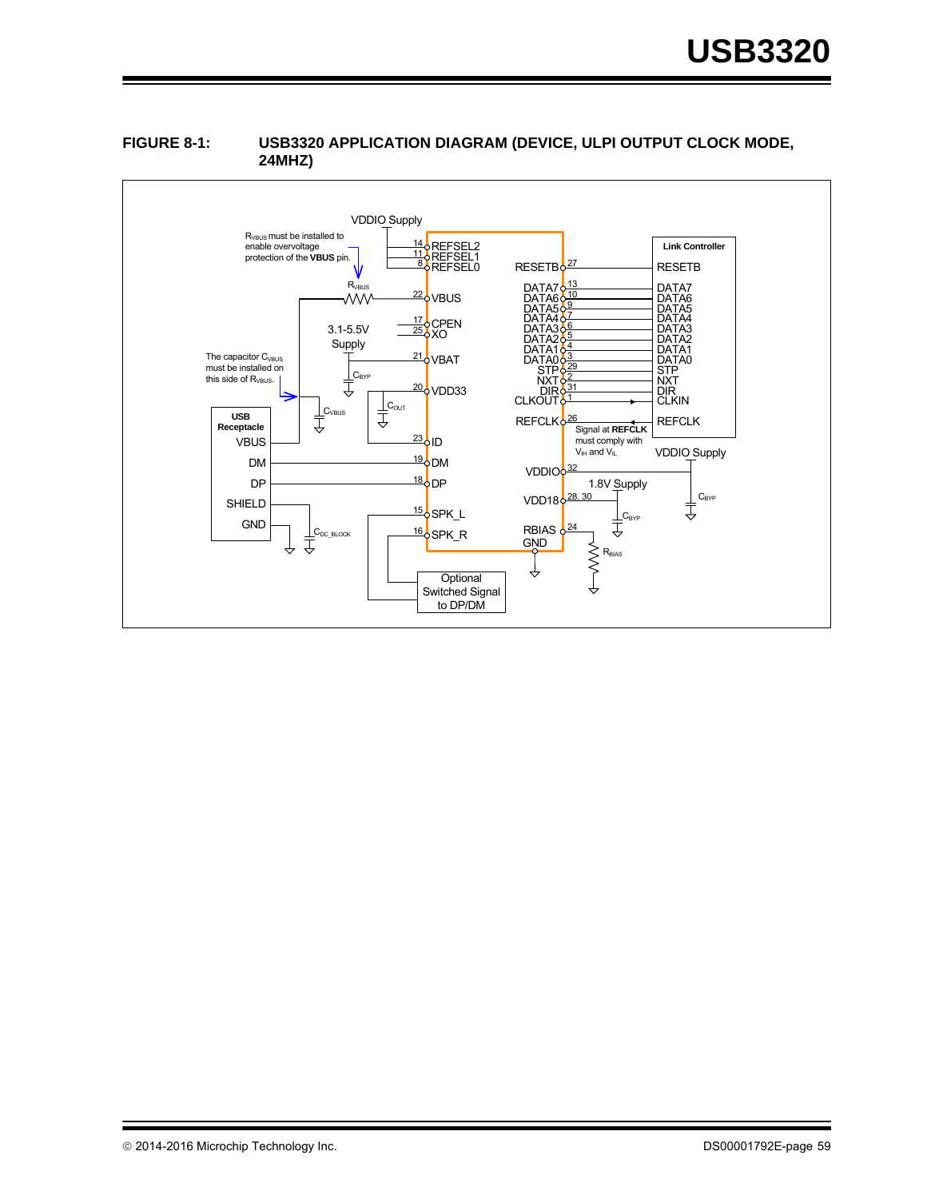**FIGURE 8-1: USB3320 APPLICATION DIAGRAM (DEVICE, ULPI OUTPUT CLOCK MODE, 24MHZ)**

VDDIO Supply

$R_{VBUS}$ must be installed to enable overvoltage protection of the **VBUS** pin.

$R_{VBUS}$

3.1-5.5V Supply

$C_{BYP}$

The capacitor $C_{VBUS}$ must be installed on this side of $R_{VBUS}$.

$C_{VBUS}$

$C_{OUT}$

USB Receptacle: VBUS, DM, DP, SHIELD, GND

$C_{DC\_BLOCK}$

14 REFSEL2
11 REFSEL1
8 REFSEL0
22 VBUS
17 CPEN
25 XO
21 VBAT
20 VDD33
23 ID
19 DM
18 DP
15 SPK_L
16 SPK_R

RESETB 27
DATA7 13
DATA6 10
DATA5 9
DATA4 7
DATA3 6
DATA2 5
DATA1 4
DATA0 3
STP 29
NXT 2
DIR 31
CLKOUT 1
REFCLK 26
VDDIO 32
VDD18 28, 30
RBIAS 24
GND

Link Controller: RESETB, DATA7, DATA6, DATA5, DATA4, DATA3, DATA2, DATA1, DATA0, STP, NXT, DIR, CLKIN, REFCLK

Signal at **REFCLK** must comply with $V_{IH}$ and $V_{IL}$

VDDIO Supply

1.8V Supply

$C_{BYP}$

$C_{BYP}$

$R_{BIAS}$

Optional Switched Signal to DP/DM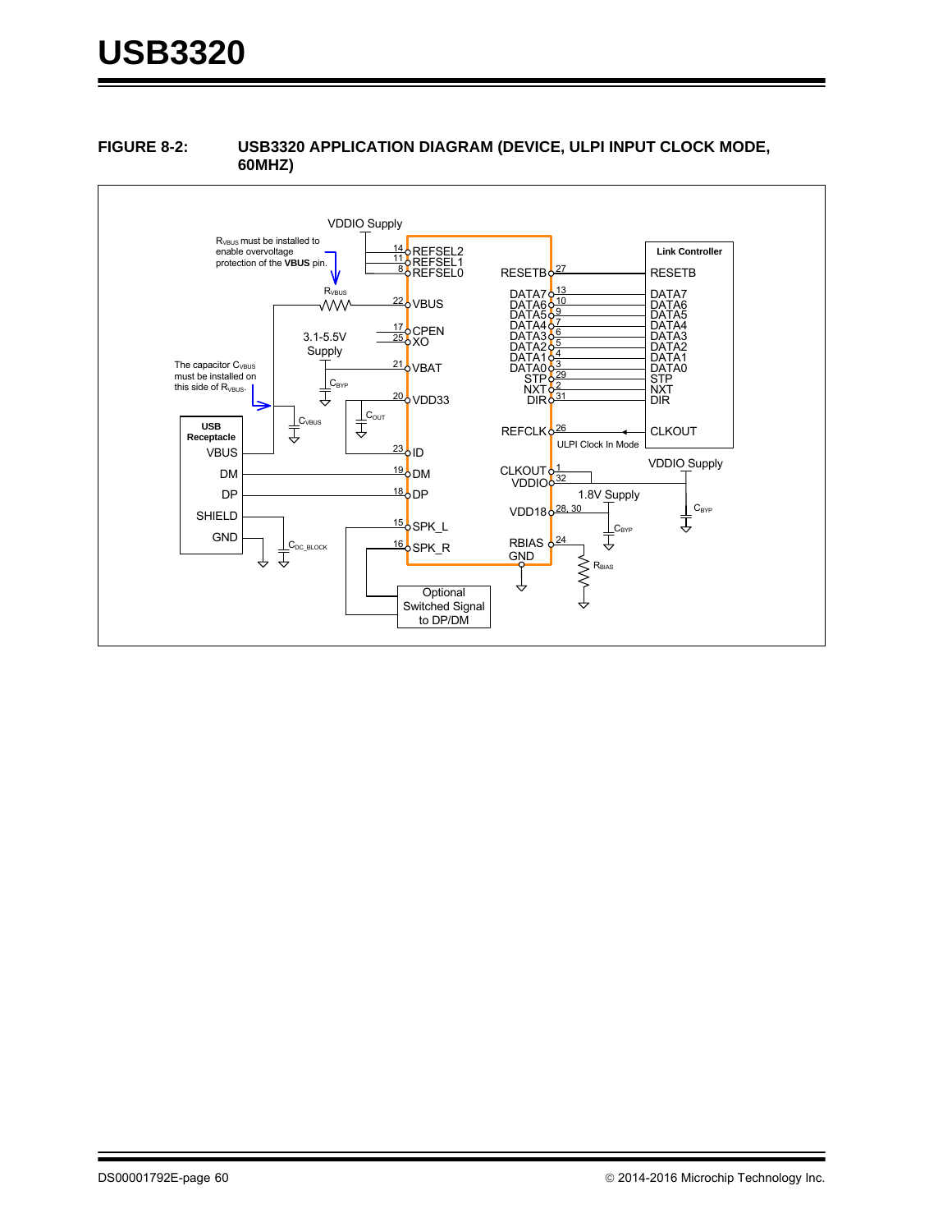**FIGURE 8-2: USB3320 APPLICATION DIAGRAM (DEVICE, ULPI INPUT CLOCK MODE, 60MHZ)**

VDDIO Supply

$R_{VBUS}$ must be installed to enable overvoltage protection of the **VBUS** pin.

The capacitor $C_{VBUS}$ must be installed on this side of $R_{VBUS}$.

3.1-5.5V Supply

ULPI Clock In Mode

1.8V Supply

| Pin | Name |
|---|---|
| 14 | REFSEL2 |
| 11 | REFSEL1 |
| 8 | REFSEL0 |
| 22 | VBUS |
| 17 | CPEN |
| 25 | XO |
| 21 | VBAT |
| 20 | VDD33 |
| 23 | ID |
| 19 | DM |
| 18 | DP |
| 15 | SPK_L |
| 16 | SPK_R |
| 27 | RESETB |
| 13 | DATA7 |
| 10 | DATA6 |
| 9 | DATA5 |
| 7 | DATA4 |
| 6 | DATA3 |
| 5 | DATA2 |
| 4 | DATA1 |
| 3 | DATA0 |
| 29 | STP |
| 2 | NXT |
| 31 | DIR |
| 26 | REFCLK |
| 1 | CLKOUT |
| 32 | VDDIO |
| 28, 30 | VDD18 |
| 24 | RBIAS |
| | GND |

Link Controller: RESETB, DATA7, DATA6, DATA5, DATA4, DATA3, DATA2, DATA1, DATA0, STP, NXT, DIR, CLKOUT

USB Receptacle: VBUS, DM, DP, SHIELD, GND

Optional Switched Signal to DP/DM

$R_{VBUS}$, $C_{VBUS}$, $C_{BYP}$, $C_{OUT}$, $C_{DC\_BLOCK}$, $R_{BIAS}$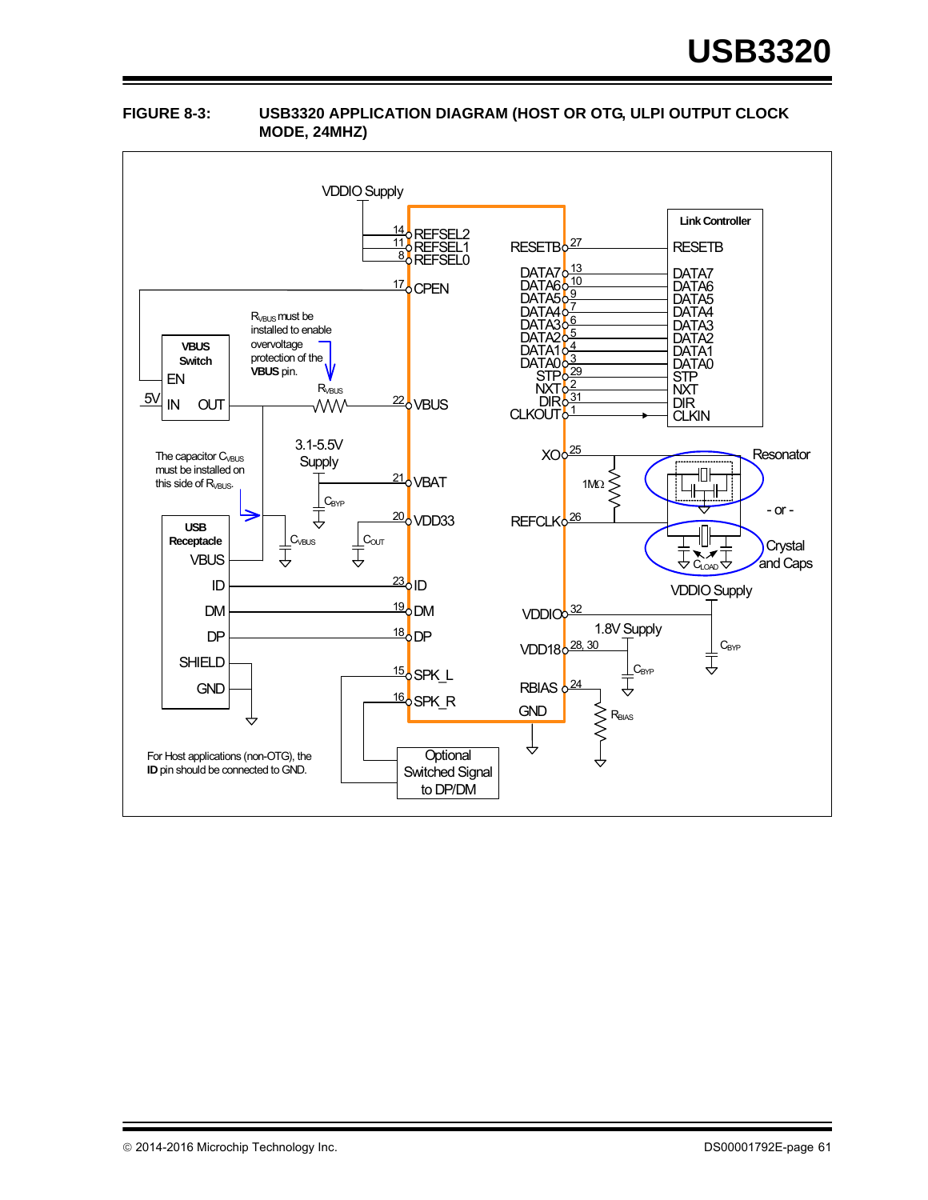**FIGURE 8-3: USB3320 APPLICATION DIAGRAM (HOST OR OTG, ULPI OUTPUT CLOCK MODE, 24MHZ)**

VDDIO Supply

14 REFSEL2
11 REFSEL1
8 REFSEL0
17 CPEN
22 VBUS
21 VBAT
20 VDD33
23 ID
19 DM
18 DP
15 SPK_L
16 SPK_R

RESETB 27
DATA7 13
DATA6 10
DATA5 9
DATA4 7
DATA3 6
DATA2 5
DATA1 4
DATA0 3
STP 29
NXT 2
DIR 31
CLKOUT 1
XO 25
REFCLK 26
VDDIO 32
VDD18 28, 30
RBIAS 24
GND

Link Controller: RESETB, DATA7, DATA6, DATA5, DATA4, DATA3, DATA2, DATA1, DATA0, STP, NXT, DIR, CLKIN

VBUS Switch: EN, IN, OUT

5V

$R_{VBUS}$ must be installed to enable overvoltage protection of the **VBUS** pin.

$R_{VBUS}$

3.1-5.5V Supply

$C_{BYP}$

The capacitor $C_{VBUS}$ must be installed on this side of $R_{VBUS}$.

USB Receptacle: VBUS, ID, DM, DP, SHIELD, GND

$C_{VBUS}$

$C_{OUT}$

1MΩ

Resonator

- or -

Crystal and Caps

$C_{LOAD}$

VDDIO Supply

1.8V Supply

$C_{BYP}$

$C_{BYP}$

$R_{BIAS}$

For Host applications (non-OTG), the **ID** pin should be connected to GND.

Optional Switched Signal to DP/DM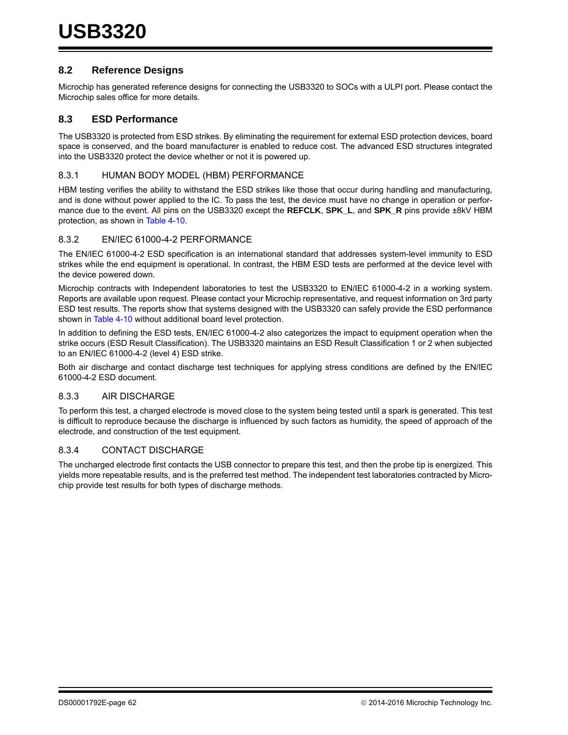## 8.2 Reference Designs

Microchip has generated reference designs for connecting the USB3320 to SOCs with a ULPI port. Please contact the Microchip sales office for more details.

## 8.3 ESD Performance

The USB3320 is protected from ESD strikes. By eliminating the requirement for external ESD protection devices, board space is conserved, and the board manufacturer is enabled to reduce cost. The advanced ESD structures integrated into the USB3320 protect the device whether or not it is powered up.

### 8.3.1 HUMAN BODY MODEL (HBM) PERFORMANCE

HBM testing verifies the ability to withstand the ESD strikes like those that occur during handling and manufacturing, and is done without power applied to the IC. To pass the test, the device must have no change in operation or performance due to the event. All pins on the USB3320 except the **REFCLK**, **SPK_L**, and **SPK_R** pins provide ±8kV HBM protection, as shown in Table 4-10.

### 8.3.2 EN/IEC 61000-4-2 PERFORMANCE

The EN/IEC 61000-4-2 ESD specification is an international standard that addresses system-level immunity to ESD strikes while the end equipment is operational. In contrast, the HBM ESD tests are performed at the device level with the device powered down.

Microchip contracts with Independent laboratories to test the USB3320 to EN/IEC 61000-4-2 in a working system. Reports are available upon request. Please contact your Microchip representative, and request information on 3rd party ESD test results. The reports show that systems designed with the USB3320 can safely provide the ESD performance shown in Table 4-10 without additional board level protection.

In addition to defining the ESD tests, EN/IEC 61000-4-2 also categorizes the impact to equipment operation when the strike occurs (ESD Result Classification). The USB3320 maintains an ESD Result Classification 1 or 2 when subjected to an EN/IEC 61000-4-2 (level 4) ESD strike.

Both air discharge and contact discharge test techniques for applying stress conditions are defined by the EN/IEC 61000-4-2 ESD document.

### 8.3.3 AIR DISCHARGE

To perform this test, a charged electrode is moved close to the system being tested until a spark is generated. This test is difficult to reproduce because the discharge is influenced by such factors as humidity, the speed of approach of the electrode, and construction of the test equipment.

### 8.3.4 CONTACT DISCHARGE

The uncharged electrode first contacts the USB connector to prepare this test, and then the probe tip is energized. This yields more repeatable results, and is the preferred test method. The independent test laboratories contracted by Microchip provide test results for both types of discharge methods.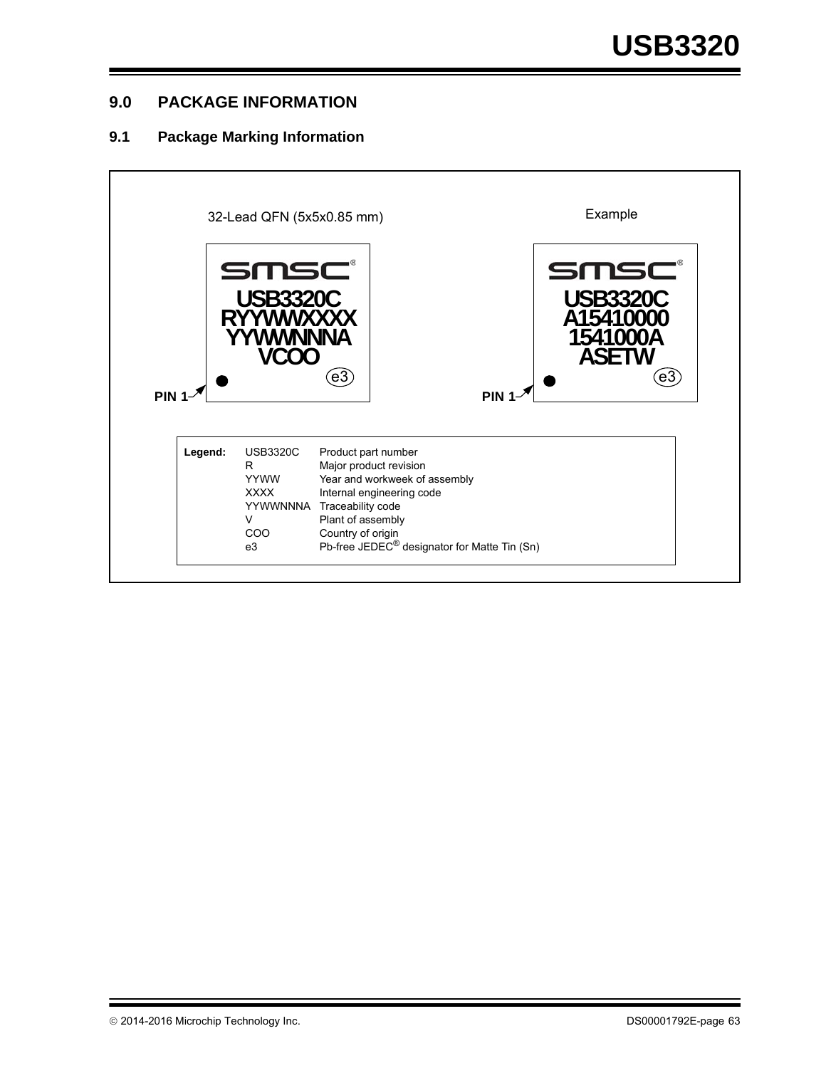## 9.0 PACKAGE INFORMATION

### 9.1 Package Marking Information

32-Lead QFN (5x5x0.85 mm)

smsc®
USB3320C
RYYWWXXXX
YYWWNNNA
VCOO
e3

PIN 1

Example

smsc®
USB3320C
A15410000
1541000A
ASETW
e3

PIN 1

| Legend: | | |
|---|---|---|
| | USB3320C | Product part number |
| | R | Major product revision |
| | YYWW | Year and workweek of assembly |
| | XXXX | Internal engineering code |
| | YYWWNNNA | Traceability code |
| | V | Plant of assembly |
| | COO | Country of origin |
| | e3 | Pb-free JEDEC® designator for Matte Tin (Sn) |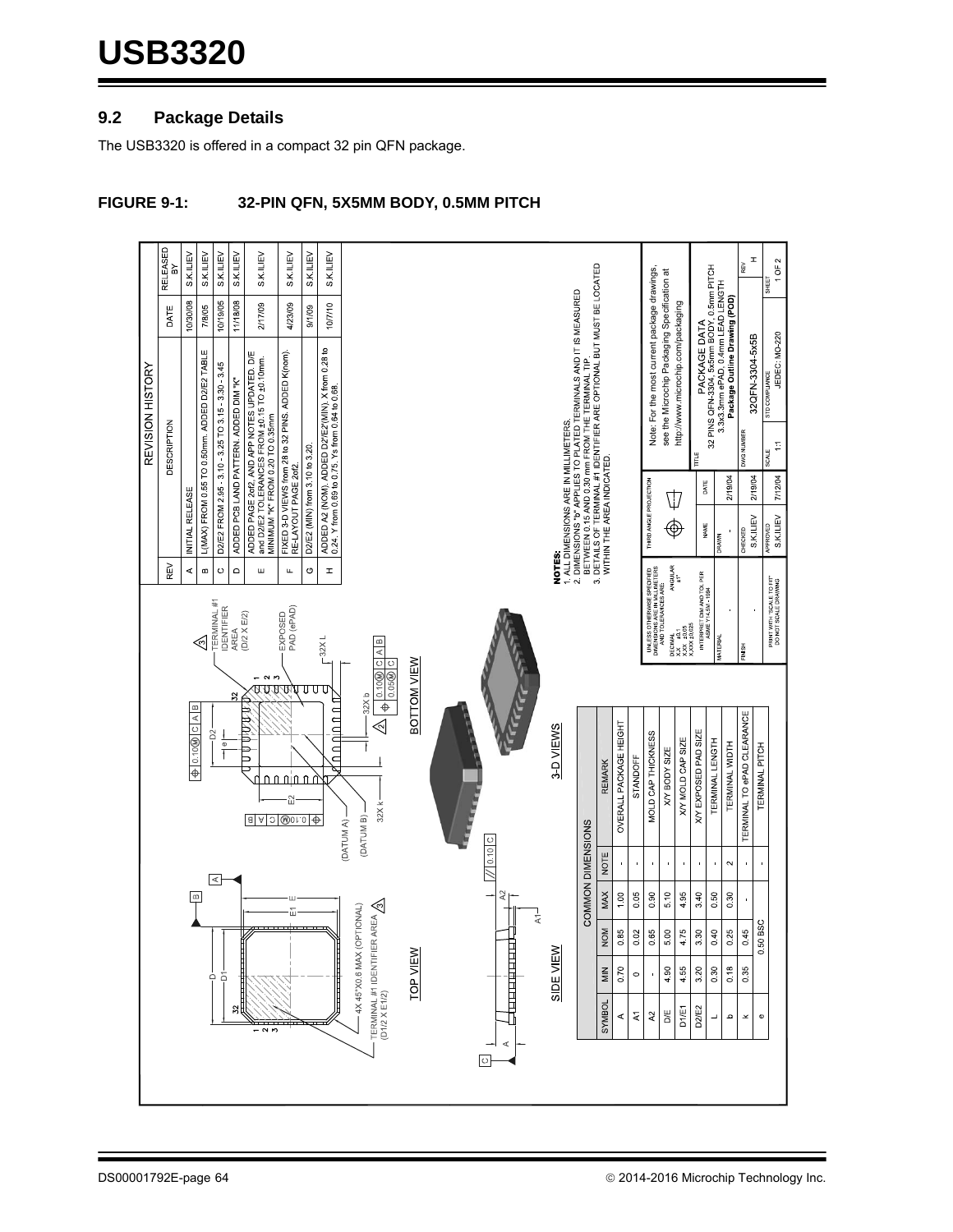## 9.2 Package Details

The USB3320 is offered in a compact 32 pin QFN package.

**FIGURE 9-1: 32-PIN QFN, 5X5MM BODY, 0.5MM PITCH**

REVISION HISTORY

| REV | DESCRIPTION | DATE | RELEASED BY |
|---|---|---|---|
| A | INITIAL RELEASE | 10/30/08 | S.K.ILIEV |
| B | L(MAX) FROM 0.55 TO 0.50mm. ADDED D2/E2 TABLE | 7/8/05 | S.K.ILIEV |
| C | D2/E2 FROM 2.95 - 3.10 - 3.25 TO 3.15 - 3.30 - 3.45 | 10/19/05 | S.K.ILIEV |
| D | ADDED PCB LAND PATTERN. ADDED DIM "K" | 11/18/08 | S.K.ILIEV |
| E | ADDED PAGE 2of2, AND APP NOTES UPDATED. D/E and D2/E2 TOLERANCES FROM ±0.15 TO ±0.10mm. MINIMUM "K" FROM 0.20 TO 0.35mm | 2/17/09 | S.K.ILIEV |
| F | FIXED 3-D VIEWS from 28 to 32 PINS. ADDED K(nom). RE-LAYOUT PAGE 2of2. | 4/23/09 | S.K.ILIEV |
| G | D2/E2 (MIN) from 3.10 to 3.20. | 9/1/09 | S.K.ILIEV |
| H | ADDED A2 (NOM). ADDED D2/E2(MIN). X from 0.28 to 0.24. Y from 0.69 to 0.75. Ys from 0.64 to 0.68. | 10/7/10 | S.K.ILIEV |

| SYMBOL | MIN | NOM | MAX | NOTE | REMARK |
|---|---|---|---|---|---|
| | COMMON DIMENSIONS | | | | |
| A | 0.70 | 0.85 | 1.00 | - | OVERALL PACKAGE HEIGHT |
| A1 | 0 | 0.02 | 0.05 | - | STANDOFF |
| A2 | - | 0.65 | 0.90 | - | MOLD CAP THICKNESS |
| D/E | 4.90 | 5.00 | 5.10 | - | X/Y BODY SIZE |
| D1/E1 | 4.55 | 4.75 | 4.95 | - | X/Y MOLD CAP SIZE |
| D2/E2 | 3.20 | 3.30 | 3.40 | - | X/Y EXPOSED PAD SIZE |
| L | 0.30 | 0.40 | 0.50 | - | TERMINAL LENGTH |
| b | 0.18 | 0.25 | 0.30 | 2 | TERMINAL WIDTH |
| k | 0.35 | 0.45 | - | - | TERMINAL TO ePAD CLEARANCE |
| e | | 0.50 BSC | | - | TERMINAL PITCH |

NOTES:
1. ALL DIMENSIONS ARE IN MILLIMETERS.
2. DIMENSIONS "b" APPLIES TO PLATED TERMINALS AND IT IS MEASURED BETWEEN 0.15 AND 0.30 mm FROM THE TERMINAL TIP.
3. DETAILS OF TERMINAL #1 IDENTIFIER ARE OPTIONAL BUT MUST BE LOCATED WITHIN THE AREA INDICATED.

TOP VIEW: 4X 45°X0.6 MAX (OPTIONAL); TERMINAL #1 IDENTIFIER AREA (D1/2 X E1/2)

SIDE VIEW

BOTTOM VIEW: TERMINAL #1 IDENTIFIER AREA (D/2 X E/2); EXPOSED PAD (ePAD); 32X L; 32X b; 32X k

3-D VIEWS

Note: For the most current package drawings, see the Microchip Packaging Specification at http://www.microchip.com/packaging

UNLESS OTHERWISE SPECIFIED DIMENSIONS ARE IN MILLIMETERS AND TOLERANCES ARE: DECIMAL X.X ±0.1, X.XX ±0.05, X.XXX ±0.025; ANGULAR ±1°. INTERPRET DIM AND TOL PER ASME Y14.5M - 1994

THIRD ANGLE PROJECTION

DRAWN: - 2/19/04; CHECKED: S.K.ILIEV 2/19/04; APPROVED: S.K.ILIEV 7/12/04

TITLE: PACKAGE DATA — 32 PINS QFN-3304, 5x5mm BODY, 0.5mm PITCH, 3.3x3.3mm ePAD, 0.4mm LEAD LENGTH — Package Outline Drawing (POD)

DWG NUMBER: 32QFN-3304-5x5B; REV: H; SCALE: 1:1; STD COMPLIANCE: JEDEC: MO-220; SHEET: 1 OF 2

PRINT WITH "SCALE TO FIT" DO NOT SCALE DRAWING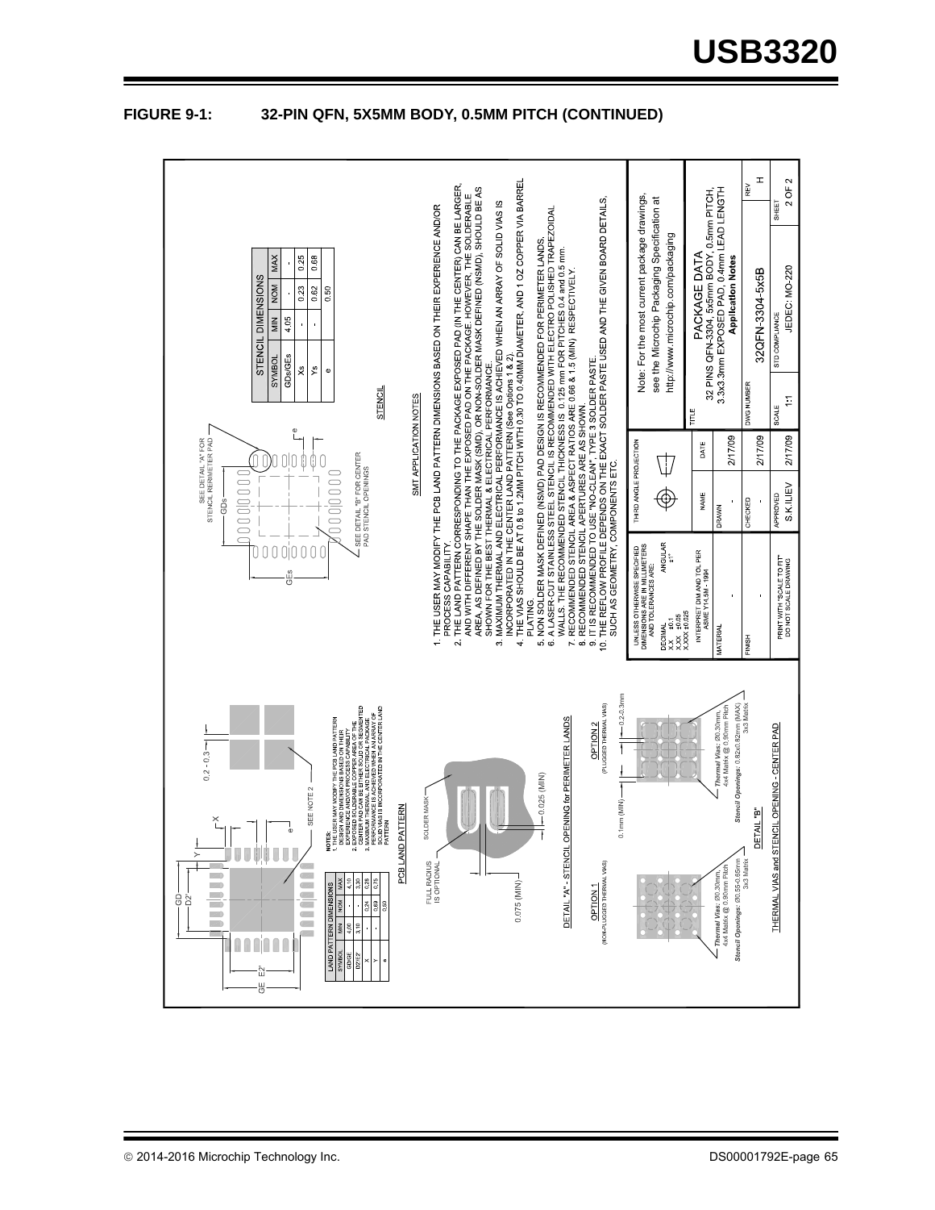## FIGURE 9-1: 32-PIN QFN, 5X5MM BODY, 0.5MM PITCH (CONTINUED)

**LAND PATTERN DIMENSIONS**

| SYMBOL | MIN | NOM | MAX |
|---|---|---|---|
| GD/GE | 4.00 | - | 4.10 |
| D2/E2 | 3.10 | - | 3.30 |
| X | - | 0.24 | 0.26 |
| Y | - | 0.69 | 0.75 |
| e | | 0.50 | |

NOTES:
1. THE USER MAY MODIFY THE PCB LAND PATTERN DESIGN AND DIMENSIONS BASED ON THEIR EXPERIENCE AND/OR PROCESS CAPABILITY.
2. EXPOSED SOLDERABLE COPPER AREA OF THE CENTER PAD CAN BE EITHER SOLDER MASK DEFINED OR NON SOLDER MASK DEFINED.
3. MAXIMUM THERMAL AND ELECTRICAL PACKAGE PERFORMANCE IS ACHIEVED WHEN AN ARRAY OF SOLID VIAS IS INCORPORATED IN THE CENTER LAND PATTERN.

PCB LAND PATTERN

DETAIL "A" - STENCIL OPENING for PERIMETER LANDS

OPTION 1 (NON-PLUGGED THERMAL VIAS)

*Thermal Vias*: Ø0.30mm, 4x4 Matrix @ 0.90mm Pitch

*Stencil Openings*: Ø0.55-0.65mm 3x3 Matrix

OPTION 2 (PLUGGED THERMAL VIAS)

*Thermal Vias*: Ø0.30mm, 4x4 Matrix @ 0.90mm Pitch

*Stencil Openings*: 0.82x0.82mm (MAX) 3x3 Matrix

DETAIL "B"

THERMAL VIAS and STENCIL OPENING - CENTER PAD

**STENCIL DIMENSIONS**

| SYMBOL | MIN | NOM | MAX |
|---|---|---|---|
| GDs/GEs | 4.05 | - | - |
| Xs | - | 0.23 | 0.25 |
| Ys | - | 0.62 | 0.68 |
| e | | 0.50 | |

STENCIL

SMT APPLICATION NOTES

1. THE USER MAY MODIFY THE PCB LAND PATTERN DIMENSIONS BASED ON THEIR EXPERIENCE AND/OR PROCESS CAPABILITY.
2. THE LAND PATTERN CORRESPONDING TO THE PACKAGE EXPOSED PAD (IN THE CENTER) CAN BE LARGER, AND WITH DIFFERENT SHAPE THAN THE EXPOSED PAD ON THE PACKAGE. HOWEVER, THE SOLDERABLE AREA, AS DEFINED BY THE SOLDER MASK (SMD), OR NON-SOLDER MASK DEFINED (NSMD), SHOULD BE AS SHOWN FOR THE BEST THERMAL & ELECTRICAL PERFORMANCE.
3. MAXIMUM THERMAL AND ELECTRICAL PERFORMANCE IS ACHIEVED WHEN AN ARRAY OF SOLID VIAS IS INCORPORATED IN THE CENTER LAND PATTERN (See Options 1 & 2).
4. THE VIAS SHOULD BE AT 0.8 to 1.2MM PITCH WITH 0.30 TO 0.40MM DIAMETER, AND 1 OZ COPPER VIA BARREL PLATING.
5. NON SOLDER MASK DEFINED (NSMD) PAD DESIGN IS RECOMMENDED FOR PERIMETER LANDS.
6. A LASER-CUT STAINLESS STEEL STENCIL IS RECOMMENDED WITH ELECTRO POLISHED TRAPEZOIDAL WALLS. THE RECOMMENDED STENCIL THICKNESS IS 0.125 mm FOR PITCHES 0.4 and 0.5 mm.
7. RECOMMENDED STENCIL AREA & ASPECT RATIOS ARE 0.66 & 1.5 (MIN) RESPECTIVELY.
8. RECOMMENDED STENCIL APERTURES ARE AS SHOWN.
9. IT IS RECOMMENDED TO USE "NO-CLEAN", TYPE 3 SOLDER PASTE.
10. THE REFLOW PROFILE DEPENDS ON THE EXACT SOLDER PASTE USED AND THE GIVEN BOARD DETAILS, SUCH AS GEOMETRY, COMPONENTS ETC.

Note: For the most current package drawings, see the Microchip Packaging Specification at http://www.microchip.com/packaging

| | | | |
|---|---|---|---|
| UNLESS OTHERWISE SPECIFIED DIMENSIONS ARE IN MILLIMETERS AND TOLERANCES ARE: DECIMAL X.X ±0.1, X.XX ±0.05, X.XXX ±0.025; ANGULAR ±1° | THIRD ANGLE PROJECTION | | |
| INTERPRET DIM AND TOL PER ASME Y14.5M - 1994 | NAME | DATE | TITLE: PACKAGE DATA — 32 PINS QFN-3304, 5x5mm BODY, 0.5mm PITCH, 3.3x3.3mm EXPOSED PAD, 0.4mm LEAD LENGTH — Application Notes |
| MATERIAL: - | DRAWN: - | 2/17/09 | |
| FINISH: - | CHECKED: - | 2/17/09 | DWG NUMBER: 32QFN-3304-5x5B; REV: H |
| PRINT WITH "SCALE TO FIT" DO NOT SCALE DRAWING | APPROVED: S.K.ILIEV | 2/17/09 | SCALE: 1:1; STD COMPLIANCE: JEDEC: MO-220; SHEET: 2 OF 2 |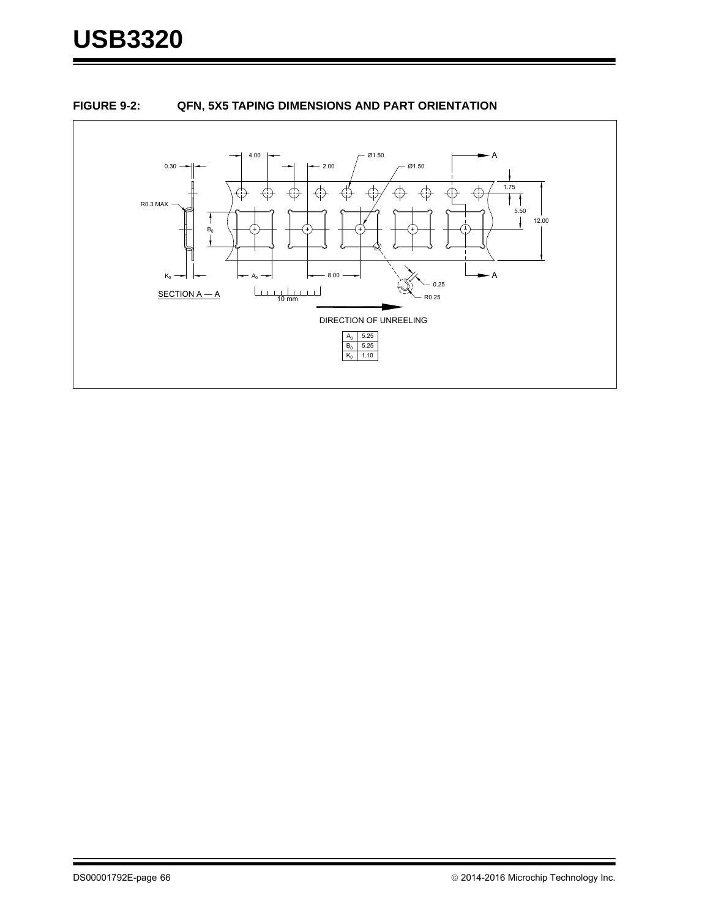**FIGURE 9-2: QFN, 5X5 TAPING DIMENSIONS AND PART ORIENTATION**

| | |
|---|---|
| $A_0$ | 5.25 |
| $B_0$ | 5.25 |
| $K_0$ | 1.10 |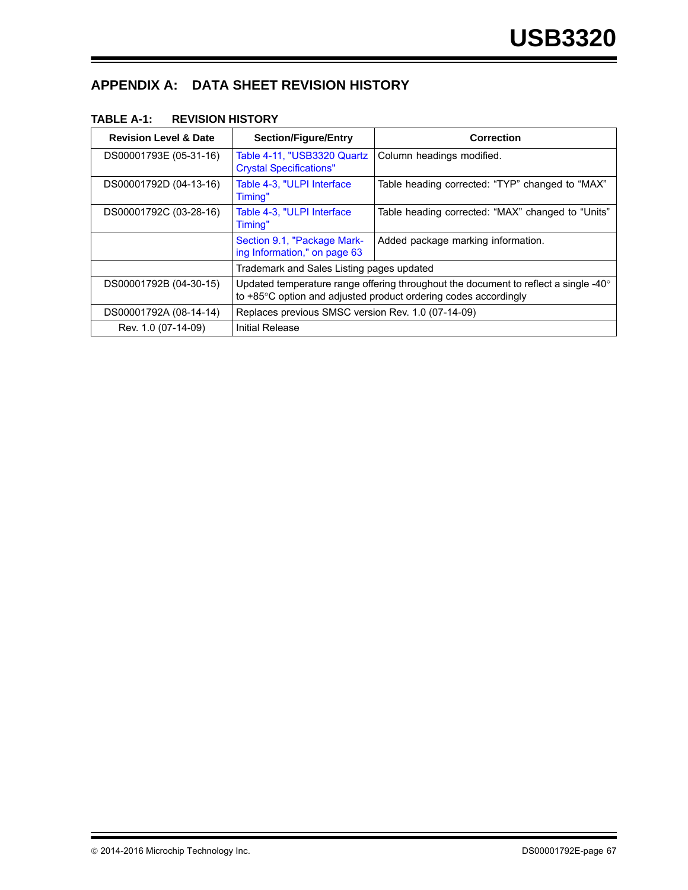# APPENDIX A: DATA SHEET REVISION HISTORY

**TABLE A-1: REVISION HISTORY**

| Revision Level & Date | Section/Figure/Entry | Correction |
|---|---|---|
| DS00001793E (05-31-16) | Table 4-11, "USB3320 Quartz Crystal Specifications" | Column headings modified. |
| DS00001792D (04-13-16) | Table 4-3, "ULPI Interface Timing" | Table heading corrected: “TYP” changed to “MAX” |
| DS00001792C (03-28-16) | Table 4-3, "ULPI Interface Timing" | Table heading corrected: “MAX” changed to “Units” |
| | Section 9.1, "Package Marking Information," on page 63 | Added package marking information. |
| | Trademark and Sales Listing pages updated | |
| DS00001792B (04-30-15) | Updated temperature range offering throughout the document to reflect a single -40°to +85°C option and adjusted product ordering codes accordingly | |
| DS00001792A (08-14-14) | Replaces previous SMSC version Rev. 1.0 (07-14-09) | |
| Rev. 1.0 (07-14-09) | Initial Release | |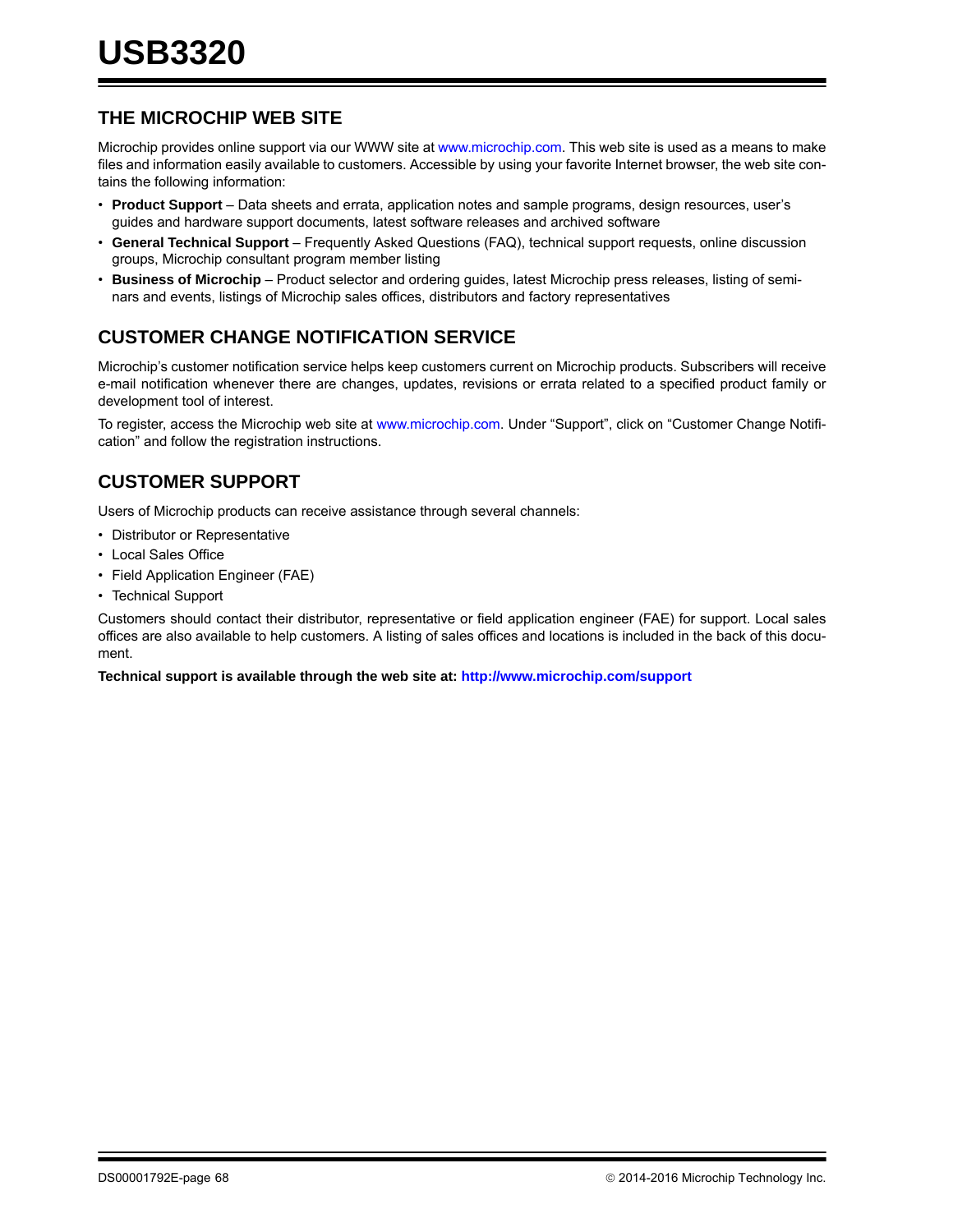## THE MICROCHIP WEB SITE

Microchip provides online support via our WWW site at www.microchip.com. This web site is used as a means to make files and information easily available to customers. Accessible by using your favorite Internet browser, the web site contains the following information:

- **Product Support** – Data sheets and errata, application notes and sample programs, design resources, user's guides and hardware support documents, latest software releases and archived software
- **General Technical Support** – Frequently Asked Questions (FAQ), technical support requests, online discussion groups, Microchip consultant program member listing
- **Business of Microchip** – Product selector and ordering guides, latest Microchip press releases, listing of seminars and events, listings of Microchip sales offices, distributors and factory representatives

## CUSTOMER CHANGE NOTIFICATION SERVICE

Microchip's customer notification service helps keep customers current on Microchip products. Subscribers will receive e-mail notification whenever there are changes, updates, revisions or errata related to a specified product family or development tool of interest.

To register, access the Microchip web site at www.microchip.com. Under "Support", click on "Customer Change Notification" and follow the registration instructions.

## CUSTOMER SUPPORT

Users of Microchip products can receive assistance through several channels:

- Distributor or Representative
- Local Sales Office
- Field Application Engineer (FAE)
- Technical Support

Customers should contact their distributor, representative or field application engineer (FAE) for support. Local sales offices are also available to help customers. A listing of sales offices and locations is included in the back of this document.

**Technical support is available through the web site at: http://www.microchip.com/support**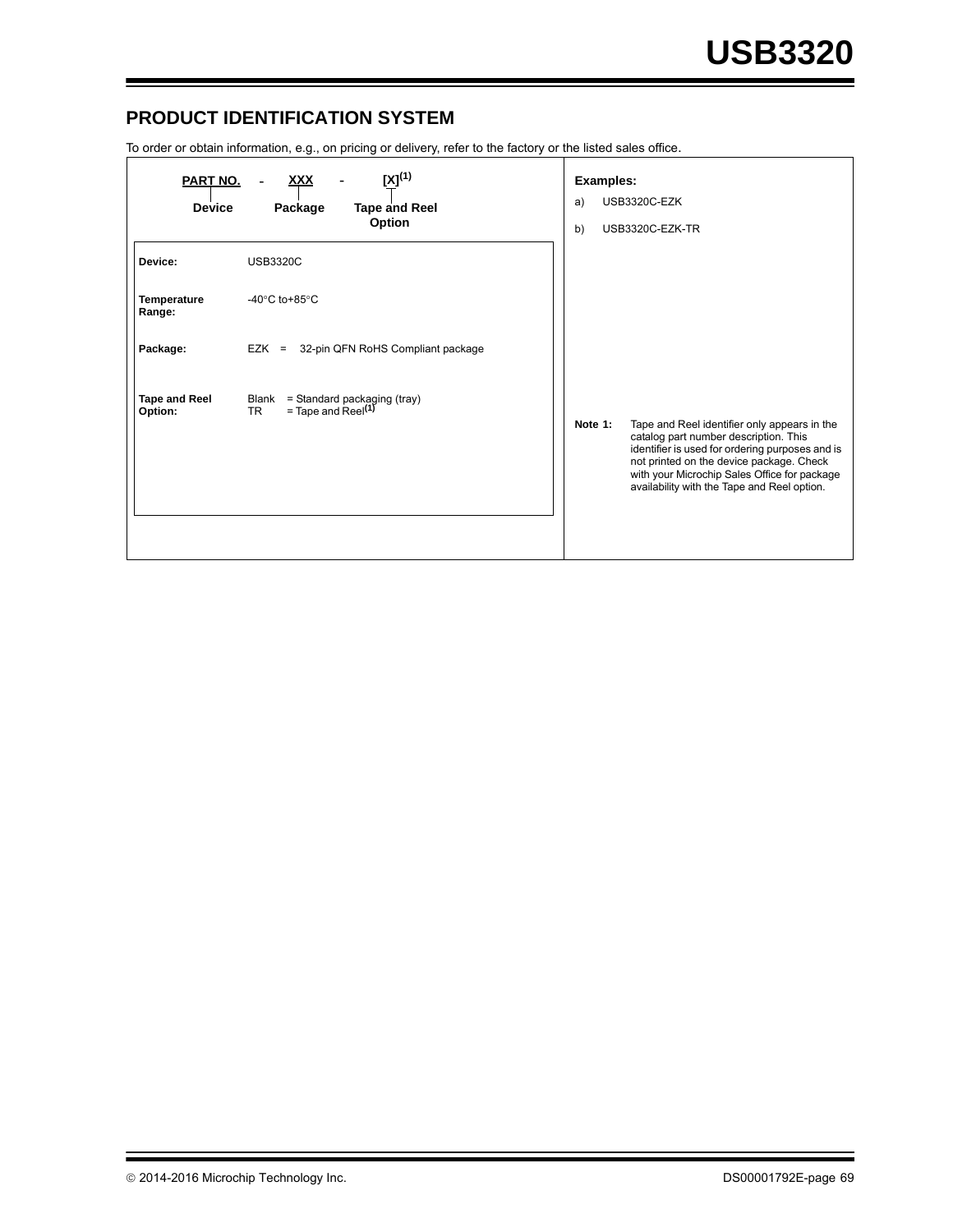## PRODUCT IDENTIFICATION SYSTEM

To order or obtain information, e.g., on pricing or delivery, refer to the factory or the listed sales office.

| PART NO. | - | XXX | - | [X][(1)] |
|---|---|---|---|---|
| Device | | Package | | Tape and Reel Option |

| | |
|---|---|
| **Device:** | USB3320C |
| **Temperature Range:** | -40°C to+85°C |
| **Package:** | EZK = 32-pin QFN RoHS Compliant package |
| **Tape and Reel Option:** | Blank = Standard packaging (tray)<br>TR = Tape and Reel[(1)] |

**Examples:**

a) USB3320C-EZK

b) USB3320C-EZK-TR

**Note 1:** Tape and Reel identifier only appears in the catalog part number description. This identifier is used for ordering purposes and is not printed on the device package. Check with your Microchip Sales Office for package availability with the Tape and Reel option.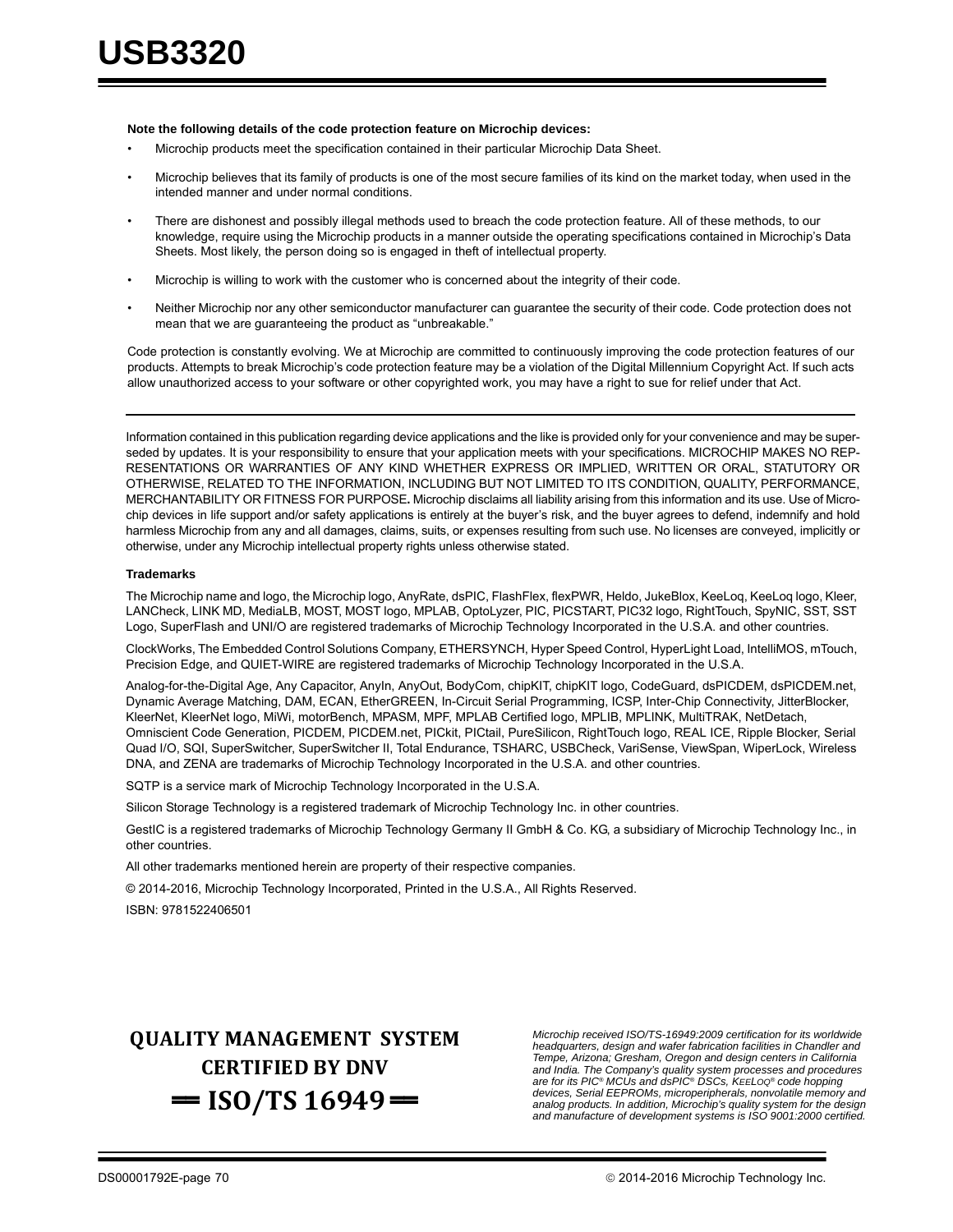**Note the following details of the code protection feature on Microchip devices:**

- Microchip products meet the specification contained in their particular Microchip Data Sheet.
- Microchip believes that its family of products is one of the most secure families of its kind on the market today, when used in the intended manner and under normal conditions.
- There are dishonest and possibly illegal methods used to breach the code protection feature. All of these methods, to our knowledge, require using the Microchip products in a manner outside the operating specifications contained in Microchip's Data Sheets. Most likely, the person doing so is engaged in theft of intellectual property.
- Microchip is willing to work with the customer who is concerned about the integrity of their code.
- Neither Microchip nor any other semiconductor manufacturer can guarantee the security of their code. Code protection does not mean that we are guaranteeing the product as "unbreakable."

Code protection is constantly evolving. We at Microchip are committed to continuously improving the code protection features of our products. Attempts to break Microchip's code protection feature may be a violation of the Digital Millennium Copyright Act. If such acts allow unauthorized access to your software or other copyrighted work, you may have a right to sue for relief under that Act.

---

Information contained in this publication regarding device applications and the like is provided only for your convenience and may be superseded by updates. It is your responsibility to ensure that your application meets with your specifications. MICROCHIP MAKES NO REPRESENTATIONS OR WARRANTIES OF ANY KIND WHETHER EXPRESS OR IMPLIED, WRITTEN OR ORAL, STATUTORY OR OTHERWISE, RELATED TO THE INFORMATION, INCLUDING BUT NOT LIMITED TO ITS CONDITION, QUALITY, PERFORMANCE, MERCHANTABILITY OR FITNESS FOR PURPOSE**.** Microchip disclaims all liability arising from this information and its use. Use of Microchip devices in life support and/or safety applications is entirely at the buyer's risk, and the buyer agrees to defend, indemnify and hold harmless Microchip from any and all damages, claims, suits, or expenses resulting from such use. No licenses are conveyed, implicitly or otherwise, under any Microchip intellectual property rights unless otherwise stated.

**Trademarks**

The Microchip name and logo, the Microchip logo, AnyRate, dsPIC, FlashFlex, flexPWR, Heldo, JukeBlox, KeeLoq, KeeLoq logo, Kleer, LANCheck, LINK MD, MediaLB, MOST, MOST logo, MPLAB, OptoLyzer, PIC, PICSTART, PIC32 logo, RightTouch, SpyNIC, SST, SST Logo, SuperFlash and UNI/O are registered trademarks of Microchip Technology Incorporated in the U.S.A. and other countries.

ClockWorks, The Embedded Control Solutions Company, ETHERSYNCH, Hyper Speed Control, HyperLight Load, IntelliMOS, mTouch, Precision Edge, and QUIET-WIRE are registered trademarks of Microchip Technology Incorporated in the U.S.A.

Analog-for-the-Digital Age, Any Capacitor, AnyIn, AnyOut, BodyCom, chipKIT, chipKIT logo, CodeGuard, dsPICDEM, dsPICDEM.net, Dynamic Average Matching, DAM, ECAN, EtherGREEN, In-Circuit Serial Programming, ICSP, Inter-Chip Connectivity, JitterBlocker, KleerNet, KleerNet logo, MiWi, motorBench, MPASM, MPF, MPLAB Certified logo, MPLIB, MPLINK, MultiTRAK, NetDetach, Omniscient Code Generation, PICDEM, PICDEM.net, PICkit, PICtail, PureSilicon, RightTouch logo, REAL ICE, Ripple Blocker, Serial Quad I/O, SQI, SuperSwitcher, SuperSwitcher II, Total Endurance, TSHARC, USBCheck, VariSense, ViewSpan, WiperLock, Wireless DNA, and ZENA are trademarks of Microchip Technology Incorporated in the U.S.A. and other countries.

SQTP is a service mark of Microchip Technology Incorporated in the U.S.A.

Silicon Storage Technology is a registered trademark of Microchip Technology Inc. in other countries.

GestIC is a registered trademarks of Microchip Technology Germany II GmbH & Co. KG, a subsidiary of Microchip Technology Inc., in other countries.

All other trademarks mentioned herein are property of their respective companies.

© 2014-2016, Microchip Technology Incorporated, Printed in the U.S.A., All Rights Reserved.

ISBN: 9781522406501

**QUALITY MANAGEMENT SYSTEM CERTIFIED BY DNV**

**== ISO/TS 16949 ==**

*Microchip received ISO/TS-16949:2009 certification for its worldwide headquarters, design and wafer fabrication facilities in Chandler and Tempe, Arizona; Gresham, Oregon and design centers in California and India. The Company's quality system processes and procedures are for its PIC® MCUs and dsPIC® DSCs, KEELOQ® code hopping devices, Serial EEPROMs, microperipherals, nonvolatile memory and analog products. In addition, Microchip's quality system for the design and manufacture of development systems is ISO 9001:2000 certified.*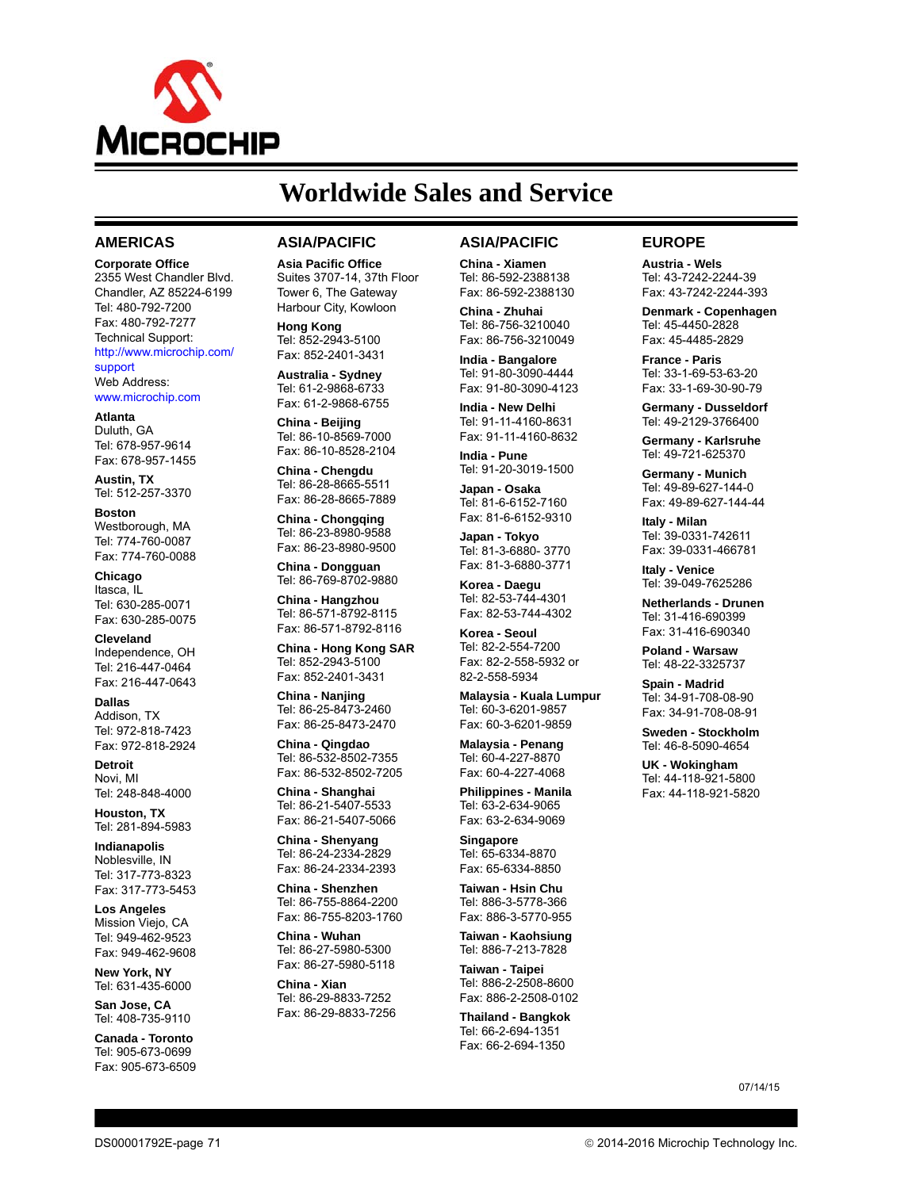# Worldwide Sales and Service

## AMERICAS

**Corporate Office**
2355 West Chandler Blvd.
Chandler, AZ 85224-6199
Tel: 480-792-7200
Fax: 480-792-7277
Technical Support:
http://www.microchip.com/support
Web Address:
www.microchip.com

**Atlanta**
Duluth, GA
Tel: 678-957-9614
Fax: 678-957-1455

**Austin, TX**
Tel: 512-257-3370

**Boston**
Westborough, MA
Tel: 774-760-0087
Fax: 774-760-0088

**Chicago**
Itasca, IL
Tel: 630-285-0071
Fax: 630-285-0075

**Cleveland**
Independence, OH
Tel: 216-447-0464
Fax: 216-447-0643

**Dallas**
Addison, TX
Tel: 972-818-7423
Fax: 972-818-2924

**Detroit**
Novi, MI
Tel: 248-848-4000

**Houston, TX**
Tel: 281-894-5983

**Indianapolis**
Noblesville, IN
Tel: 317-773-8323
Fax: 317-773-5453

**Los Angeles**
Mission Viejo, CA
Tel: 949-462-9523
Fax: 949-462-9608

**New York, NY**
Tel: 631-435-6000

**San Jose, CA**
Tel: 408-735-9110

**Canada - Toronto**
Tel: 905-673-0699
Fax: 905-673-6509

## ASIA/PACIFIC

**Asia Pacific Office**
Suites 3707-14, 37th Floor
Tower 6, The Gateway
Harbour City, Kowloon

**Hong Kong**
Tel: 852-2943-5100
Fax: 852-2401-3431

**Australia - Sydney**
Tel: 61-2-9868-6733
Fax: 61-2-9868-6755

**China - Beijing**
Tel: 86-10-8569-7000
Fax: 86-10-8528-2104

**China - Chengdu**
Tel: 86-28-8665-5511
Fax: 86-28-8665-7889

**China - Chongqing**
Tel: 86-23-8980-9588
Fax: 86-23-8980-9500

**China - Dongguan**
Tel: 86-769-8702-9880

**China - Hangzhou**
Tel: 86-571-8792-8115
Fax: 86-571-8792-8116

**China - Hong Kong SAR**
Tel: 852-2943-5100
Fax: 852-2401-3431

**China - Nanjing**
Tel: 86-25-8473-2460
Fax: 86-25-8473-2470

**China - Qingdao**
Tel: 86-532-8502-7355
Fax: 86-532-8502-7205

**China - Shanghai**
Tel: 86-21-5407-5533
Fax: 86-21-5407-5066

**China - Shenyang**
Tel: 86-24-2334-2829
Fax: 86-24-2334-2393

**China - Shenzhen**
Tel: 86-755-8864-2200
Fax: 86-755-8203-1760

**China - Wuhan**
Tel: 86-27-5980-5300
Fax: 86-27-5980-5118

**China - Xian**
Tel: 86-29-8833-7252
Fax: 86-29-8833-7256

## ASIA/PACIFIC

**China - Xiamen**
Tel: 86-592-2388138
Fax: 86-592-2388130

**China - Zhuhai**
Tel: 86-756-3210040
Fax: 86-756-3210049

**India - Bangalore**
Tel: 91-80-3090-4444
Fax: 91-80-3090-4123

**India - New Delhi**
Tel: 91-11-4160-8631
Fax: 91-11-4160-8632

**India - Pune**
Tel: 91-20-3019-1500

**Japan - Osaka**
Tel: 81-6-6152-7160
Fax: 81-6-6152-9310

**Japan - Tokyo**
Tel: 81-3-6880- 3770
Fax: 81-3-6880-3771

**Korea - Daegu**
Tel: 82-53-744-4301
Fax: 82-53-744-4302

**Korea - Seoul**
Tel: 82-2-554-7200
Fax: 82-2-558-5932 or
82-2-558-5934

**Malaysia - Kuala Lumpur**
Tel: 60-3-6201-9857
Fax: 60-3-6201-9859

**Malaysia - Penang**
Tel: 60-4-227-8870
Fax: 60-4-227-4068

**Philippines - Manila**
Tel: 63-2-634-9065
Fax: 63-2-634-9069

**Singapore**
Tel: 65-6334-8870
Fax: 65-6334-8850

**Taiwan - Hsin Chu**
Tel: 886-3-5778-366
Fax: 886-3-5770-955

**Taiwan - Kaohsiung**
Tel: 886-7-213-7828

**Taiwan - Taipei**
Tel: 886-2-2508-8600
Fax: 886-2-2508-0102

**Thailand - Bangkok**
Tel: 66-2-694-1351
Fax: 66-2-694-1350

## EUROPE

**Austria - Wels**
Tel: 43-7242-2244-39
Fax: 43-7242-2244-393

**Denmark - Copenhagen**
Tel: 45-4450-2828
Fax: 45-4485-2829

**France - Paris**
Tel: 33-1-69-53-63-20
Fax: 33-1-69-30-90-79

**Germany - Dusseldorf**
Tel: 49-2129-3766400

**Germany - Karlsruhe**
Tel: 49-721-625370

**Germany - Munich**
Tel: 49-89-627-144-0
Fax: 49-89-627-144-44

**Italy - Milan**
Tel: 39-0331-742611
Fax: 39-0331-466781

**Italy - Venice**
Tel: 39-049-7625286

**Netherlands - Drunen**
Tel: 31-416-690399
Fax: 31-416-690340

**Poland - Warsaw**
Tel: 48-22-3325737

**Spain - Madrid**
Tel: 34-91-708-08-90
Fax: 34-91-708-08-91

**Sweden - Stockholm**
Tel: 46-8-5090-4654

**UK - Wokingham**
Tel: 44-118-921-5800
Fax: 44-118-921-5820

07/14/15